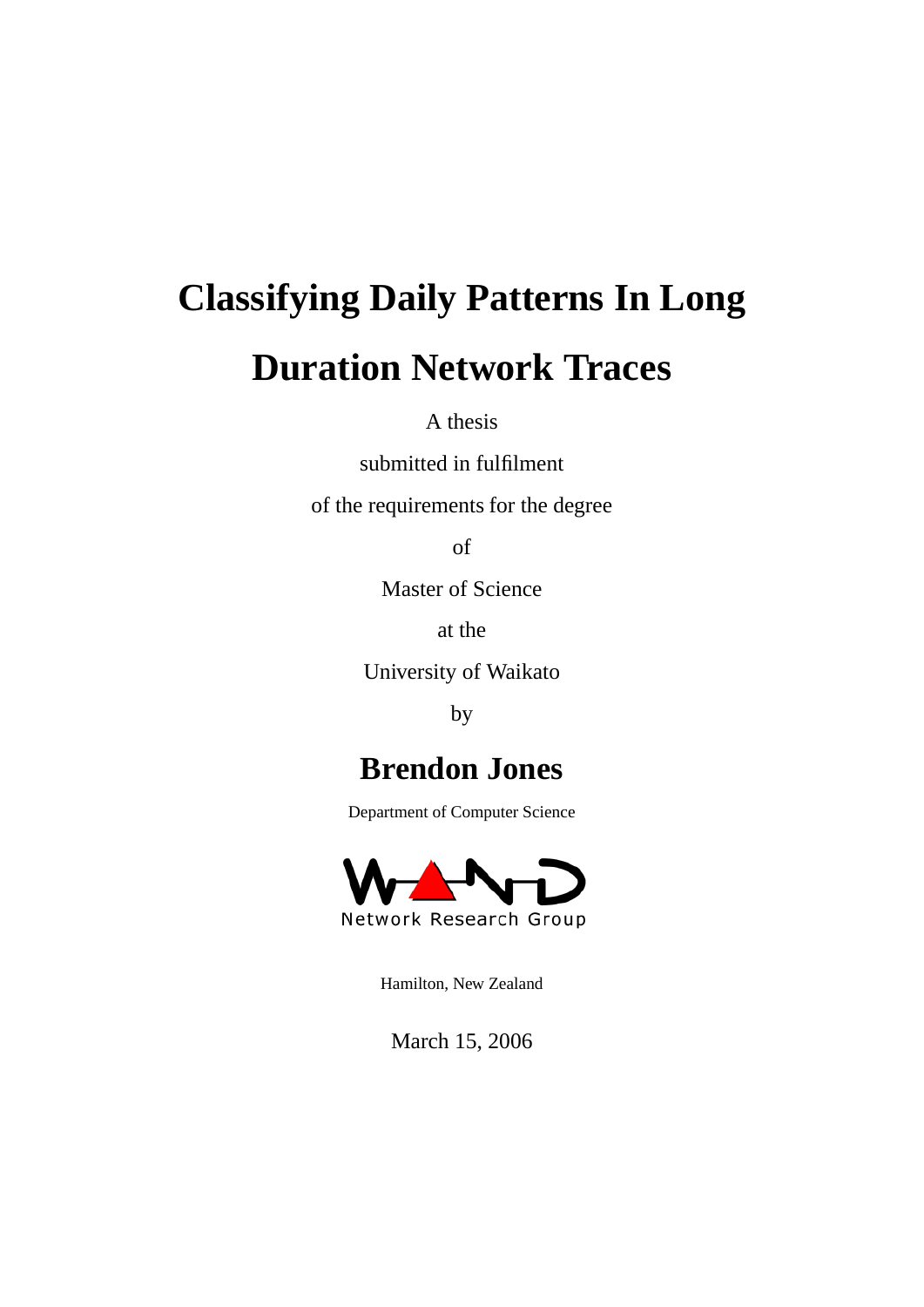# Classifying Daily Patterns In Long Duration Network Traces

A thesis

submitted in fulfilment

of the requirements for the degree

of

Master of Science

at the

University of Waikato

by

## Brendon Jones

Department of Computer Science

WAND

Network Research Group

Hamilton, New Zealand

March 15, 2006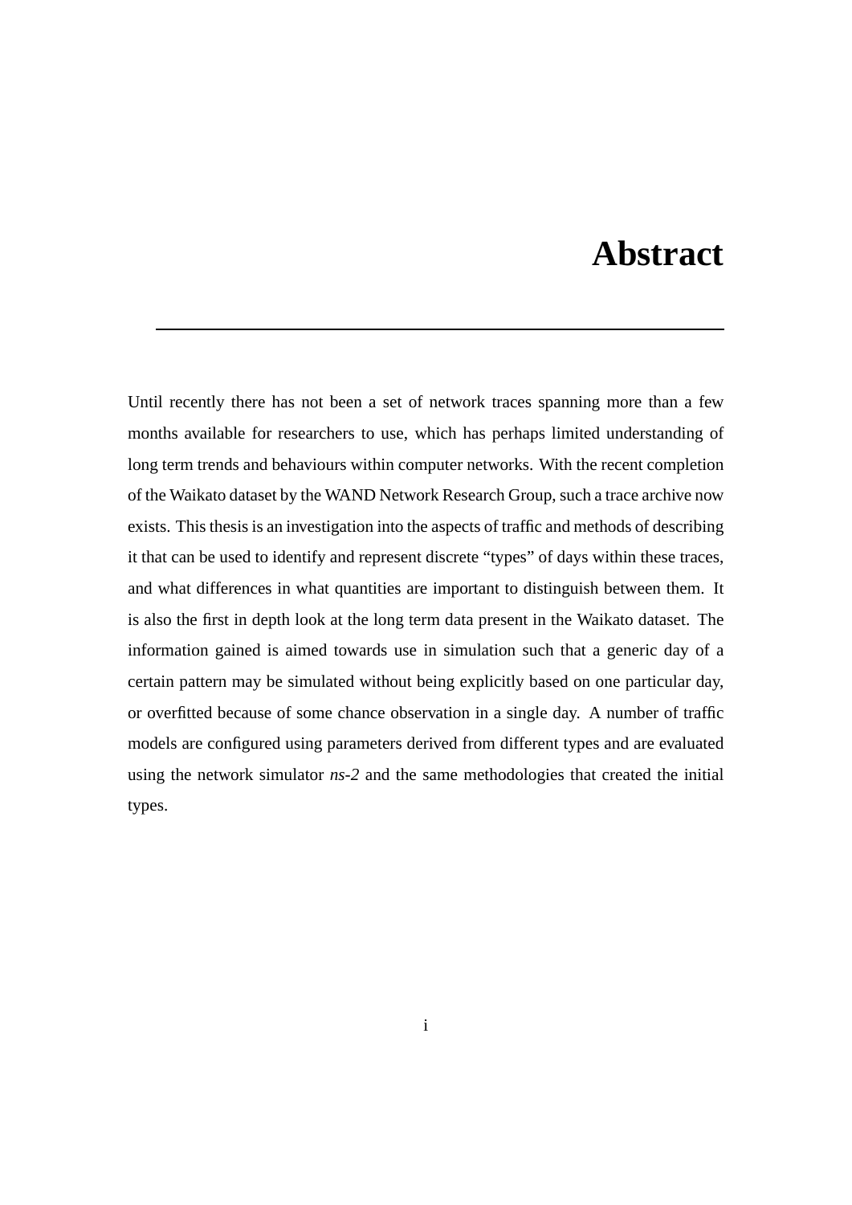# Abstract

Until recently there has not been a set of network traces spanning more than a few months available for researchers to use, which has perhaps limited understanding of long term trends and behaviours within computer networks. With the recent completion of the Waikato dataset by the WAND Network Research Group, such a trace archive now exists. This thesis is an investigation into the aspects of traffic and methods of describing it that can be used to identify and represent discrete "types" of days within these traces, and what differences in what quantities are important to distinguish between them. It is also the first in depth look at the long term data present in the Waikato dataset. The information gained is aimed towards use in simulation such that a generic day of a certain pattern may be simulated without being explicitly based on one particular day, or overfitted because of some chance observation in a single day. A number of traffic models are configured using parameters derived from different types and are evaluated using the network simulator *ns-2* and the same methodologies that created the initial types.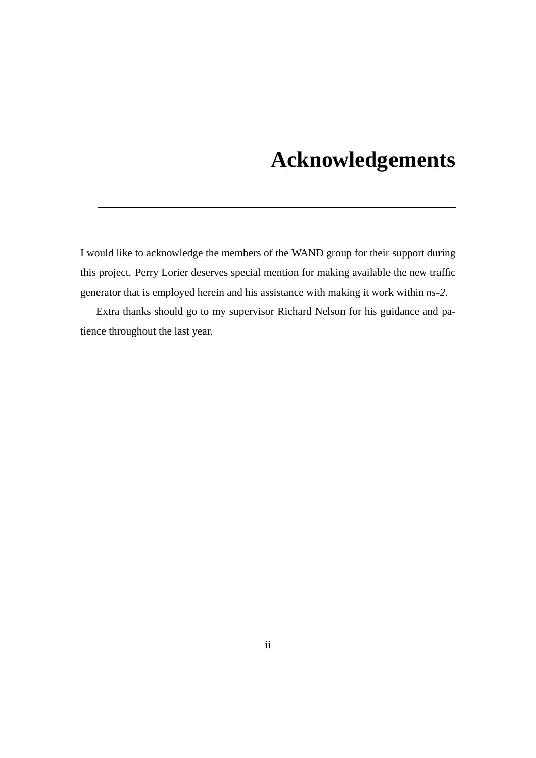# Acknowledgements

I would like to acknowledge the members of the WAND group for their support during this project. Perry Lorier deserves special mention for making available the new traffic generator that is employed herein and his assistance with making it work within *ns-2*.

Extra thanks should go to my supervisor Richard Nelson for his guidance and patience throughout the last year.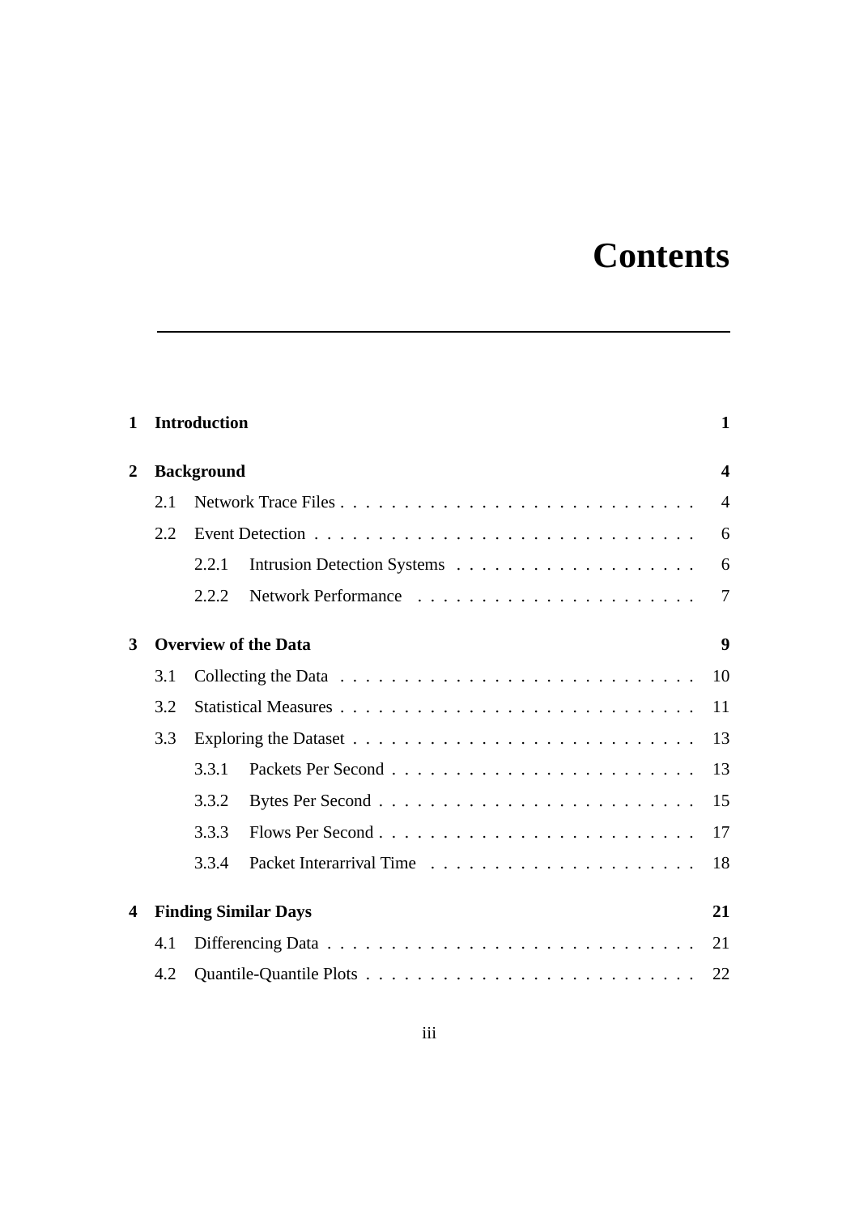# Contents

**1 Introduction** **1**

**2 Background** **4**

2.1 Network Trace Files . . . . . . . . . . . . . . . . . . . . . . . . . . . . 4

2.2 Event Detection . . . . . . . . . . . . . . . . . . . . . . . . . . . . . . 6

2.2.1 Intrusion Detection Systems . . . . . . . . . . . . . . . . . . . . 6

2.2.2 Network Performance . . . . . . . . . . . . . . . . . . . . . . . 7

**3 Overview of the Data** **9**

3.1 Collecting the Data . . . . . . . . . . . . . . . . . . . . . . . . . . . . 10

3.2 Statistical Measures . . . . . . . . . . . . . . . . . . . . . . . . . . . . 11

3.3 Exploring the Dataset . . . . . . . . . . . . . . . . . . . . . . . . . . . 13

3.3.1 Packets Per Second . . . . . . . . . . . . . . . . . . . . . . . . 13

3.3.2 Bytes Per Second . . . . . . . . . . . . . . . . . . . . . . . . . 15

3.3.3 Flows Per Second . . . . . . . . . . . . . . . . . . . . . . . . . 17

3.3.4 Packet Interarrival Time . . . . . . . . . . . . . . . . . . . . . 18

**4 Finding Similar Days** **21**

4.1 Differencing Data . . . . . . . . . . . . . . . . . . . . . . . . . . . . . 21

4.2 Quantile-Quantile Plots . . . . . . . . . . . . . . . . . . . . . . . . . . 22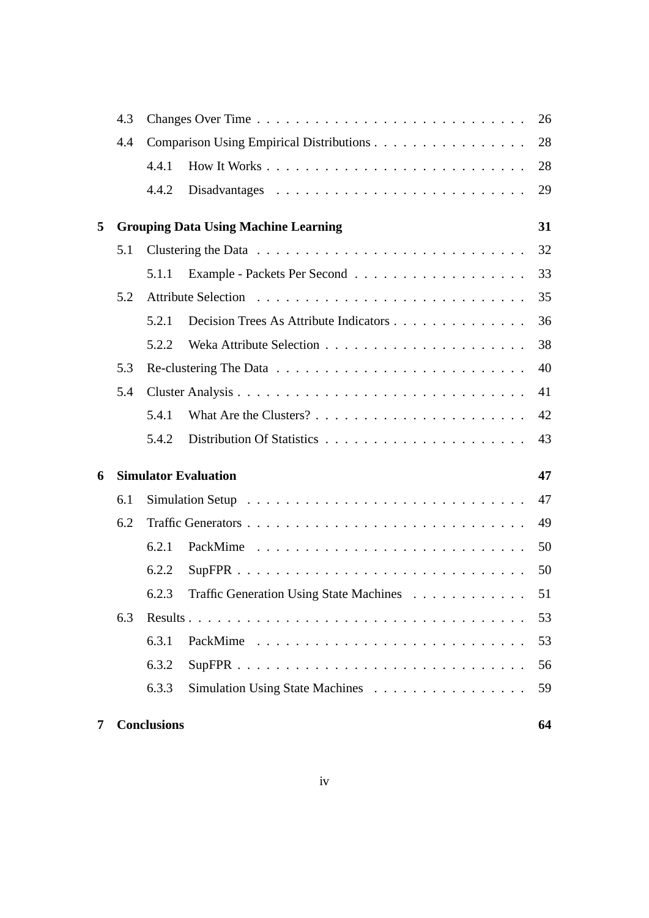- 4.3 Changes Over Time . . . . . . . . . . . . . . . . . . . . . . . . . . . 26
- 4.4 Comparison Using Empirical Distributions . . . . . . . . . . . . . . . . 28
  - 4.4.1 How It Works . . . . . . . . . . . . . . . . . . . . . . . . . . 28
  - 4.4.2 Disadvantages . . . . . . . . . . . . . . . . . . . . . . . . . 29

**5 Grouping Data Using Machine Learning 31**

- 5.1 Clustering the Data . . . . . . . . . . . . . . . . . . . . . . . . . . . 32
  - 5.1.1 Example - Packets Per Second . . . . . . . . . . . . . . . . . . 33
- 5.2 Attribute Selection . . . . . . . . . . . . . . . . . . . . . . . . . . . 35
  - 5.2.1 Decision Trees As Attribute Indicators . . . . . . . . . . . . . . 36
  - 5.2.2 Weka Attribute Selection . . . . . . . . . . . . . . . . . . . . . 38
- 5.3 Re-clustering The Data . . . . . . . . . . . . . . . . . . . . . . . . . 40
- 5.4 Cluster Analysis . . . . . . . . . . . . . . . . . . . . . . . . . . . . . 41
  - 5.4.1 What Are the Clusters? . . . . . . . . . . . . . . . . . . . . . . 42
  - 5.4.2 Distribution Of Statistics . . . . . . . . . . . . . . . . . . . . 43

**6 Simulator Evaluation 47**

- 6.1 Simulation Setup . . . . . . . . . . . . . . . . . . . . . . . . . . . . 47
- 6.2 Traffic Generators . . . . . . . . . . . . . . . . . . . . . . . . . . . . 49
  - 6.2.1 PackMime . . . . . . . . . . . . . . . . . . . . . . . . . . . . 50
  - 6.2.2 SupFPR . . . . . . . . . . . . . . . . . . . . . . . . . . . . . 50
  - 6.2.3 Traffic Generation Using State Machines . . . . . . . . . . . . 51
- 6.3 Results . . . . . . . . . . . . . . . . . . . . . . . . . . . . . . . . . 53
  - 6.3.1 PackMime . . . . . . . . . . . . . . . . . . . . . . . . . . . . 53
  - 6.3.2 SupFPR . . . . . . . . . . . . . . . . . . . . . . . . . . . . . 56
  - 6.3.3 Simulation Using State Machines . . . . . . . . . . . . . . . . 59

**7 Conclusions 64**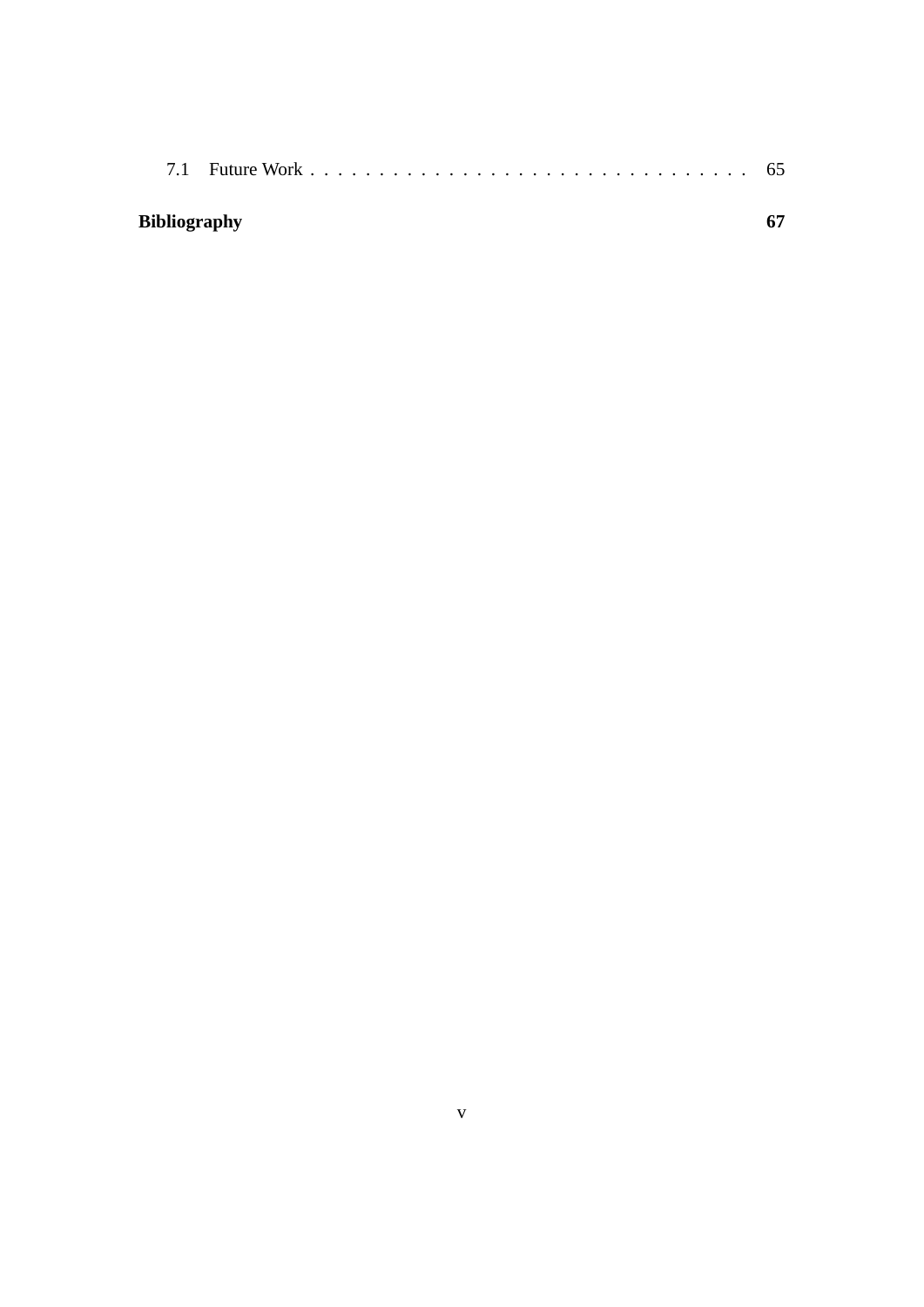7.1 Future Work . . . . . . . . . . . . . . . . . . . . . . . . . . . . . . . 65

**Bibliography** **67**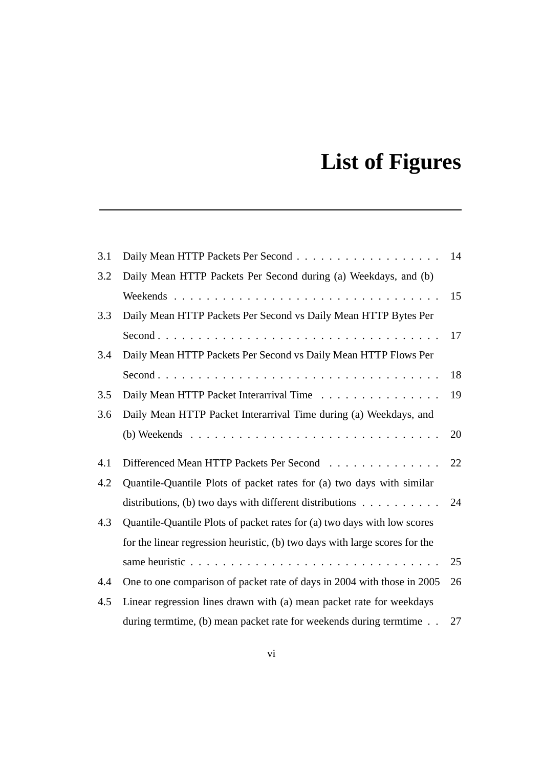# List of Figures

3.1 Daily Mean HTTP Packets Per Second . . . . . . . . . . . . . . . . . . 14

3.2 Daily Mean HTTP Packets Per Second during (a) Weekdays, and (b) Weekends . . . . . . . . . . . . . . . . . . . . . . . . . . . . . . . . . 15

3.3 Daily Mean HTTP Packets Per Second vs Daily Mean HTTP Bytes Per Second . . . . . . . . . . . . . . . . . . . . . . . . . . . . . . . . . . . 17

3.4 Daily Mean HTTP Packets Per Second vs Daily Mean HTTP Flows Per Second . . . . . . . . . . . . . . . . . . . . . . . . . . . . . . . . . . . 18

3.5 Daily Mean HTTP Packet Interarrival Time . . . . . . . . . . . . . . . 19

3.6 Daily Mean HTTP Packet Interarrival Time during (a) Weekdays, and (b) Weekends . . . . . . . . . . . . . . . . . . . . . . . . . . . . . . . 20

4.1 Differenced Mean HTTP Packets Per Second . . . . . . . . . . . . . . 22

4.2 Quantile-Quantile Plots of packet rates for (a) two days with similar distributions, (b) two days with different distributions . . . . . . . . . . 24

4.3 Quantile-Quantile Plots of packet rates for (a) two days with low scores for the linear regression heuristic, (b) two days with large scores for the same heuristic . . . . . . . . . . . . . . . . . . . . . . . . . . . . . . . 25

4.4 One to one comparison of packet rate of days in 2004 with those in 2005 26

4.5 Linear regression lines drawn with (a) mean packet rate for weekdays during termtime, (b) mean packet rate for weekends during termtime . . 27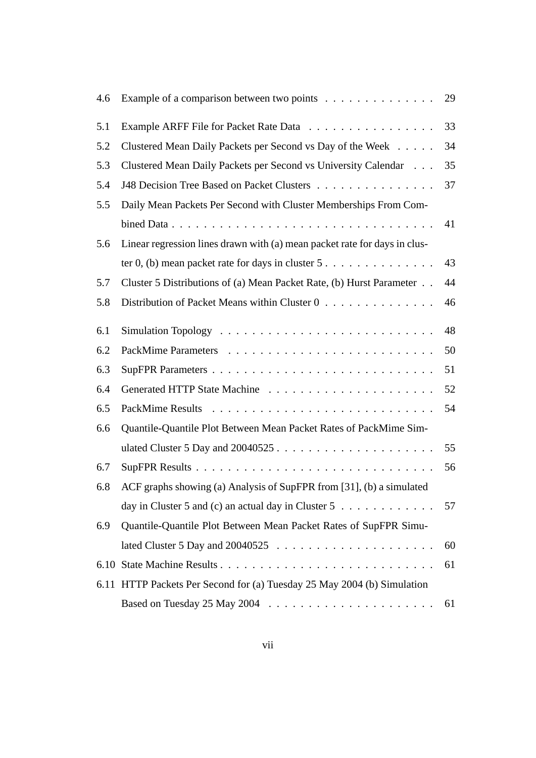| | | |
|---|---|---|
| 4.6 | Example of a comparison between two points | 29 |
| 5.1 | Example ARFF File for Packet Rate Data | 33 |
| 5.2 | Clustered Mean Daily Packets per Second vs Day of the Week | 34 |
| 5.3 | Clustered Mean Daily Packets per Second vs University Calendar | 35 |
| 5.4 | J48 Decision Tree Based on Packet Clusters | 37 |
| 5.5 | Daily Mean Packets Per Second with Cluster Memberships From Combined Data | 41 |
| 5.6 | Linear regression lines drawn with (a) mean packet rate for days in cluster 0, (b) mean packet rate for days in cluster 5 | 43 |
| 5.7 | Cluster 5 Distributions of (a) Mean Packet Rate, (b) Hurst Parameter | 44 |
| 5.8 | Distribution of Packet Means within Cluster 0 | 46 |
| 6.1 | Simulation Topology | 48 |
| 6.2 | PackMime Parameters | 50 |
| 6.3 | SupFPR Parameters | 51 |
| 6.4 | Generated HTTP State Machine | 52 |
| 6.5 | PackMime Results | 54 |
| 6.6 | Quantile-Quantile Plot Between Mean Packet Rates of PackMime Simulated Cluster 5 Day and 20040525 | 55 |
| 6.7 | SupFPR Results | 56 |
| 6.8 | ACF graphs showing (a) Analysis of SupFPR from [31], (b) a simulated day in Cluster 5 and (c) an actual day in Cluster 5 | 57 |
| 6.9 | Quantile-Quantile Plot Between Mean Packet Rates of SupFPR Simulated Cluster 5 Day and 20040525 | 60 |
| 6.10 | State Machine Results | 61 |
| 6.11 | HTTP Packets Per Second for (a) Tuesday 25 May 2004 (b) Simulation Based on Tuesday 25 May 2004 | 61 |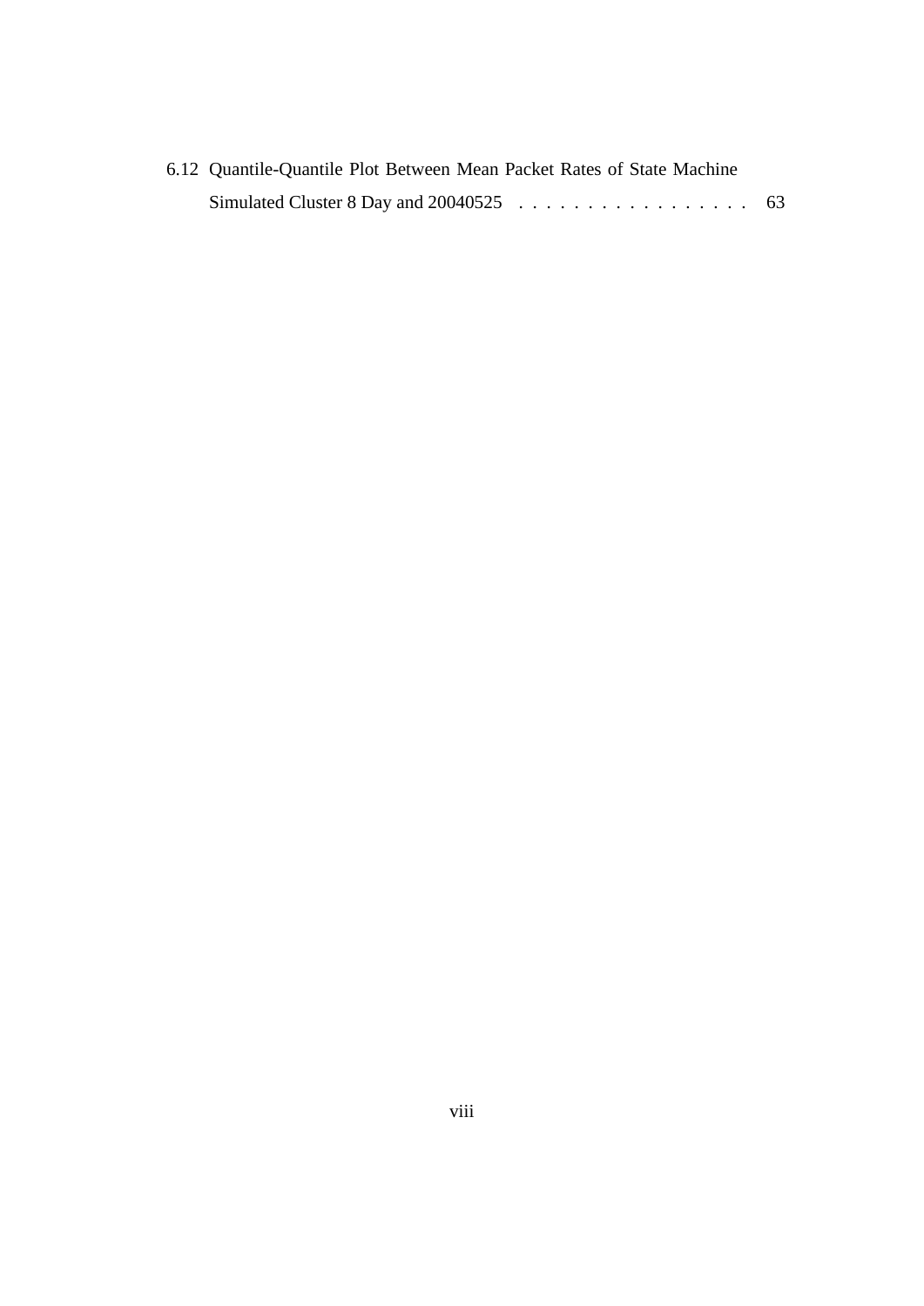6.12 Quantile-Quantile Plot Between Mean Packet Rates of State Machine Simulated Cluster 8 Day and 20040525 . . . . . . . . . . . . . . . . . . 63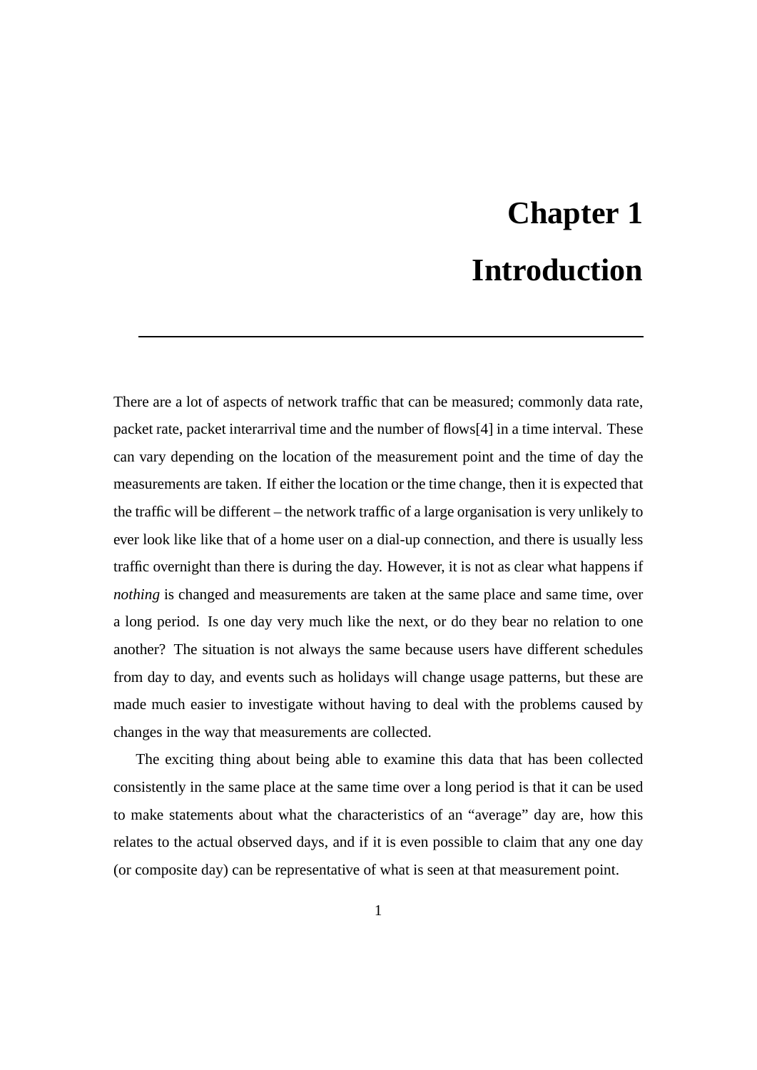# Chapter 1

# Introduction

There are a lot of aspects of network traffic that can be measured; commonly data rate, packet rate, packet interarrival time and the number of flows[4] in a time interval. These can vary depending on the location of the measurement point and the time of day the measurements are taken. If either the location or the time change, then it is expected that the traffic will be different – the network traffic of a large organisation is very unlikely to ever look like like that of a home user on a dial-up connection, and there is usually less traffic overnight than there is during the day. However, it is not as clear what happens if *nothing* is changed and measurements are taken at the same place and same time, over a long period. Is one day very much like the next, or do they bear no relation to one another? The situation is not always the same because users have different schedules from day to day, and events such as holidays will change usage patterns, but these are made much easier to investigate without having to deal with the problems caused by changes in the way that measurements are collected.

The exciting thing about being able to examine this data that has been collected consistently in the same place at the same time over a long period is that it can be used to make statements about what the characteristics of an "average" day are, how this relates to the actual observed days, and if it is even possible to claim that any one day (or composite day) can be representative of what is seen at that measurement point.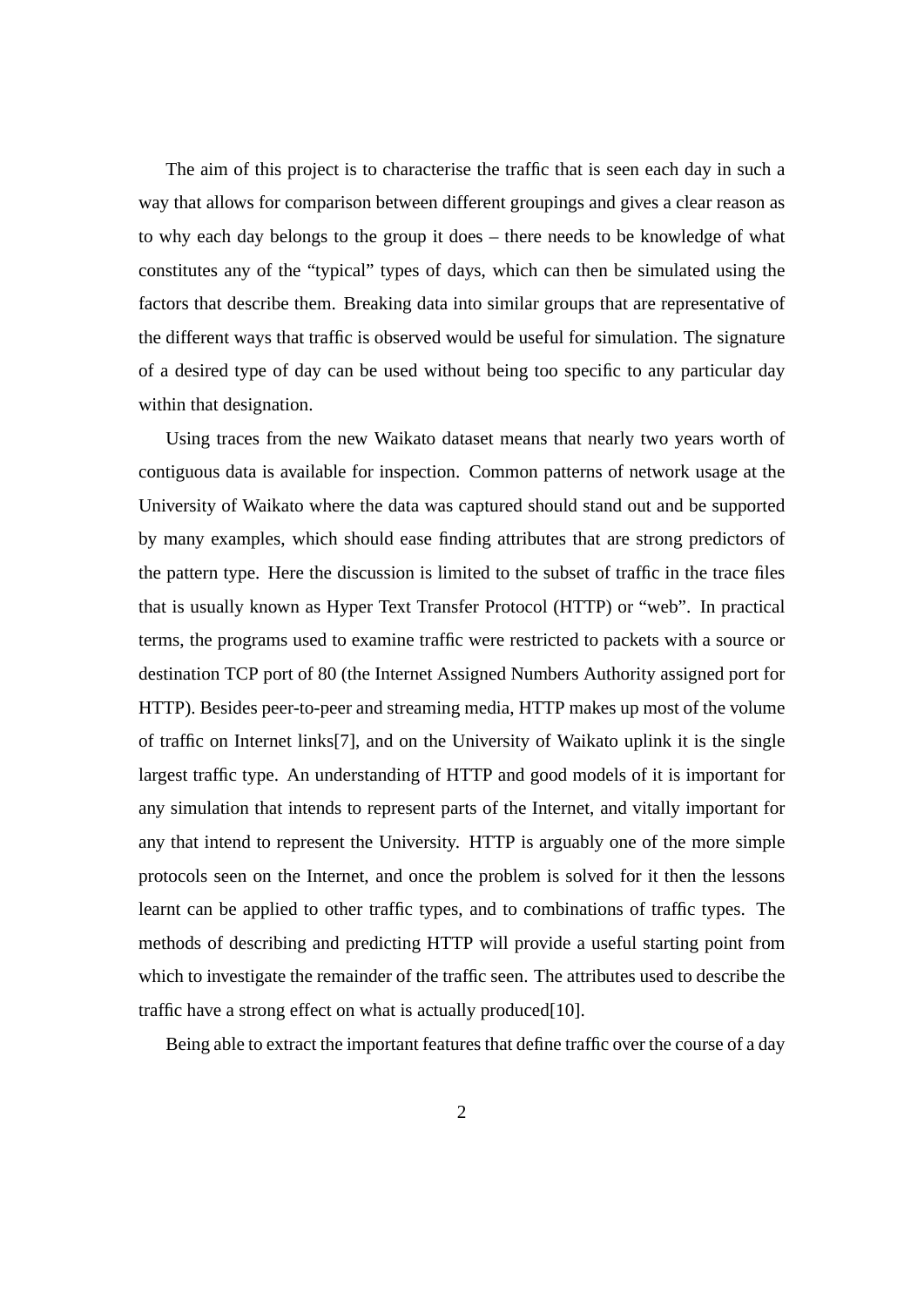The aim of this project is to characterise the traffic that is seen each day in such a way that allows for comparison between different groupings and gives a clear reason as to why each day belongs to the group it does – there needs to be knowledge of what constitutes any of the "typical" types of days, which can then be simulated using the factors that describe them. Breaking data into similar groups that are representative of the different ways that traffic is observed would be useful for simulation. The signature of a desired type of day can be used without being too specific to any particular day within that designation.

Using traces from the new Waikato dataset means that nearly two years worth of contiguous data is available for inspection. Common patterns of network usage at the University of Waikato where the data was captured should stand out and be supported by many examples, which should ease finding attributes that are strong predictors of the pattern type. Here the discussion is limited to the subset of traffic in the trace files that is usually known as Hyper Text Transfer Protocol (HTTP) or "web". In practical terms, the programs used to examine traffic were restricted to packets with a source or destination TCP port of 80 (the Internet Assigned Numbers Authority assigned port for HTTP). Besides peer-to-peer and streaming media, HTTP makes up most of the volume of traffic on Internet links[7], and on the University of Waikato uplink it is the single largest traffic type. An understanding of HTTP and good models of it is important for any simulation that intends to represent parts of the Internet, and vitally important for any that intend to represent the University. HTTP is arguably one of the more simple protocols seen on the Internet, and once the problem is solved for it then the lessons learnt can be applied to other traffic types, and to combinations of traffic types. The methods of describing and predicting HTTP will provide a useful starting point from which to investigate the remainder of the traffic seen. The attributes used to describe the traffic have a strong effect on what is actually produced[10].

Being able to extract the important features that define traffic over the course of a day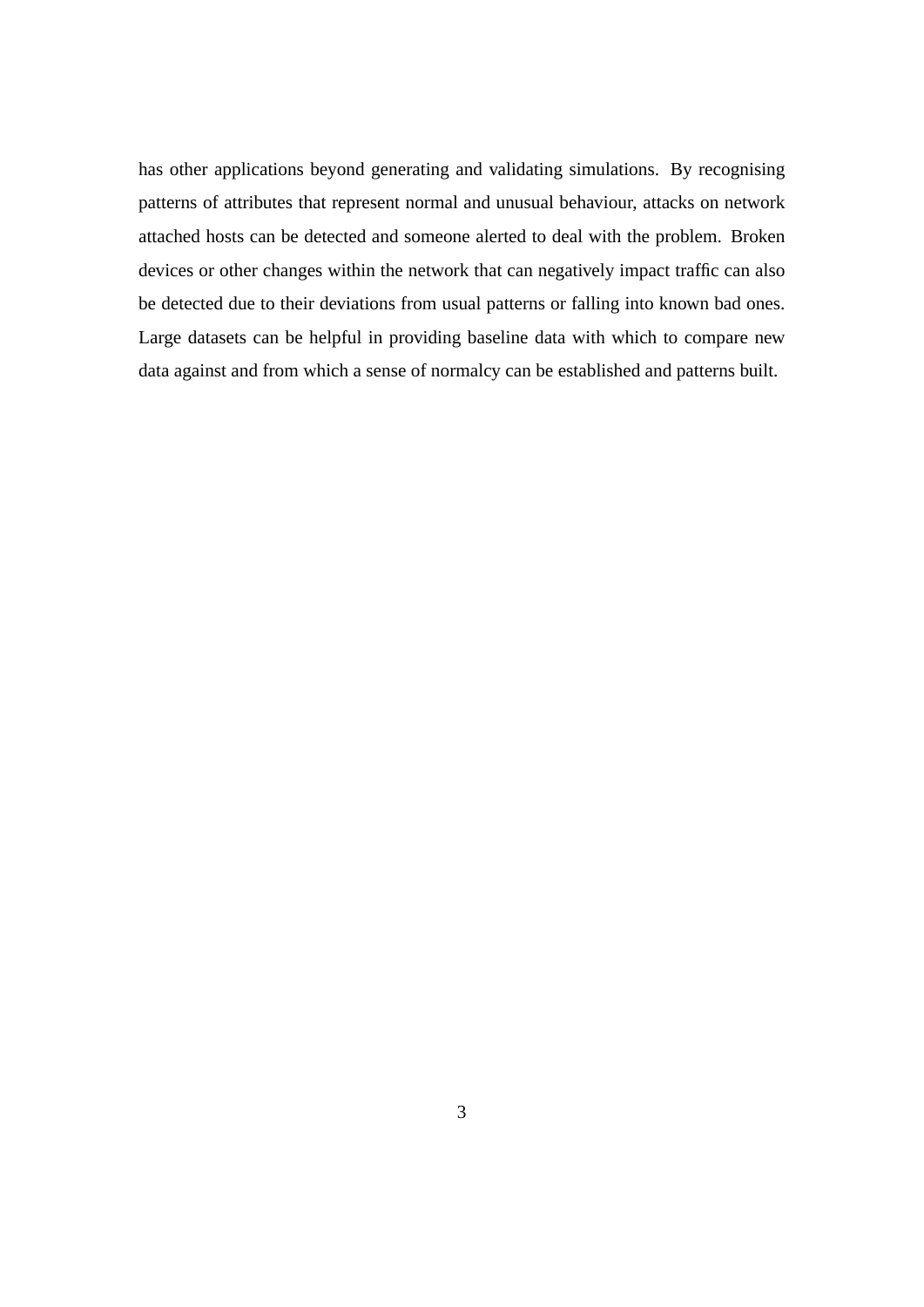has other applications beyond generating and validating simulations. By recognising patterns of attributes that represent normal and unusual behaviour, attacks on network attached hosts can be detected and someone alerted to deal with the problem. Broken devices or other changes within the network that can negatively impact traffic can also be detected due to their deviations from usual patterns or falling into known bad ones. Large datasets can be helpful in providing baseline data with which to compare new data against and from which a sense of normalcy can be established and patterns built.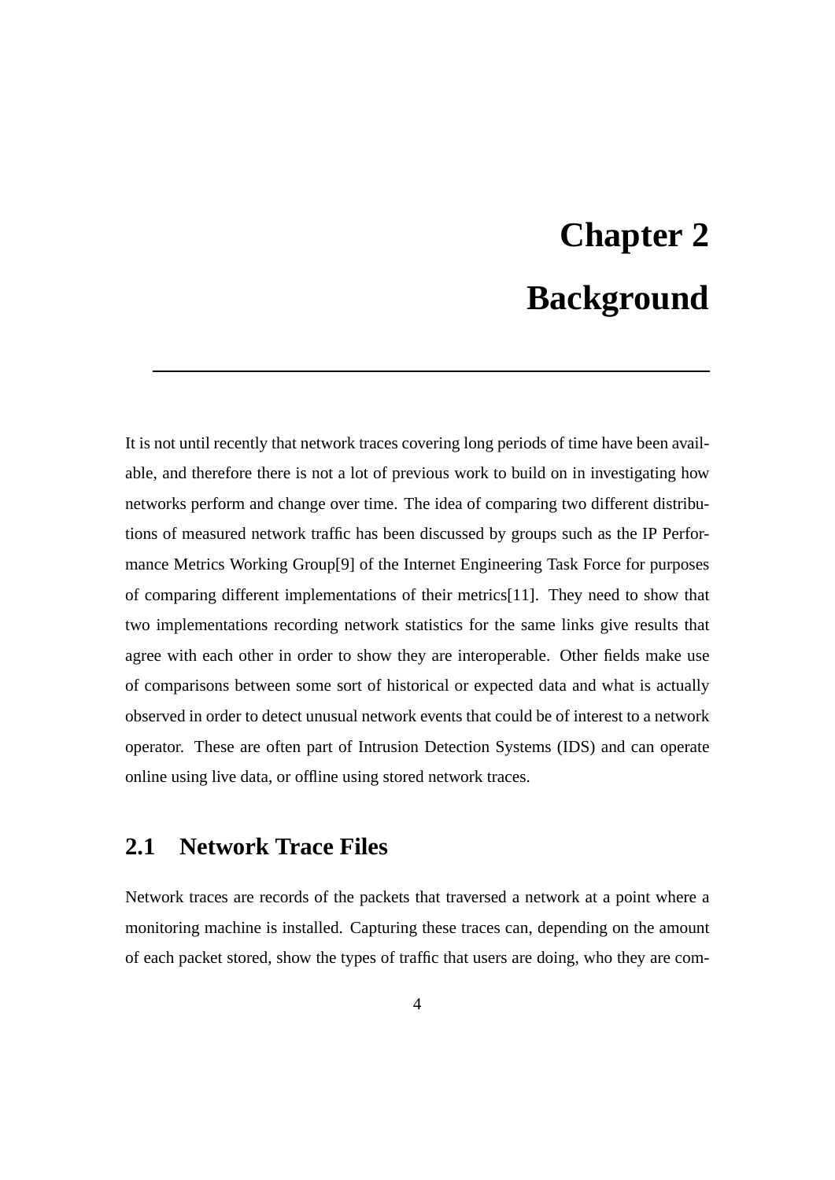# Chapter 2
# Background

It is not until recently that network traces covering long periods of time have been available, and therefore there is not a lot of previous work to build on in investigating how networks perform and change over time. The idea of comparing two different distributions of measured network traffic has been discussed by groups such as the IP Performance Metrics Working Group[9] of the Internet Engineering Task Force for purposes of comparing different implementations of their metrics[11]. They need to show that two implementations recording network statistics for the same links give results that agree with each other in order to show they are interoperable. Other fields make use of comparisons between some sort of historical or expected data and what is actually observed in order to detect unusual network events that could be of interest to a network operator. These are often part of Intrusion Detection Systems (IDS) and can operate online using live data, or offline using stored network traces.

## 2.1 Network Trace Files

Network traces are records of the packets that traversed a network at a point where a monitoring machine is installed. Capturing these traces can, depending on the amount of each packet stored, show the types of traffic that users are doing, who they are com-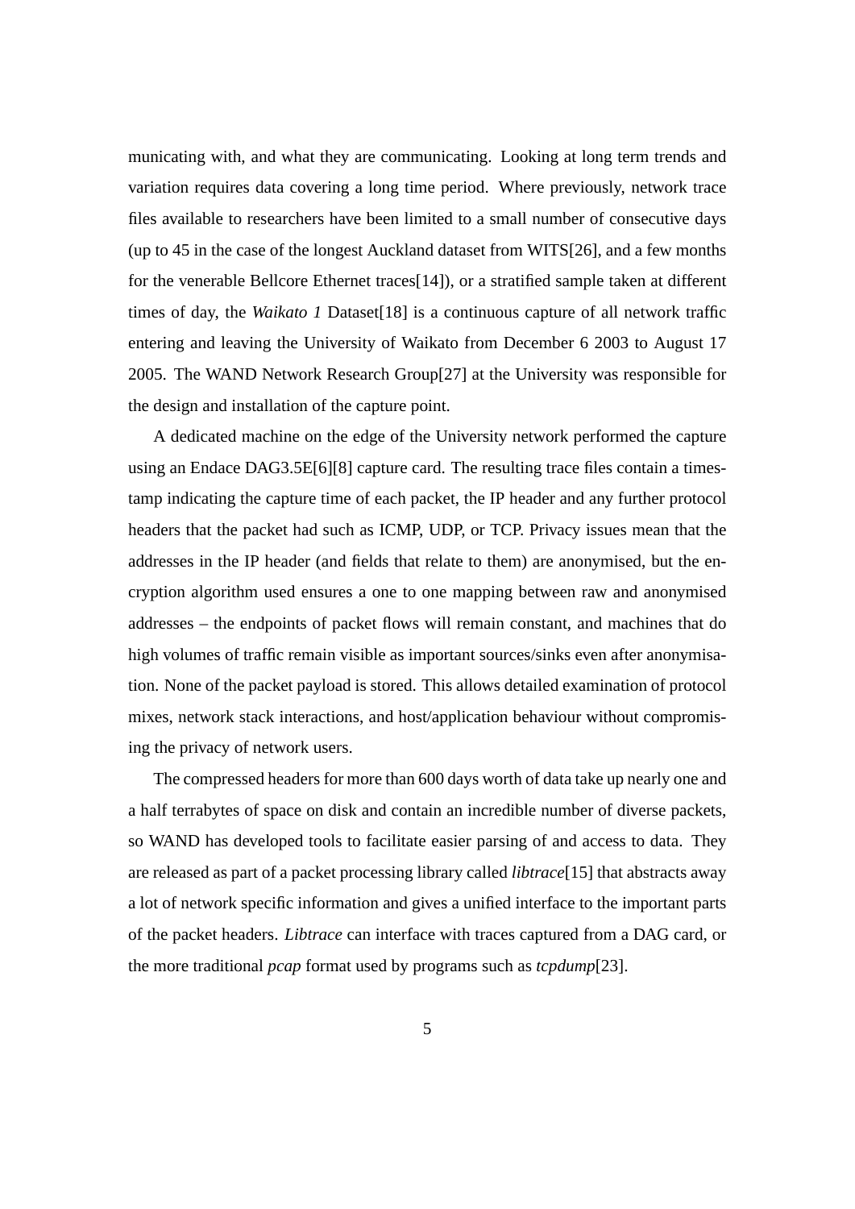municating with, and what they are communicating. Looking at long term trends and variation requires data covering a long time period. Where previously, network trace files available to researchers have been limited to a small number of consecutive days (up to 45 in the case of the longest Auckland dataset from WITS[26], and a few months for the venerable Bellcore Ethernet traces[14]), or a stratified sample taken at different times of day, the *Waikato 1* Dataset[18] is a continuous capture of all network traffic entering and leaving the University of Waikato from December 6 2003 to August 17 2005. The WAND Network Research Group[27] at the University was responsible for the design and installation of the capture point.

A dedicated machine on the edge of the University network performed the capture using an Endace DAG3.5E[6][8] capture card. The resulting trace files contain a timestamp indicating the capture time of each packet, the IP header and any further protocol headers that the packet had such as ICMP, UDP, or TCP. Privacy issues mean that the addresses in the IP header (and fields that relate to them) are anonymised, but the encryption algorithm used ensures a one to one mapping between raw and anonymised addresses – the endpoints of packet flows will remain constant, and machines that do high volumes of traffic remain visible as important sources/sinks even after anonymisation. None of the packet payload is stored. This allows detailed examination of protocol mixes, network stack interactions, and host/application behaviour without compromising the privacy of network users.

The compressed headers for more than 600 days worth of data take up nearly one and a half terrabytes of space on disk and contain an incredible number of diverse packets, so WAND has developed tools to facilitate easier parsing of and access to data. They are released as part of a packet processing library called *libtrace*[15] that abstracts away a lot of network specific information and gives a unified interface to the important parts of the packet headers. *Libtrace* can interface with traces captured from a DAG card, or the more traditional *pcap* format used by programs such as *tcpdump*[23].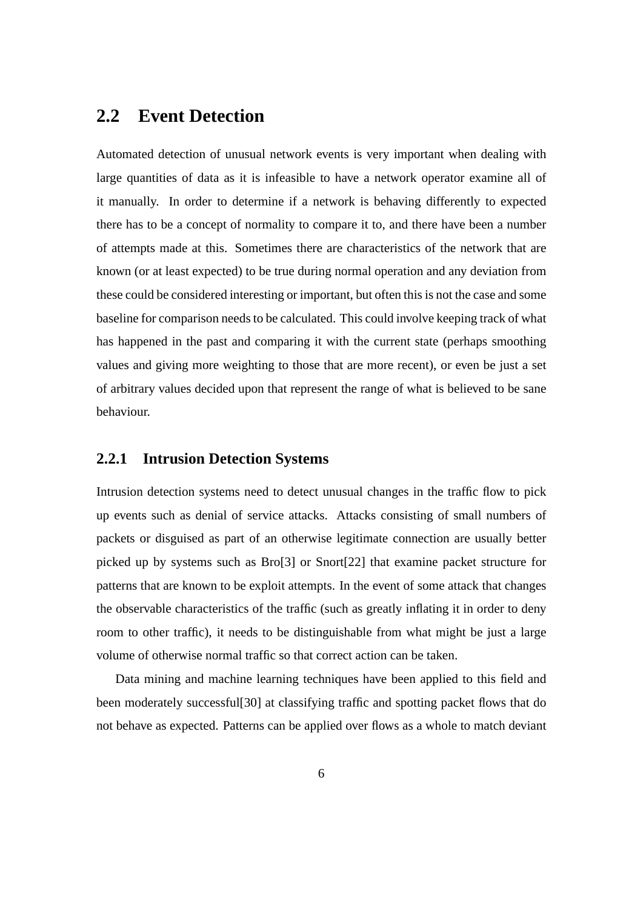## 2.2 Event Detection

Automated detection of unusual network events is very important when dealing with large quantities of data as it is infeasible to have a network operator examine all of it manually. In order to determine if a network is behaving differently to expected there has to be a concept of normality to compare it to, and there have been a number of attempts made at this. Sometimes there are characteristics of the network that are known (or at least expected) to be true during normal operation and any deviation from these could be considered interesting or important, but often this is not the case and some baseline for comparison needs to be calculated. This could involve keeping track of what has happened in the past and comparing it with the current state (perhaps smoothing values and giving more weighting to those that are more recent), or even be just a set of arbitrary values decided upon that represent the range of what is believed to be sane behaviour.

### 2.2.1 Intrusion Detection Systems

Intrusion detection systems need to detect unusual changes in the traffic flow to pick up events such as denial of service attacks. Attacks consisting of small numbers of packets or disguised as part of an otherwise legitimate connection are usually better picked up by systems such as Bro[3] or Snort[22] that examine packet structure for patterns that are known to be exploit attempts. In the event of some attack that changes the observable characteristics of the traffic (such as greatly inflating it in order to deny room to other traffic), it needs to be distinguishable from what might be just a large volume of otherwise normal traffic so that correct action can be taken.

Data mining and machine learning techniques have been applied to this field and been moderately successful[30] at classifying traffic and spotting packet flows that do not behave as expected. Patterns can be applied over flows as a whole to match deviant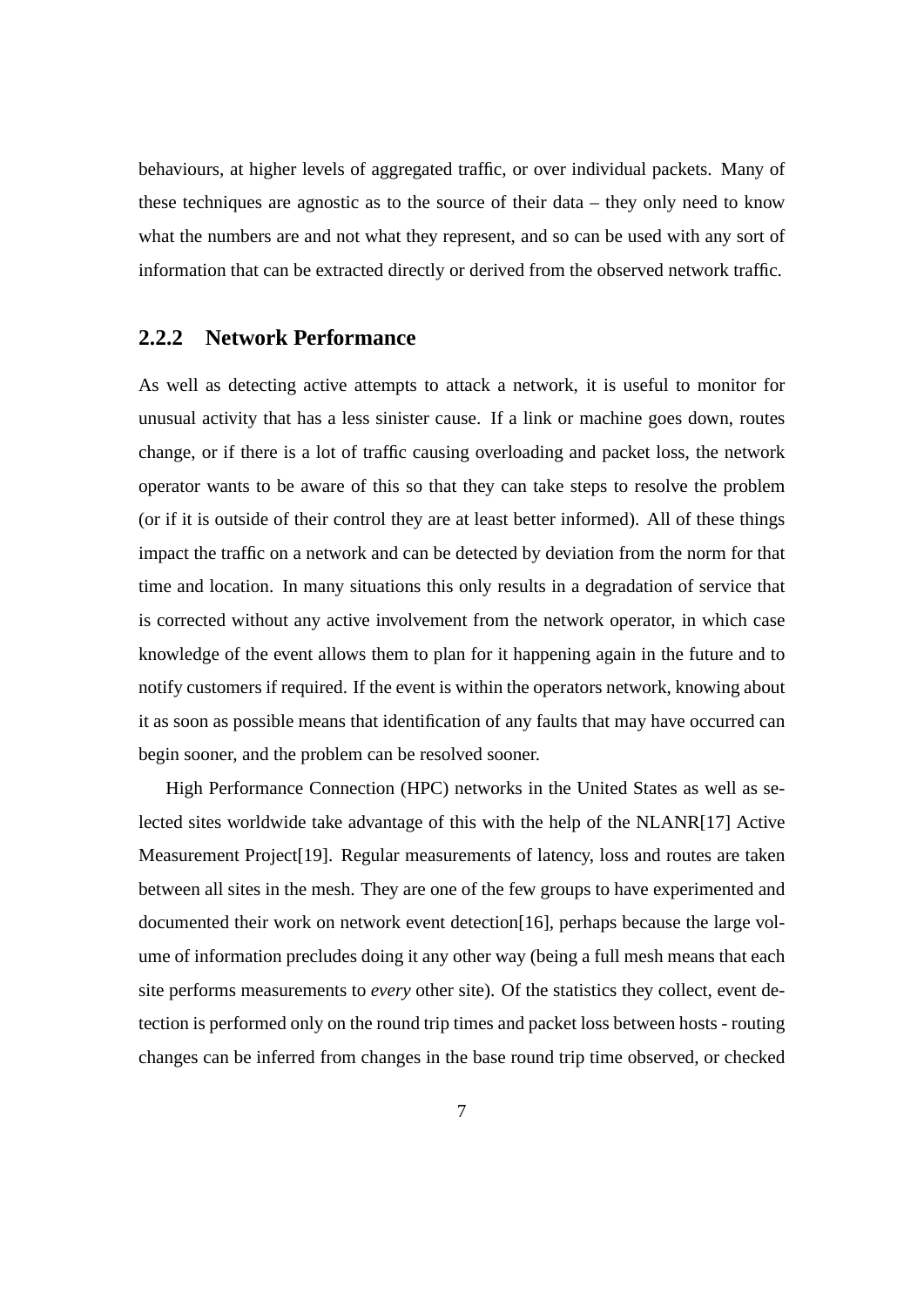behaviours, at higher levels of aggregated traffic, or over individual packets. Many of these techniques are agnostic as to the source of their data – they only need to know what the numbers are and not what they represent, and so can be used with any sort of information that can be extracted directly or derived from the observed network traffic.

### 2.2.2 Network Performance

As well as detecting active attempts to attack a network, it is useful to monitor for unusual activity that has a less sinister cause. If a link or machine goes down, routes change, or if there is a lot of traffic causing overloading and packet loss, the network operator wants to be aware of this so that they can take steps to resolve the problem (or if it is outside of their control they are at least better informed). All of these things impact the traffic on a network and can be detected by deviation from the norm for that time and location. In many situations this only results in a degradation of service that is corrected without any active involvement from the network operator, in which case knowledge of the event allows them to plan for it happening again in the future and to notify customers if required. If the event is within the operators network, knowing about it as soon as possible means that identification of any faults that may have occurred can begin sooner, and the problem can be resolved sooner.

High Performance Connection (HPC) networks in the United States as well as selected sites worldwide take advantage of this with the help of the NLANR[17] Active Measurement Project[19]. Regular measurements of latency, loss and routes are taken between all sites in the mesh. They are one of the few groups to have experimented and documented their work on network event detection[16], perhaps because the large volume of information precludes doing it any other way (being a full mesh means that each site performs measurements to *every* other site). Of the statistics they collect, event detection is performed only on the round trip times and packet loss between hosts - routing changes can be inferred from changes in the base round trip time observed, or checked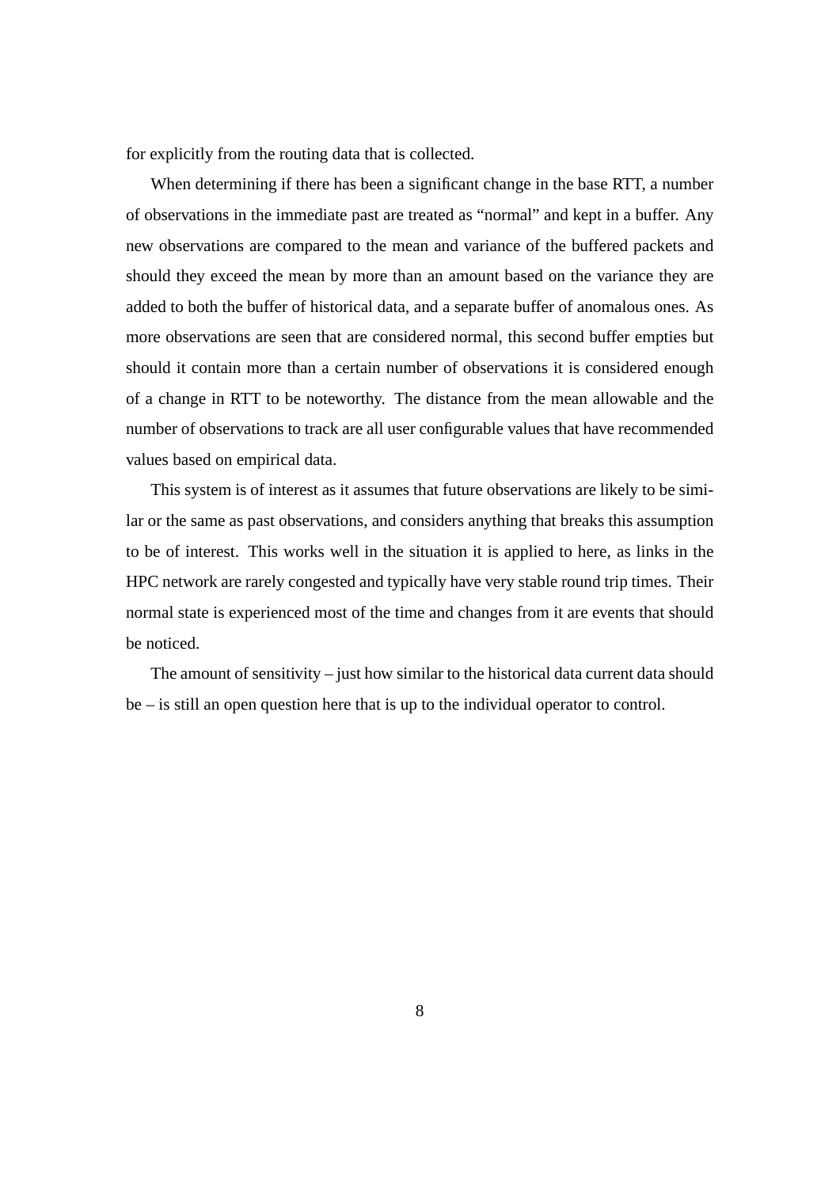for explicitly from the routing data that is collected.

When determining if there has been a significant change in the base RTT, a number of observations in the immediate past are treated as "normal" and kept in a buffer. Any new observations are compared to the mean and variance of the buffered packets and should they exceed the mean by more than an amount based on the variance they are added to both the buffer of historical data, and a separate buffer of anomalous ones. As more observations are seen that are considered normal, this second buffer empties but should it contain more than a certain number of observations it is considered enough of a change in RTT to be noteworthy. The distance from the mean allowable and the number of observations to track are all user configurable values that have recommended values based on empirical data.

This system is of interest as it assumes that future observations are likely to be similar or the same as past observations, and considers anything that breaks this assumption to be of interest. This works well in the situation it is applied to here, as links in the HPC network are rarely congested and typically have very stable round trip times. Their normal state is experienced most of the time and changes from it are events that should be noticed.

The amount of sensitivity – just how similar to the historical data current data should be – is still an open question here that is up to the individual operator to control.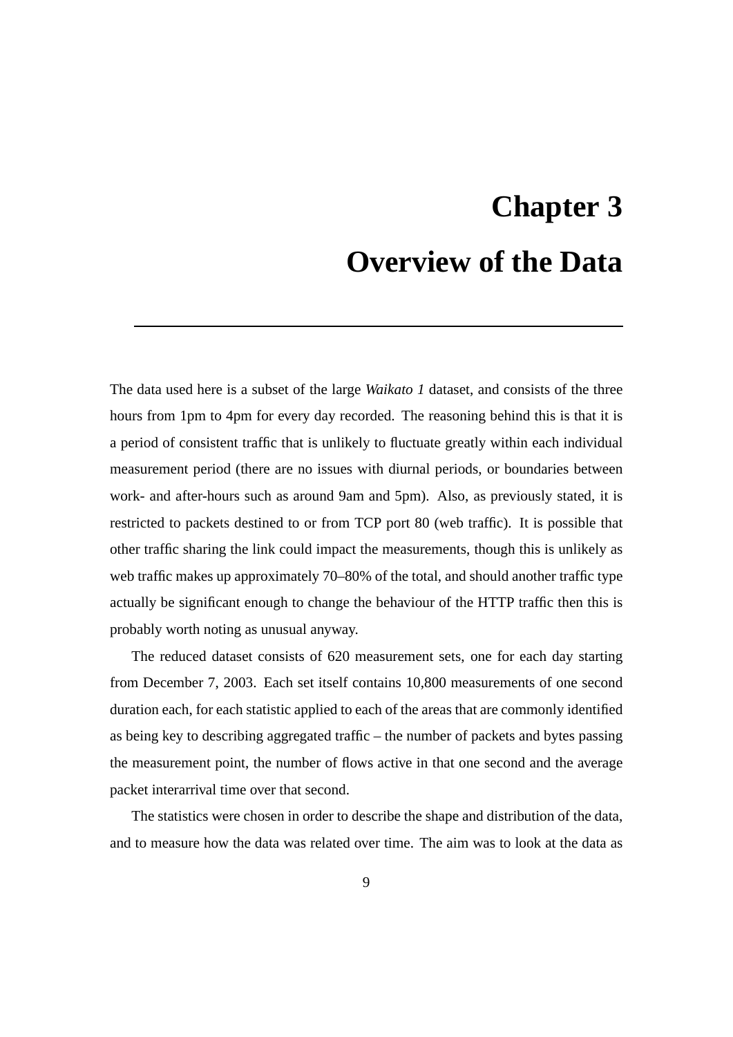# Chapter 3

# Overview of the Data

The data used here is a subset of the large *Waikato 1* dataset, and consists of the three hours from 1pm to 4pm for every day recorded. The reasoning behind this is that it is a period of consistent traffic that is unlikely to fluctuate greatly within each individual measurement period (there are no issues with diurnal periods, or boundaries between work- and after-hours such as around 9am and 5pm). Also, as previously stated, it is restricted to packets destined to or from TCP port 80 (web traffic). It is possible that other traffic sharing the link could impact the measurements, though this is unlikely as web traffic makes up approximately 70–80% of the total, and should another traffic type actually be significant enough to change the behaviour of the HTTP traffic then this is probably worth noting as unusual anyway.

The reduced dataset consists of 620 measurement sets, one for each day starting from December 7, 2003. Each set itself contains 10,800 measurements of one second duration each, for each statistic applied to each of the areas that are commonly identified as being key to describing aggregated traffic – the number of packets and bytes passing the measurement point, the number of flows active in that one second and the average packet interarrival time over that second.

The statistics were chosen in order to describe the shape and distribution of the data, and to measure how the data was related over time. The aim was to look at the data as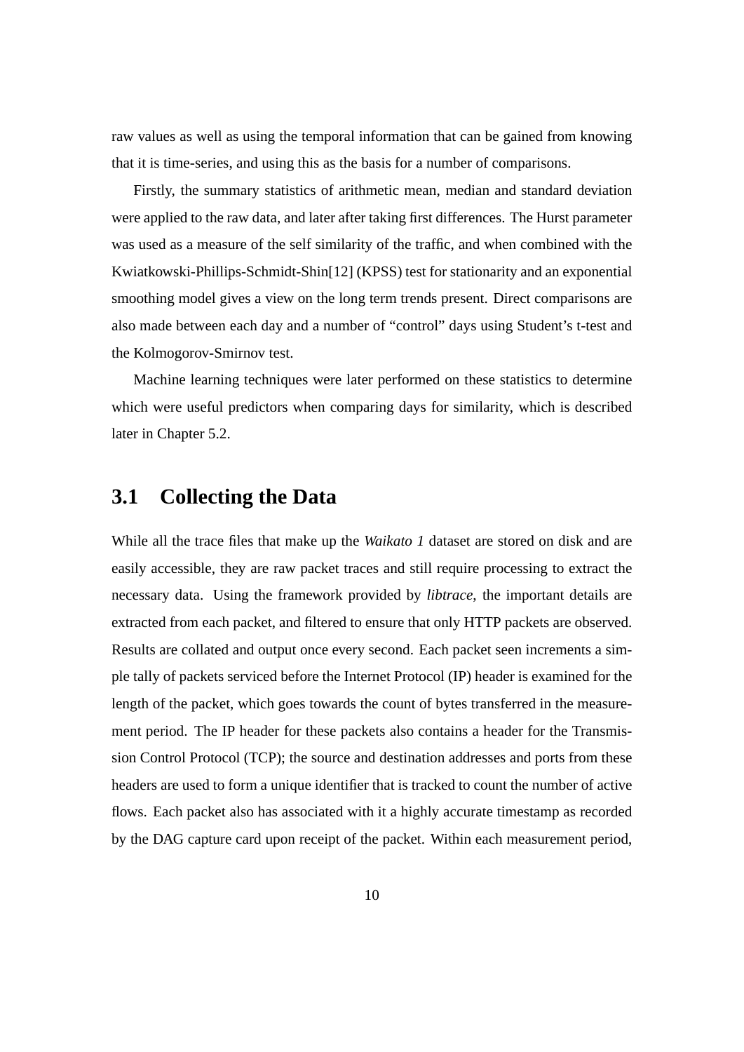raw values as well as using the temporal information that can be gained from knowing that it is time-series, and using this as the basis for a number of comparisons.

Firstly, the summary statistics of arithmetic mean, median and standard deviation were applied to the raw data, and later after taking first differences. The Hurst parameter was used as a measure of the self similarity of the traffic, and when combined with the Kwiatkowski-Phillips-Schmidt-Shin[12] (KPSS) test for stationarity and an exponential smoothing model gives a view on the long term trends present. Direct comparisons are also made between each day and a number of "control" days using Student's t-test and the Kolmogorov-Smirnov test.

Machine learning techniques were later performed on these statistics to determine which were useful predictors when comparing days for similarity, which is described later in Chapter 5.2.

## 3.1 Collecting the Data

While all the trace files that make up the *Waikato 1* dataset are stored on disk and are easily accessible, they are raw packet traces and still require processing to extract the necessary data. Using the framework provided by *libtrace*, the important details are extracted from each packet, and filtered to ensure that only HTTP packets are observed. Results are collated and output once every second. Each packet seen increments a simple tally of packets serviced before the Internet Protocol (IP) header is examined for the length of the packet, which goes towards the count of bytes transferred in the measurement period. The IP header for these packets also contains a header for the Transmission Control Protocol (TCP); the source and destination addresses and ports from these headers are used to form a unique identifier that is tracked to count the number of active flows. Each packet also has associated with it a highly accurate timestamp as recorded by the DAG capture card upon receipt of the packet. Within each measurement period,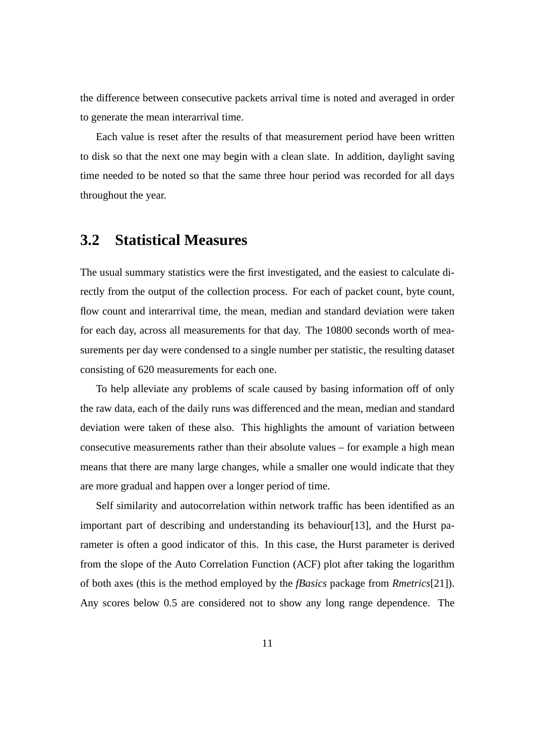the difference between consecutive packets arrival time is noted and averaged in order to generate the mean interarrival time.

Each value is reset after the results of that measurement period have been written to disk so that the next one may begin with a clean slate. In addition, daylight saving time needed to be noted so that the same three hour period was recorded for all days throughout the year.

## 3.2 Statistical Measures

The usual summary statistics were the first investigated, and the easiest to calculate directly from the output of the collection process. For each of packet count, byte count, flow count and interarrival time, the mean, median and standard deviation were taken for each day, across all measurements for that day. The 10800 seconds worth of measurements per day were condensed to a single number per statistic, the resulting dataset consisting of 620 measurements for each one.

To help alleviate any problems of scale caused by basing information off of only the raw data, each of the daily runs was differenced and the mean, median and standard deviation were taken of these also. This highlights the amount of variation between consecutive measurements rather than their absolute values – for example a high mean means that there are many large changes, while a smaller one would indicate that they are more gradual and happen over a longer period of time.

Self similarity and autocorrelation within network traffic has been identified as an important part of describing and understanding its behaviour[13], and the Hurst parameter is often a good indicator of this. In this case, the Hurst parameter is derived from the slope of the Auto Correlation Function (ACF) plot after taking the logarithm of both axes (this is the method employed by the *fBasics* package from *Rmetrics*[21]). Any scores below 0.5 are considered not to show any long range dependence. The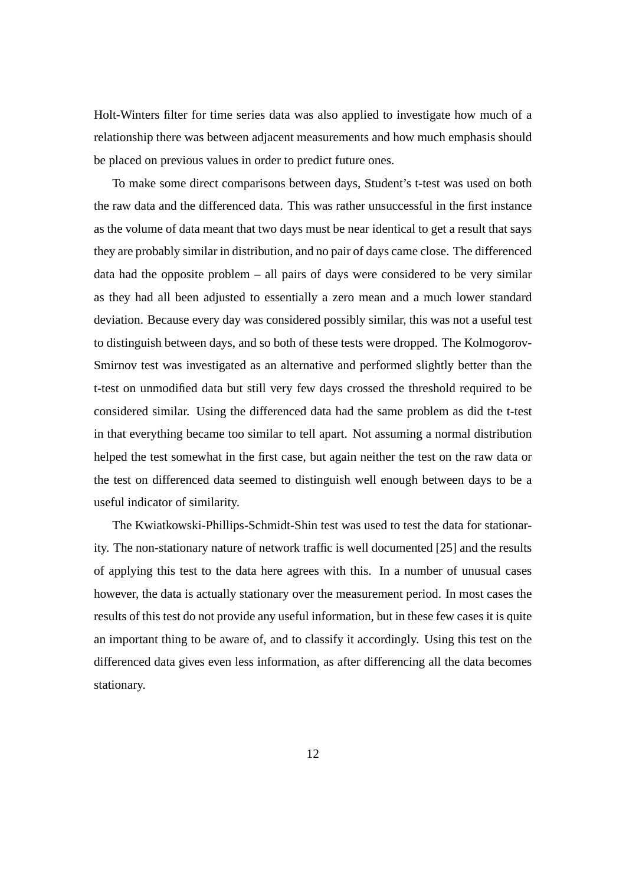Holt-Winters filter for time series data was also applied to investigate how much of a relationship there was between adjacent measurements and how much emphasis should be placed on previous values in order to predict future ones.

To make some direct comparisons between days, Student's t-test was used on both the raw data and the differenced data. This was rather unsuccessful in the first instance as the volume of data meant that two days must be near identical to get a result that says they are probably similar in distribution, and no pair of days came close. The differenced data had the opposite problem – all pairs of days were considered to be very similar as they had all been adjusted to essentially a zero mean and a much lower standard deviation. Because every day was considered possibly similar, this was not a useful test to distinguish between days, and so both of these tests were dropped. The Kolmogorov-Smirnov test was investigated as an alternative and performed slightly better than the t-test on unmodified data but still very few days crossed the threshold required to be considered similar. Using the differenced data had the same problem as did the t-test in that everything became too similar to tell apart. Not assuming a normal distribution helped the test somewhat in the first case, but again neither the test on the raw data or the test on differenced data seemed to distinguish well enough between days to be a useful indicator of similarity.

The Kwiatkowski-Phillips-Schmidt-Shin test was used to test the data for stationarity. The non-stationary nature of network traffic is well documented [25] and the results of applying this test to the data here agrees with this. In a number of unusual cases however, the data is actually stationary over the measurement period. In most cases the results of this test do not provide any useful information, but in these few cases it is quite an important thing to be aware of, and to classify it accordingly. Using this test on the differenced data gives even less information, as after differencing all the data becomes stationary.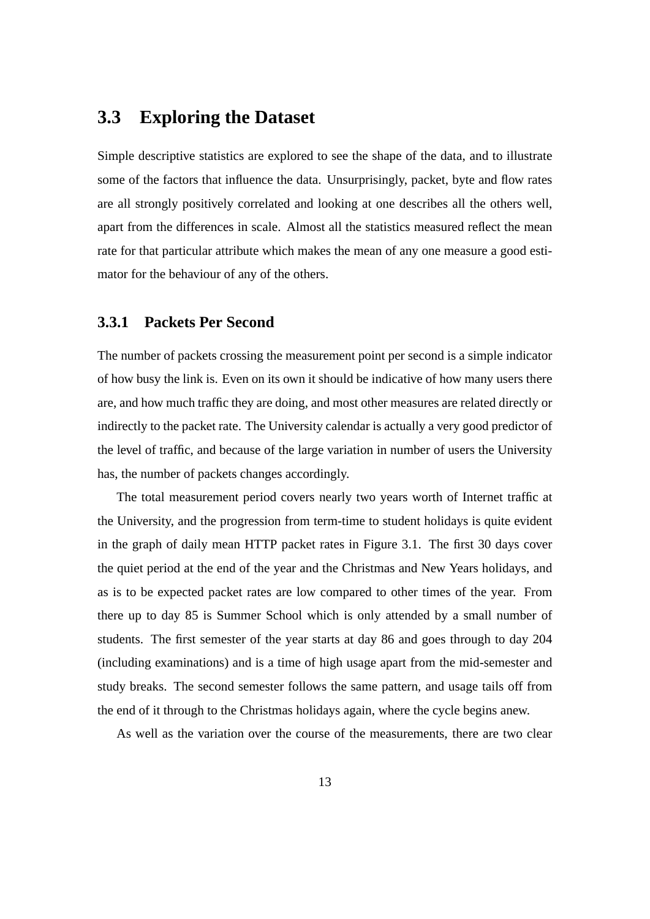## 3.3 Exploring the Dataset

Simple descriptive statistics are explored to see the shape of the data, and to illustrate some of the factors that influence the data. Unsurprisingly, packet, byte and flow rates are all strongly positively correlated and looking at one describes all the others well, apart from the differences in scale. Almost all the statistics measured reflect the mean rate for that particular attribute which makes the mean of any one measure a good estimator for the behaviour of any of the others.

### 3.3.1 Packets Per Second

The number of packets crossing the measurement point per second is a simple indicator of how busy the link is. Even on its own it should be indicative of how many users there are, and how much traffic they are doing, and most other measures are related directly or indirectly to the packet rate. The University calendar is actually a very good predictor of the level of traffic, and because of the large variation in number of users the University has, the number of packets changes accordingly.

The total measurement period covers nearly two years worth of Internet traffic at the University, and the progression from term-time to student holidays is quite evident in the graph of daily mean HTTP packet rates in Figure 3.1. The first 30 days cover the quiet period at the end of the year and the Christmas and New Years holidays, and as is to be expected packet rates are low compared to other times of the year. From there up to day 85 is Summer School which is only attended by a small number of students. The first semester of the year starts at day 86 and goes through to day 204 (including examinations) and is a time of high usage apart from the mid-semester and study breaks. The second semester follows the same pattern, and usage tails off from the end of it through to the Christmas holidays again, where the cycle begins anew.

As well as the variation over the course of the measurements, there are two clear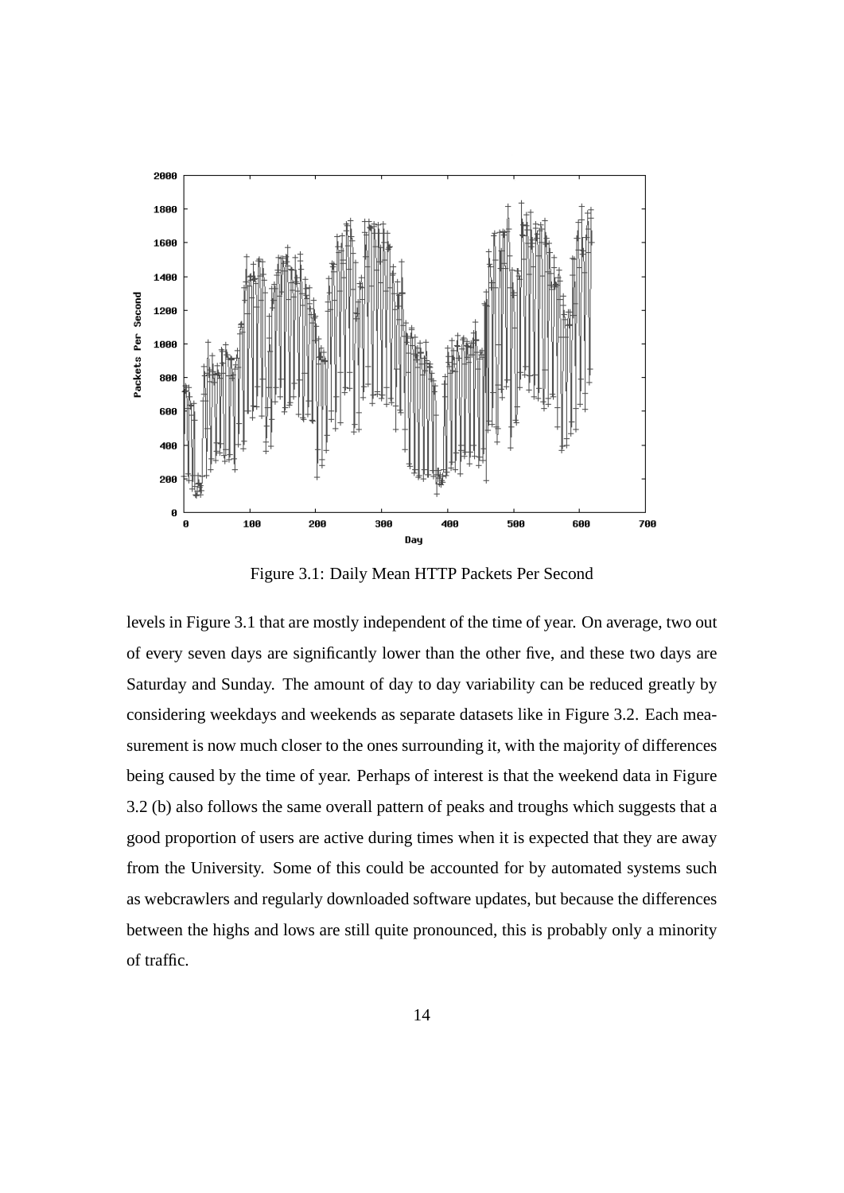Figure 3.1: Daily Mean HTTP Packets Per Second

levels in Figure 3.1 that are mostly independent of the time of year. On average, two out of every seven days are significantly lower than the other five, and these two days are Saturday and Sunday. The amount of day to day variability can be reduced greatly by considering weekdays and weekends as separate datasets like in Figure 3.2. Each measurement is now much closer to the ones surrounding it, with the majority of differences being caused by the time of year. Perhaps of interest is that the weekend data in Figure 3.2 (b) also follows the same overall pattern of peaks and troughs which suggests that a good proportion of users are active during times when it is expected that they are away from the University. Some of this could be accounted for by automated systems such as webcrawlers and regularly downloaded software updates, but because the differences between the highs and lows are still quite pronounced, this is probably only a minority of traffic.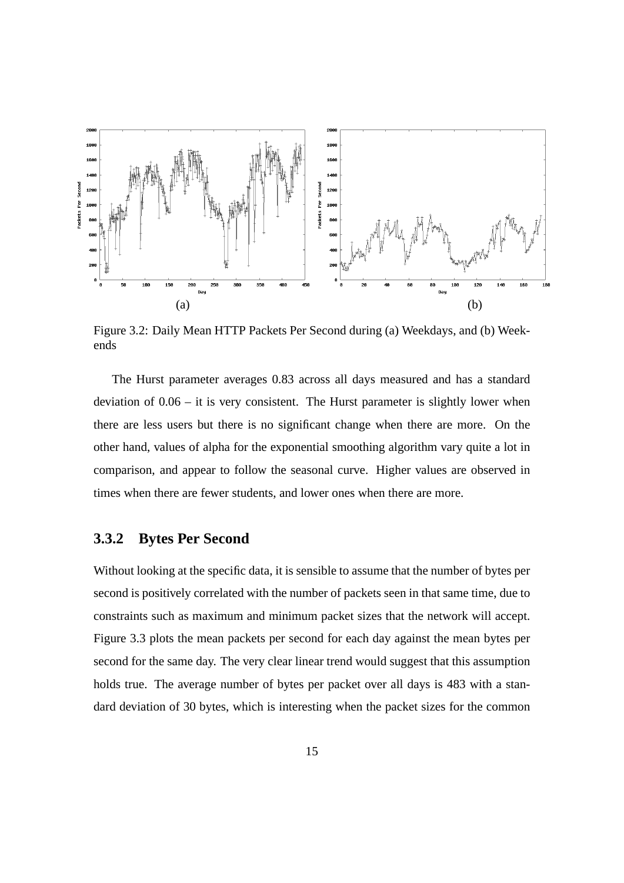Figure 3.2: Daily Mean HTTP Packets Per Second during (a) Weekdays, and (b) Weekends

The Hurst parameter averages 0.83 across all days measured and has a standard deviation of 0.06 – it is very consistent. The Hurst parameter is slightly lower when there are less users but there is no significant change when there are more. On the other hand, values of alpha for the exponential smoothing algorithm vary quite a lot in comparison, and appear to follow the seasonal curve. Higher values are observed in times when there are fewer students, and lower ones when there are more.

### 3.3.2 Bytes Per Second

Without looking at the specific data, it is sensible to assume that the number of bytes per second is positively correlated with the number of packets seen in that same time, due to constraints such as maximum and minimum packet sizes that the network will accept. Figure 3.3 plots the mean packets per second for each day against the mean bytes per second for the same day. The very clear linear trend would suggest that this assumption holds true. The average number of bytes per packet over all days is 483 with a standard deviation of 30 bytes, which is interesting when the packet sizes for the common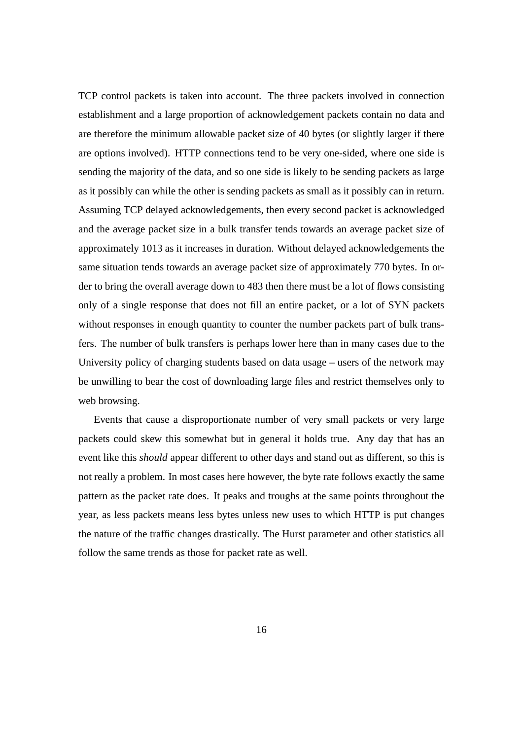TCP control packets is taken into account. The three packets involved in connection establishment and a large proportion of acknowledgement packets contain no data and are therefore the minimum allowable packet size of 40 bytes (or slightly larger if there are options involved). HTTP connections tend to be very one-sided, where one side is sending the majority of the data, and so one side is likely to be sending packets as large as it possibly can while the other is sending packets as small as it possibly can in return. Assuming TCP delayed acknowledgements, then every second packet is acknowledged and the average packet size in a bulk transfer tends towards an average packet size of approximately 1013 as it increases in duration. Without delayed acknowledgements the same situation tends towards an average packet size of approximately 770 bytes. In order to bring the overall average down to 483 then there must be a lot of flows consisting only of a single response that does not fill an entire packet, or a lot of SYN packets without responses in enough quantity to counter the number packets part of bulk transfers. The number of bulk transfers is perhaps lower here than in many cases due to the University policy of charging students based on data usage – users of the network may be unwilling to bear the cost of downloading large files and restrict themselves only to web browsing.

Events that cause a disproportionate number of very small packets or very large packets could skew this somewhat but in general it holds true. Any day that has an event like this *should* appear different to other days and stand out as different, so this is not really a problem. In most cases here however, the byte rate follows exactly the same pattern as the packet rate does. It peaks and troughs at the same points throughout the year, as less packets means less bytes unless new uses to which HTTP is put changes the nature of the traffic changes drastically. The Hurst parameter and other statistics all follow the same trends as those for packet rate as well.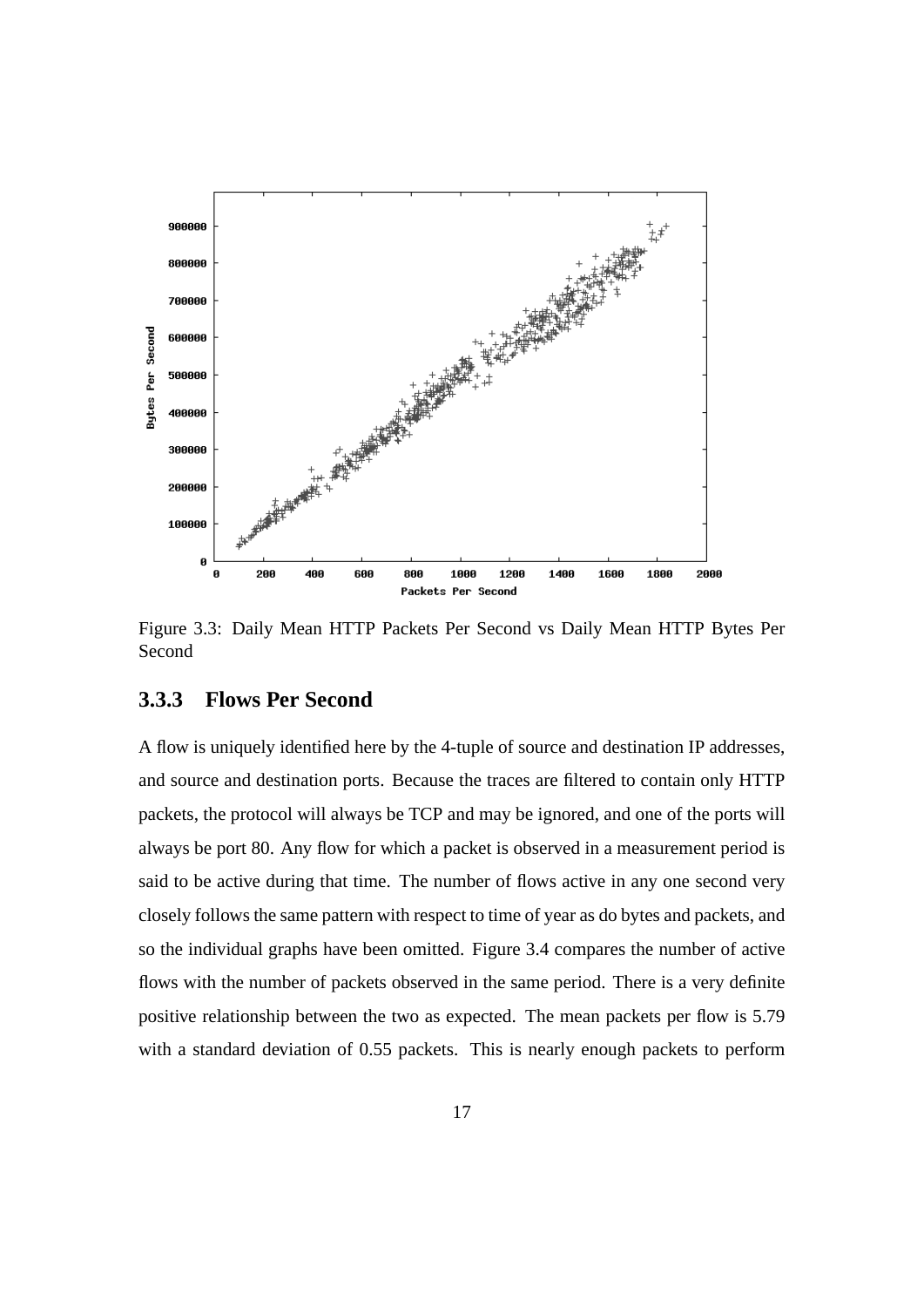Figure 3.3: Daily Mean HTTP Packets Per Second vs Daily Mean HTTP Bytes Per Second

### 3.3.3 Flows Per Second

A flow is uniquely identified here by the 4-tuple of source and destination IP addresses, and source and destination ports. Because the traces are filtered to contain only HTTP packets, the protocol will always be TCP and may be ignored, and one of the ports will always be port 80. Any flow for which a packet is observed in a measurement period is said to be active during that time. The number of flows active in any one second very closely follows the same pattern with respect to time of year as do bytes and packets, and so the individual graphs have been omitted. Figure 3.4 compares the number of active flows with the number of packets observed in the same period. There is a very definite positive relationship between the two as expected. The mean packets per flow is 5.79 with a standard deviation of 0.55 packets. This is nearly enough packets to perform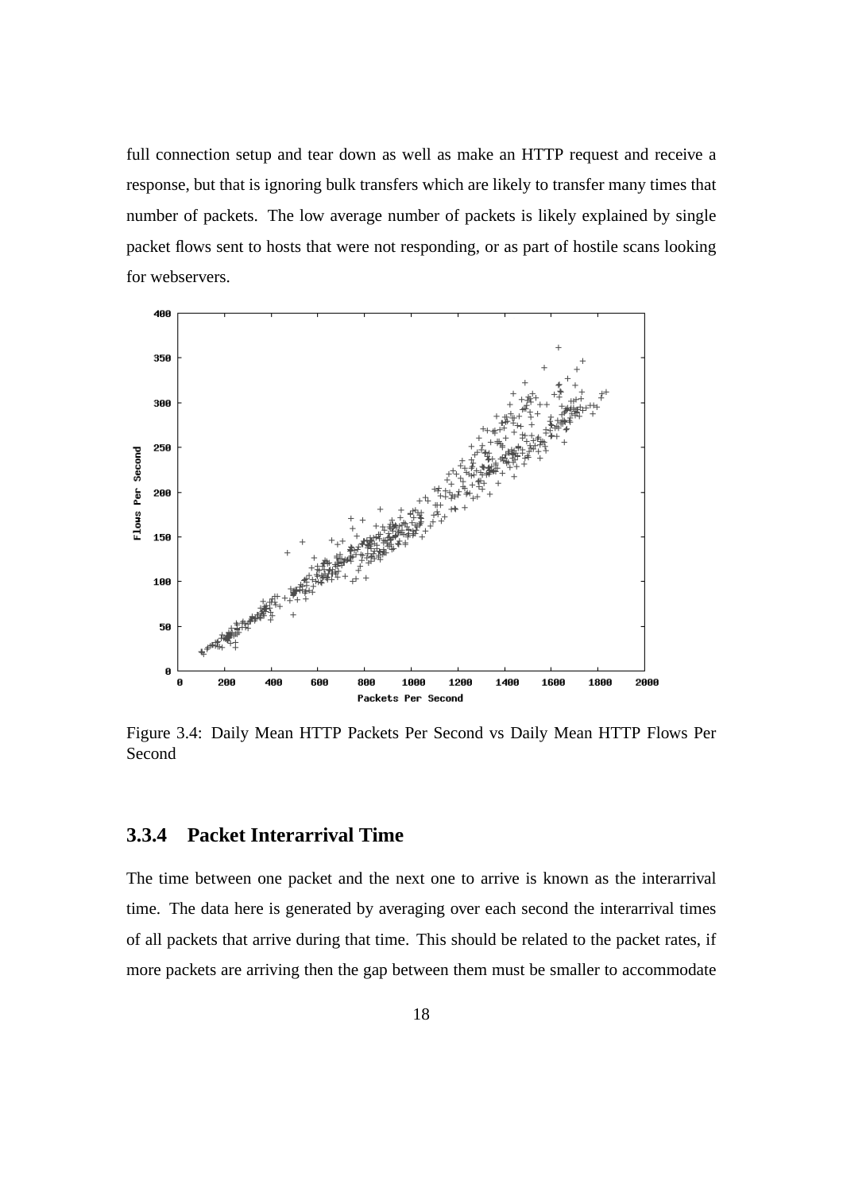full connection setup and tear down as well as make an HTTP request and receive a response, but that is ignoring bulk transfers which are likely to transfer many times that number of packets. The low average number of packets is likely explained by single packet flows sent to hosts that were not responding, or as part of hostile scans looking for webservers.

Figure 3.4: Daily Mean HTTP Packets Per Second vs Daily Mean HTTP Flows Per Second

### 3.3.4 Packet Interarrival Time

The time between one packet and the next one to arrive is known as the interarrival time. The data here is generated by averaging over each second the interarrival times of all packets that arrive during that time. This should be related to the packet rates, if more packets are arriving then the gap between them must be smaller to accommodate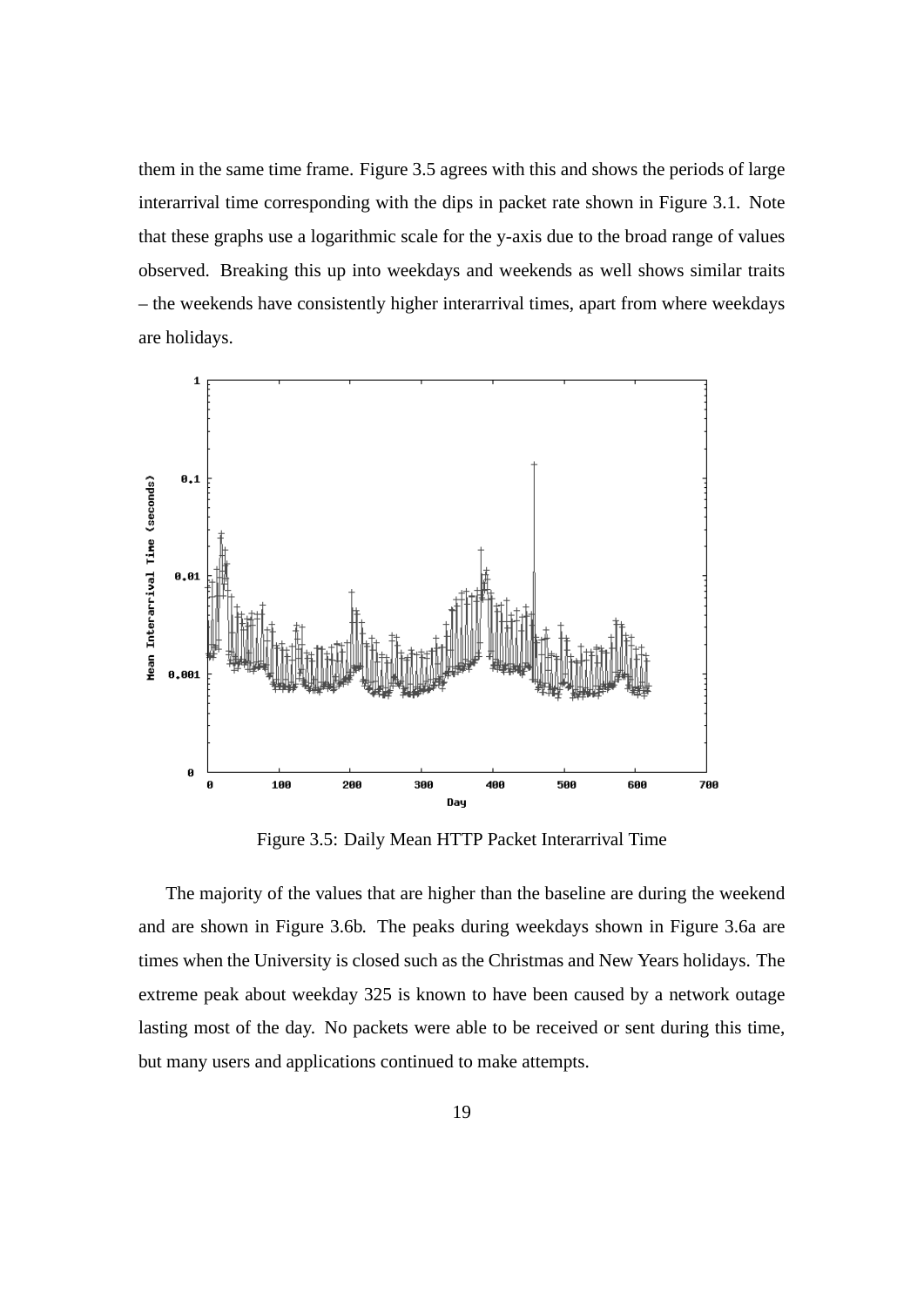them in the same time frame. Figure 3.5 agrees with this and shows the periods of large interarrival time corresponding with the dips in packet rate shown in Figure 3.1. Note that these graphs use a logarithmic scale for the y-axis due to the broad range of values observed. Breaking this up into weekdays and weekends as well shows similar traits – the weekends have consistently higher interarrival times, apart from where weekdays are holidays.

Figure 3.5: Daily Mean HTTP Packet Interarrival Time

The majority of the values that are higher than the baseline are during the weekend and are shown in Figure 3.6b. The peaks during weekdays shown in Figure 3.6a are times when the University is closed such as the Christmas and New Years holidays. The extreme peak about weekday 325 is known to have been caused by a network outage lasting most of the day. No packets were able to be received or sent during this time, but many users and applications continued to make attempts.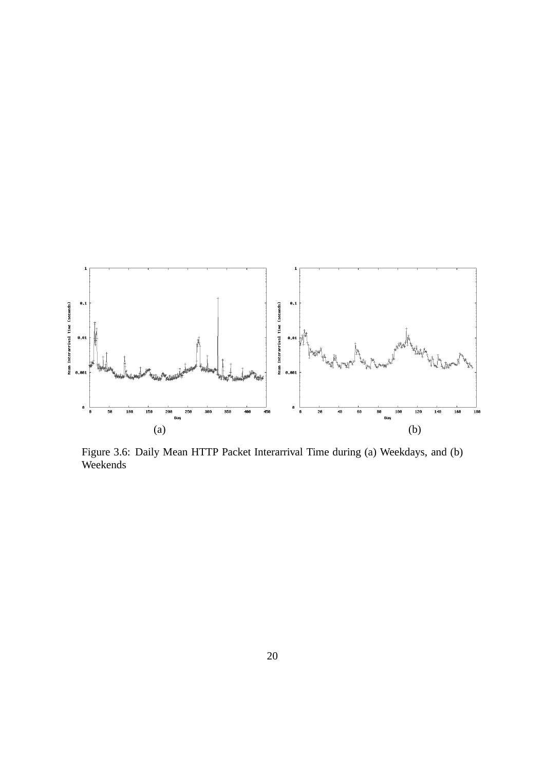(a)

(b)

Figure 3.6: Daily Mean HTTP Packet Interarrival Time during (a) Weekdays, and (b) Weekends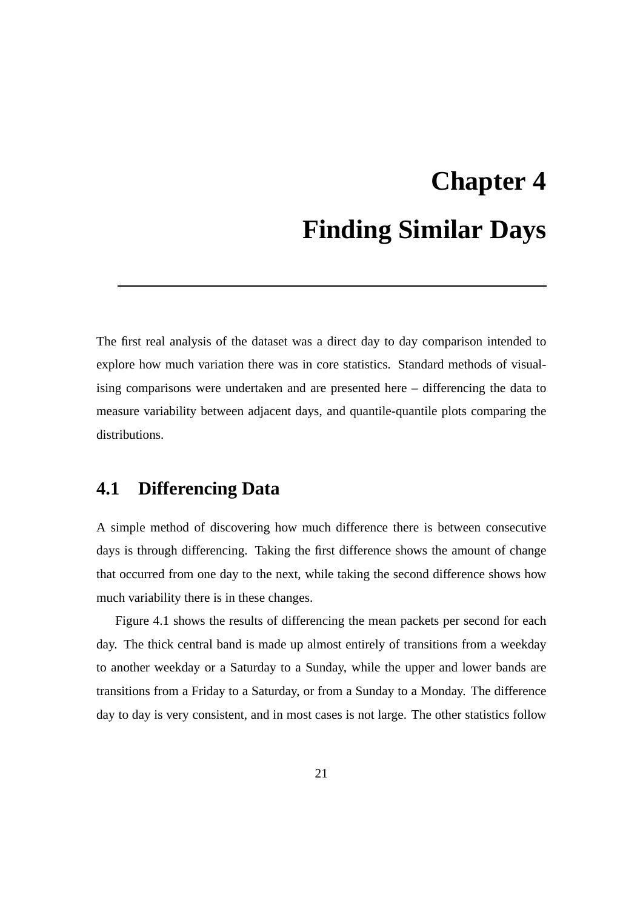# Chapter 4

# Finding Similar Days

The first real analysis of the dataset was a direct day to day comparison intended to explore how much variation there was in core statistics. Standard methods of visualising comparisons were undertaken and are presented here – differencing the data to measure variability between adjacent days, and quantile-quantile plots comparing the distributions.

## 4.1 Differencing Data

A simple method of discovering how much difference there is between consecutive days is through differencing. Taking the first difference shows the amount of change that occurred from one day to the next, while taking the second difference shows how much variability there is in these changes.

Figure 4.1 shows the results of differencing the mean packets per second for each day. The thick central band is made up almost entirely of transitions from a weekday to another weekday or a Saturday to a Sunday, while the upper and lower bands are transitions from a Friday to a Saturday, or from a Sunday to a Monday. The difference day to day is very consistent, and in most cases is not large. The other statistics follow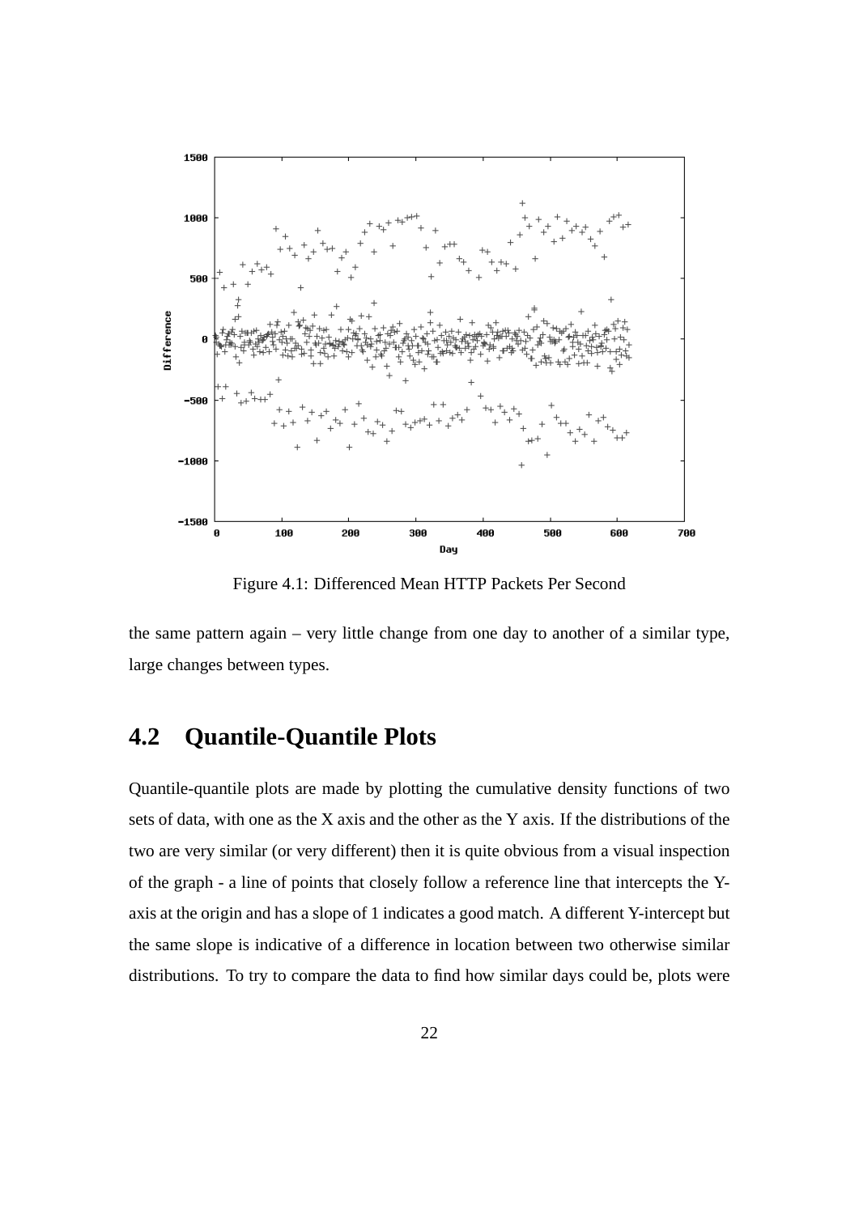Figure 4.1: Differenced Mean HTTP Packets Per Second

the same pattern again – very little change from one day to another of a similar type, large changes between types.

## 4.2 Quantile-Quantile Plots

Quantile-quantile plots are made by plotting the cumulative density functions of two sets of data, with one as the X axis and the other as the Y axis. If the distributions of the two are very similar (or very different) then it is quite obvious from a visual inspection of the graph - a line of points that closely follow a reference line that intercepts the Y-axis at the origin and has a slope of 1 indicates a good match. A different Y-intercept but the same slope is indicative of a difference in location between two otherwise similar distributions. To try to compare the data to find how similar days could be, plots were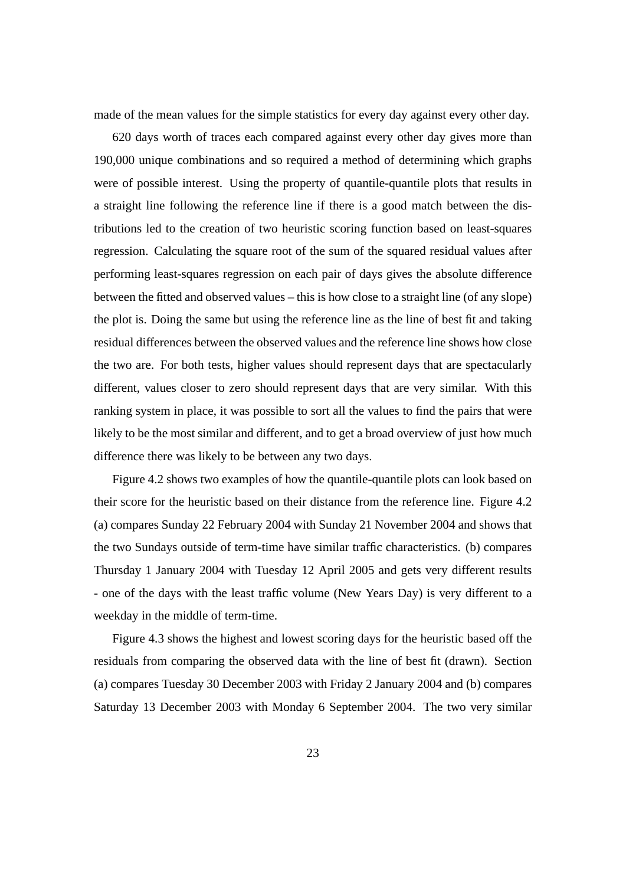made of the mean values for the simple statistics for every day against every other day.

620 days worth of traces each compared against every other day gives more than 190,000 unique combinations and so required a method of determining which graphs were of possible interest. Using the property of quantile-quantile plots that results in a straight line following the reference line if there is a good match between the distributions led to the creation of two heuristic scoring function based on least-squares regression. Calculating the square root of the sum of the squared residual values after performing least-squares regression on each pair of days gives the absolute difference between the fitted and observed values – this is how close to a straight line (of any slope) the plot is. Doing the same but using the reference line as the line of best fit and taking residual differences between the observed values and the reference line shows how close the two are. For both tests, higher values should represent days that are spectacularly different, values closer to zero should represent days that are very similar. With this ranking system in place, it was possible to sort all the values to find the pairs that were likely to be the most similar and different, and to get a broad overview of just how much difference there was likely to be between any two days.

Figure 4.2 shows two examples of how the quantile-quantile plots can look based on their score for the heuristic based on their distance from the reference line. Figure 4.2 (a) compares Sunday 22 February 2004 with Sunday 21 November 2004 and shows that the two Sundays outside of term-time have similar traffic characteristics. (b) compares Thursday 1 January 2004 with Tuesday 12 April 2005 and gets very different results - one of the days with the least traffic volume (New Years Day) is very different to a weekday in the middle of term-time.

Figure 4.3 shows the highest and lowest scoring days for the heuristic based off the residuals from comparing the observed data with the line of best fit (drawn). Section (a) compares Tuesday 30 December 2003 with Friday 2 January 2004 and (b) compares Saturday 13 December 2003 with Monday 6 September 2004. The two very similar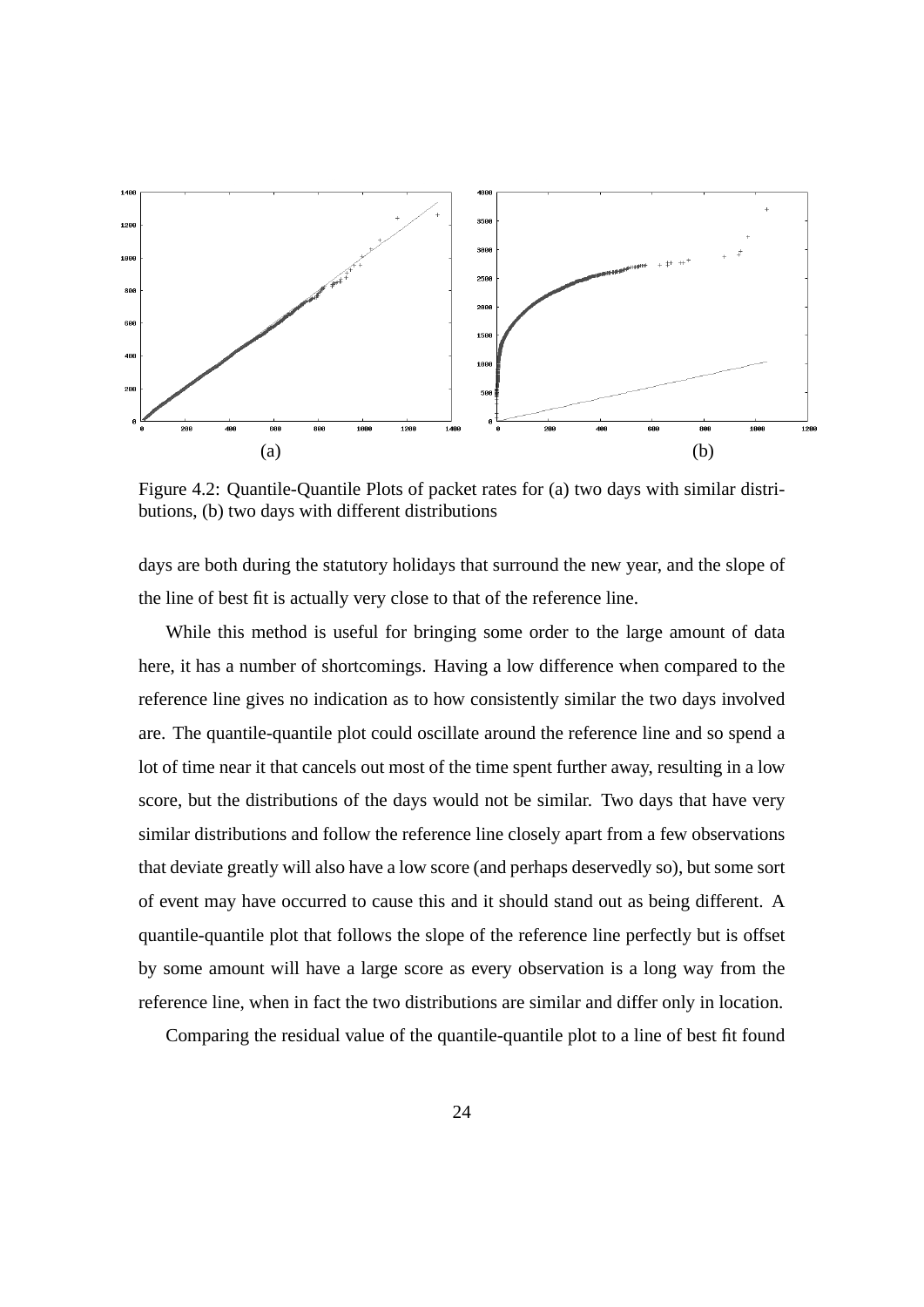(a) (b)

Figure 4.2: Quantile-Quantile Plots of packet rates for (a) two days with similar distributions, (b) two days with different distributions

days are both during the statutory holidays that surround the new year, and the slope of the line of best fit is actually very close to that of the reference line.

While this method is useful for bringing some order to the large amount of data here, it has a number of shortcomings. Having a low difference when compared to the reference line gives no indication as to how consistently similar the two days involved are. The quantile-quantile plot could oscillate around the reference line and so spend a lot of time near it that cancels out most of the time spent further away, resulting in a low score, but the distributions of the days would not be similar. Two days that have very similar distributions and follow the reference line closely apart from a few observations that deviate greatly will also have a low score (and perhaps deservedly so), but some sort of event may have occurred to cause this and it should stand out as being different. A quantile-quantile plot that follows the slope of the reference line perfectly but is offset by some amount will have a large score as every observation is a long way from the reference line, when in fact the two distributions are similar and differ only in location.

Comparing the residual value of the quantile-quantile plot to a line of best fit found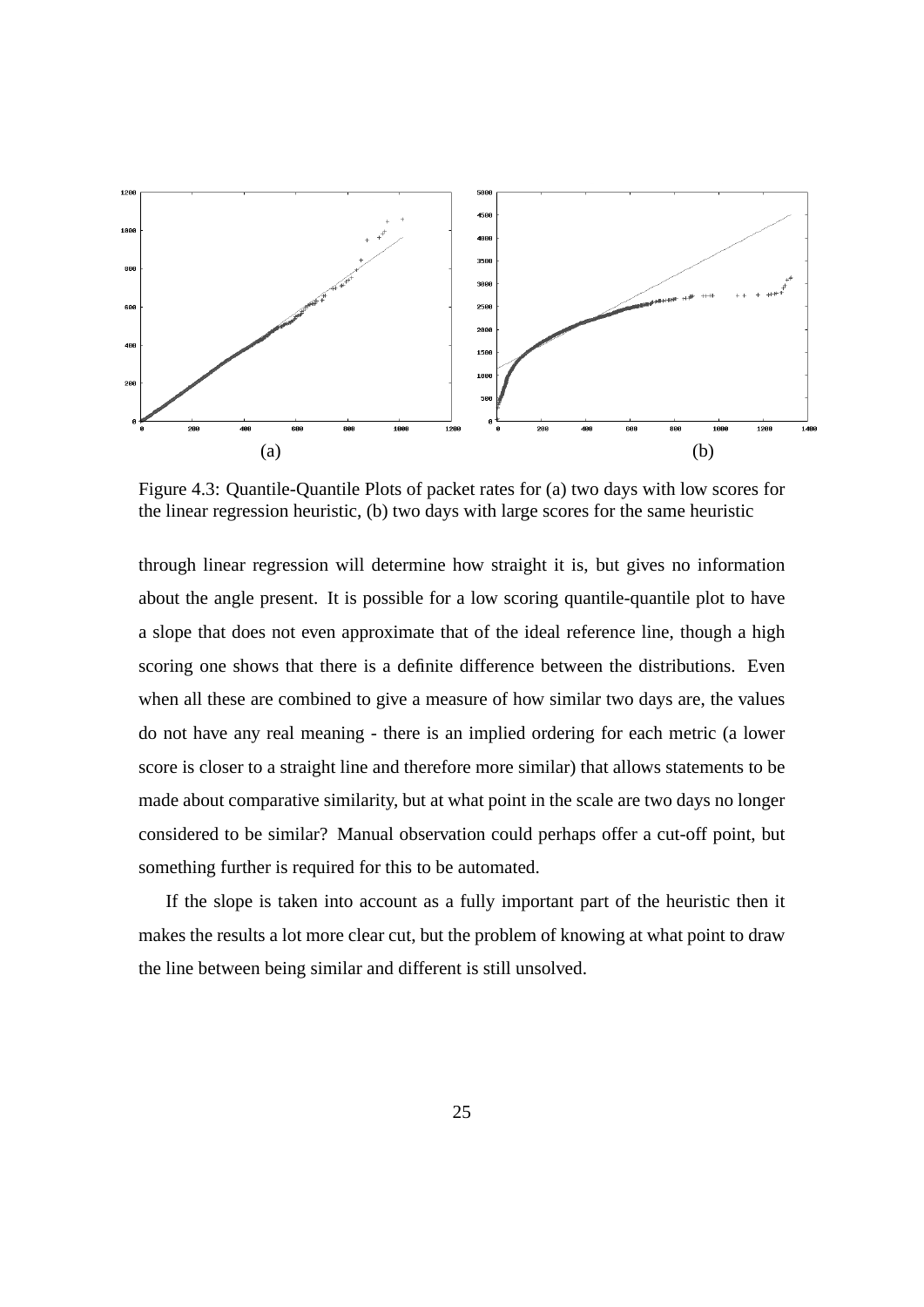Figure 4.3: Quantile-Quantile Plots of packet rates for (a) two days with low scores for the linear regression heuristic, (b) two days with large scores for the same heuristic

through linear regression will determine how straight it is, but gives no information about the angle present. It is possible for a low scoring quantile-quantile plot to have a slope that does not even approximate that of the ideal reference line, though a high scoring one shows that there is a definite difference between the distributions. Even when all these are combined to give a measure of how similar two days are, the values do not have any real meaning - there is an implied ordering for each metric (a lower score is closer to a straight line and therefore more similar) that allows statements to be made about comparative similarity, but at what point in the scale are two days no longer considered to be similar? Manual observation could perhaps offer a cut-off point, but something further is required for this to be automated.

If the slope is taken into account as a fully important part of the heuristic then it makes the results a lot more clear cut, but the problem of knowing at what point to draw the line between being similar and different is still unsolved.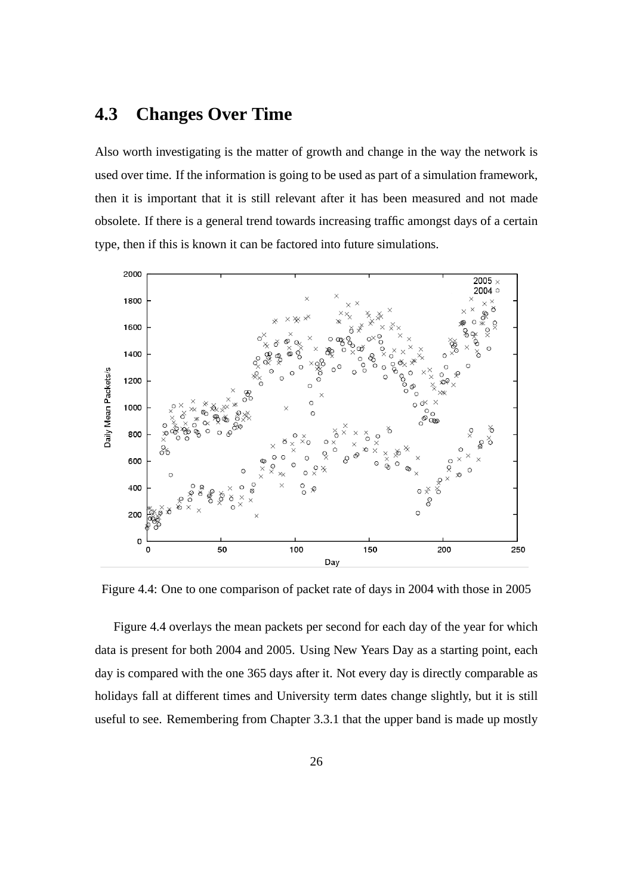## 4.3 Changes Over Time

Also worth investigating is the matter of growth and change in the way the network is used over time. If the information is going to be used as part of a simulation framework, then it is important that it is still relevant after it has been measured and not made obsolete. If there is a general trend towards increasing traffic amongst days of a certain type, then if this is known it can be factored into future simulations.

Figure 4.4: One to one comparison of packet rate of days in 2004 with those in 2005

Figure 4.4 overlays the mean packets per second for each day of the year for which data is present for both 2004 and 2005. Using New Years Day as a starting point, each day is compared with the one 365 days after it. Not every day is directly comparable as holidays fall at different times and University term dates change slightly, but it is still useful to see. Remembering from Chapter 3.3.1 that the upper band is made up mostly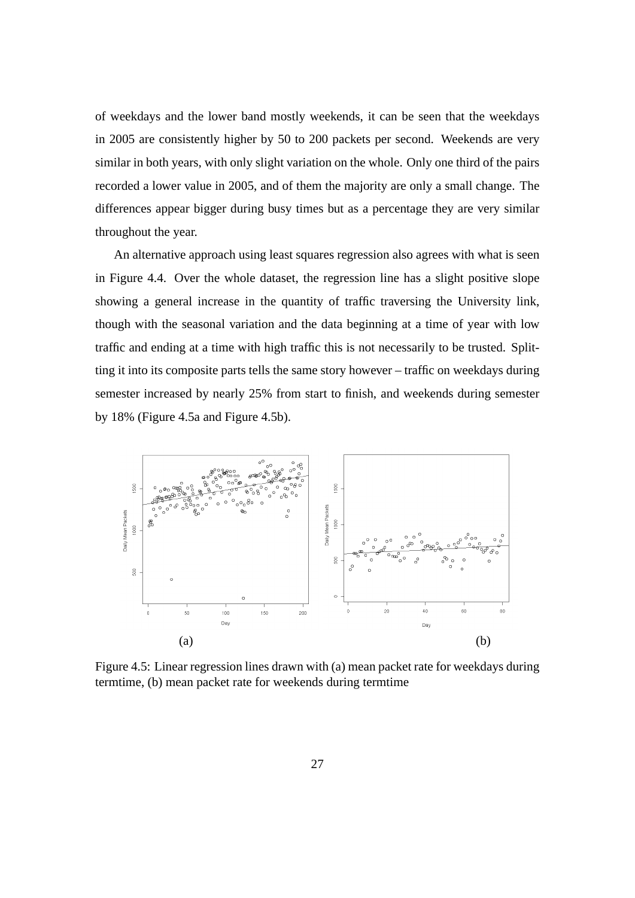of weekdays and the lower band mostly weekends, it can be seen that the weekdays in 2005 are consistently higher by 50 to 200 packets per second. Weekends are very similar in both years, with only slight variation on the whole. Only one third of the pairs recorded a lower value in 2005, and of them the majority are only a small change. The differences appear bigger during busy times but as a percentage they are very similar throughout the year.

An alternative approach using least squares regression also agrees with what is seen in Figure 4.4. Over the whole dataset, the regression line has a slight positive slope showing a general increase in the quantity of traffic traversing the University link, though with the seasonal variation and the data beginning at a time of year with low traffic and ending at a time with high traffic this is not necessarily to be trusted. Splitting it into its composite parts tells the same story however – traffic on weekdays during semester increased by nearly 25% from start to finish, and weekends during semester by 18% (Figure 4.5a and Figure 4.5b).

(a) (b)

Figure 4.5: Linear regression lines drawn with (a) mean packet rate for weekdays during termtime, (b) mean packet rate for weekends during termtime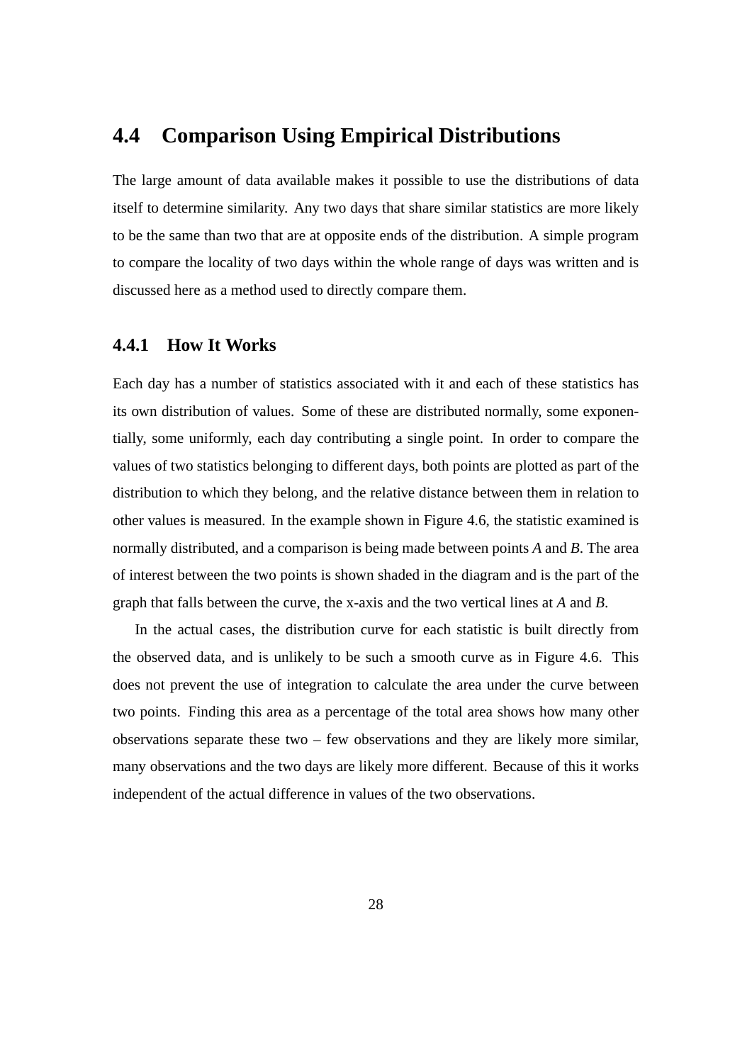## 4.4 Comparison Using Empirical Distributions

The large amount of data available makes it possible to use the distributions of data itself to determine similarity. Any two days that share similar statistics are more likely to be the same than two that are at opposite ends of the distribution. A simple program to compare the locality of two days within the whole range of days was written and is discussed here as a method used to directly compare them.

### 4.4.1 How It Works

Each day has a number of statistics associated with it and each of these statistics has its own distribution of values. Some of these are distributed normally, some exponentially, some uniformly, each day contributing a single point. In order to compare the values of two statistics belonging to different days, both points are plotted as part of the distribution to which they belong, and the relative distance between them in relation to other values is measured. In the example shown in Figure 4.6, the statistic examined is normally distributed, and a comparison is being made between points *A* and *B*. The area of interest between the two points is shown shaded in the diagram and is the part of the graph that falls between the curve, the x-axis and the two vertical lines at *A* and *B*.

In the actual cases, the distribution curve for each statistic is built directly from the observed data, and is unlikely to be such a smooth curve as in Figure 4.6. This does not prevent the use of integration to calculate the area under the curve between two points. Finding this area as a percentage of the total area shows how many other observations separate these two – few observations and they are likely more similar, many observations and the two days are likely more different. Because of this it works independent of the actual difference in values of the two observations.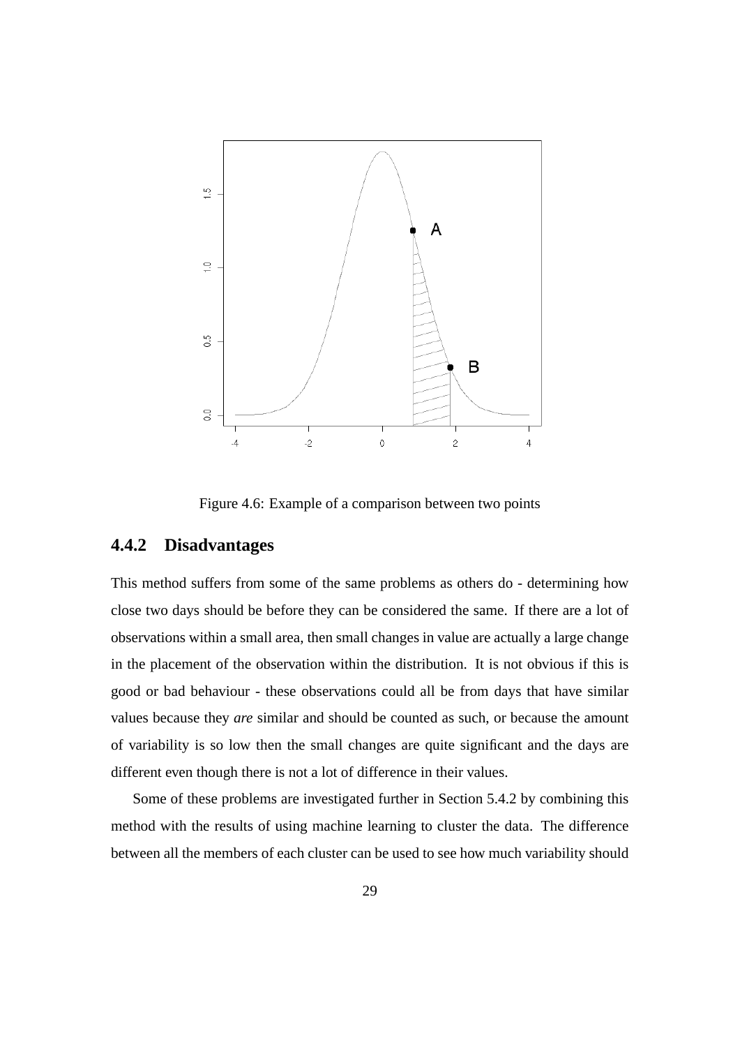Figure 4.6: Example of a comparison between two points

### 4.4.2 Disadvantages

This method suffers from some of the same problems as others do - determining how close two days should be before they can be considered the same. If there are a lot of observations within a small area, then small changes in value are actually a large change in the placement of the observation within the distribution. It is not obvious if this is good or bad behaviour - these observations could all be from days that have similar values because they *are* similar and should be counted as such, or because the amount of variability is so low then the small changes are quite significant and the days are different even though there is not a lot of difference in their values.

Some of these problems are investigated further in Section 5.4.2 by combining this method with the results of using machine learning to cluster the data. The difference between all the members of each cluster can be used to see how much variability should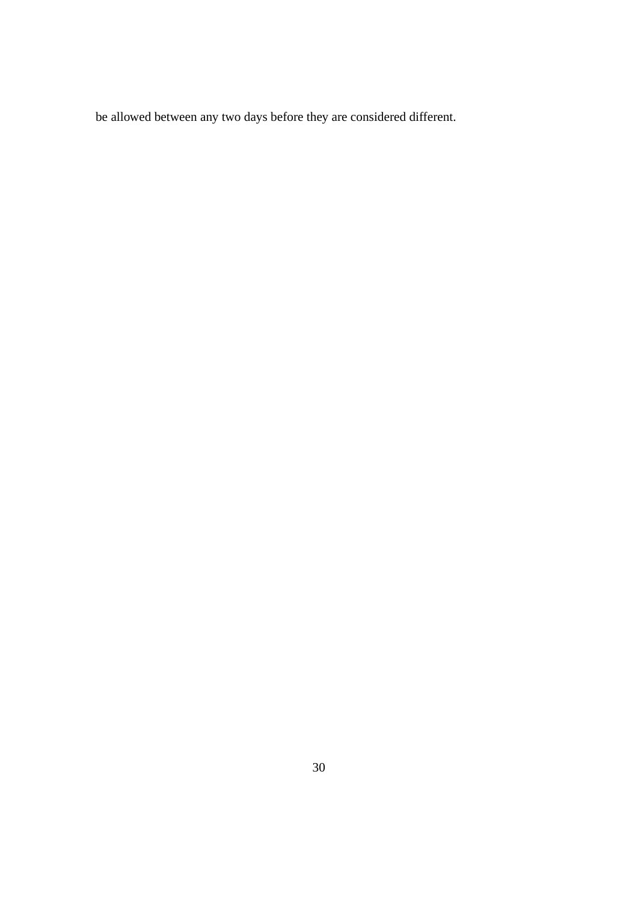be allowed between any two days before they are considered different.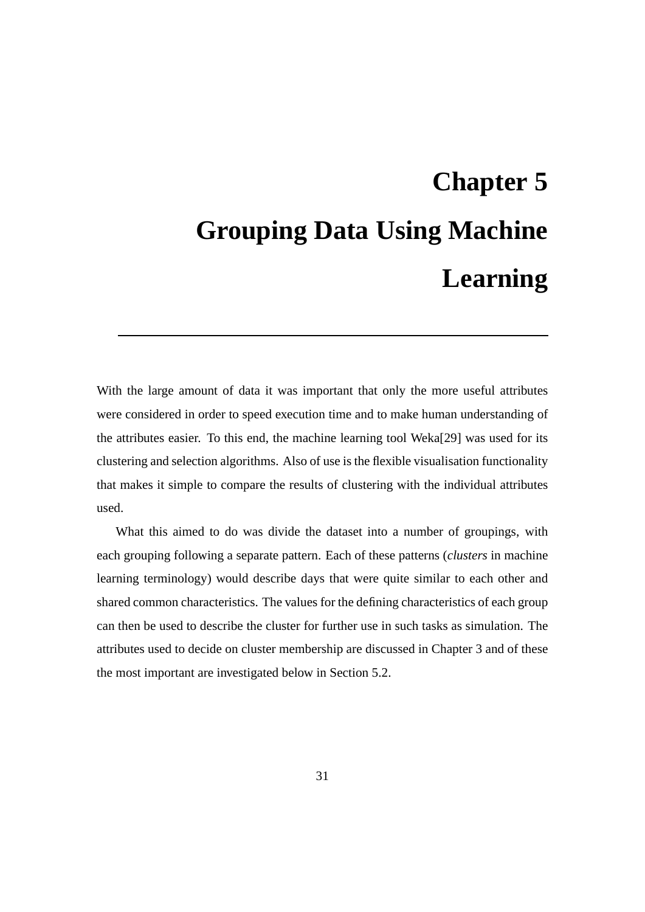# Chapter 5

# Grouping Data Using Machine Learning

With the large amount of data it was important that only the more useful attributes were considered in order to speed execution time and to make human understanding of the attributes easier. To this end, the machine learning tool Weka[29] was used for its clustering and selection algorithms. Also of use is the flexible visualisation functionality that makes it simple to compare the results of clustering with the individual attributes used.

What this aimed to do was divide the dataset into a number of groupings, with each grouping following a separate pattern. Each of these patterns (*clusters* in machine learning terminology) would describe days that were quite similar to each other and shared common characteristics. The values for the defining characteristics of each group can then be used to describe the cluster for further use in such tasks as simulation. The attributes used to decide on cluster membership are discussed in Chapter 3 and of these the most important are investigated below in Section 5.2.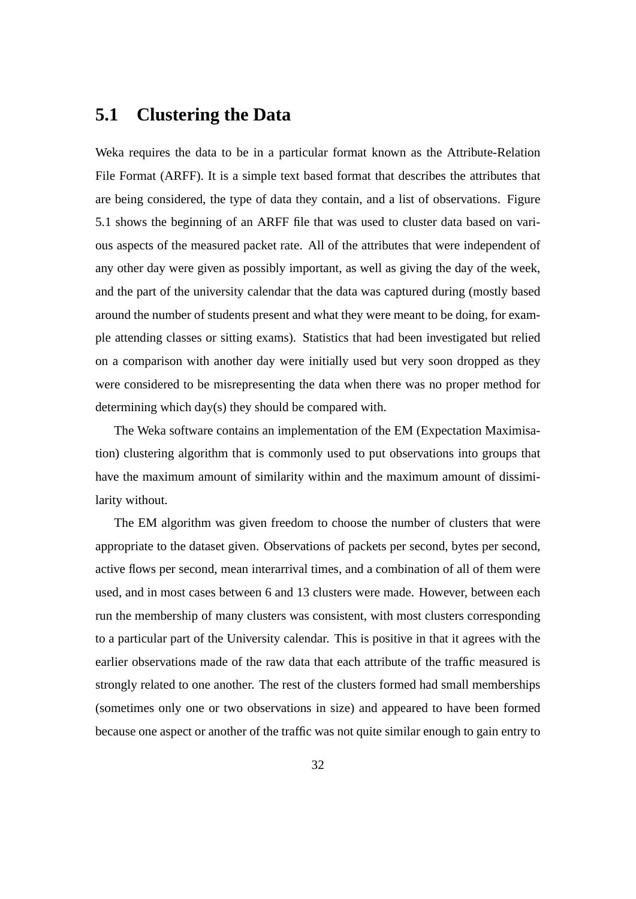## 5.1 Clustering the Data

Weka requires the data to be in a particular format known as the Attribute-Relation File Format (ARFF). It is a simple text based format that describes the attributes that are being considered, the type of data they contain, and a list of observations. Figure 5.1 shows the beginning of an ARFF file that was used to cluster data based on various aspects of the measured packet rate. All of the attributes that were independent of any other day were given as possibly important, as well as giving the day of the week, and the part of the university calendar that the data was captured during (mostly based around the number of students present and what they were meant to be doing, for example attending classes or sitting exams). Statistics that had been investigated but relied on a comparison with another day were initially used but very soon dropped as they were considered to be misrepresenting the data when there was no proper method for determining which day(s) they should be compared with.

The Weka software contains an implementation of the EM (Expectation Maximisation) clustering algorithm that is commonly used to put observations into groups that have the maximum amount of similarity within and the maximum amount of dissimilarity without.

The EM algorithm was given freedom to choose the number of clusters that were appropriate to the dataset given. Observations of packets per second, bytes per second, active flows per second, mean interarrival times, and a combination of all of them were used, and in most cases between 6 and 13 clusters were made. However, between each run the membership of many clusters was consistent, with most clusters corresponding to a particular part of the University calendar. This is positive in that it agrees with the earlier observations made of the raw data that each attribute of the traffic measured is strongly related to one another. The rest of the clusters formed had small memberships (sometimes only one or two observations in size) and appeared to have been formed because one aspect or another of the traffic was not quite similar enough to gain entry to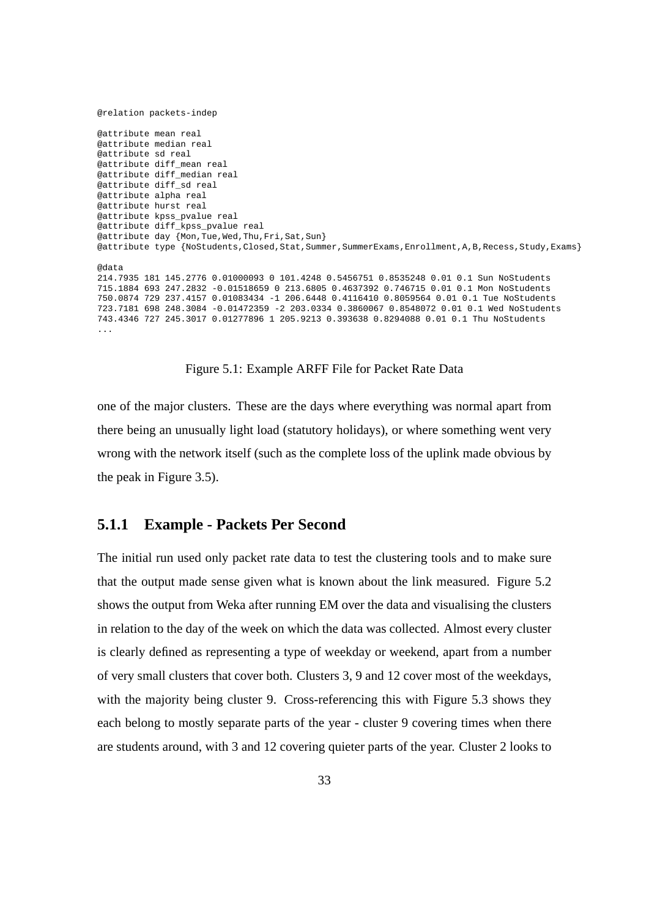```
@relation packets-indep

@attribute mean real
@attribute median real
@attribute sd real
@attribute diff_mean real
@attribute diff_median real
@attribute diff_sd real
@attribute alpha real
@attribute hurst real
@attribute kpss_pvalue real
@attribute diff_kpss_pvalue real
@attribute day {Mon,Tue,Wed,Thu,Fri,Sat,Sun}
@attribute type {NoStudents,Closed,Stat,Summer,SummerExams,Enrollment,A,B,Recess,Study,Exams}

@data
214.7935 181 145.2776 0.01000093 0 101.4248 0.5456751 0.8535248 0.01 0.1 Sun NoStudents
715.1884 693 247.2832 -0.01518659 0 213.6805 0.4637392 0.746715 0.01 0.1 Mon NoStudents
750.0874 729 237.4157 0.01083434 -1 206.6448 0.4116410 0.8059564 0.01 0.1 Tue NoStudents
723.7181 698 248.3084 -0.01472359 -2 203.0334 0.3860067 0.8548072 0.01 0.1 Wed NoStudents
743.4346 727 245.3017 0.01277896 1 205.9213 0.393638 0.8294088 0.01 0.1 Thu NoStudents
...
```

Figure 5.1: Example ARFF File for Packet Rate Data

one of the major clusters. These are the days where everything was normal apart from there being an unusually light load (statutory holidays), or where something went very wrong with the network itself (such as the complete loss of the uplink made obvious by the peak in Figure 3.5).

### 5.1.1 Example - Packets Per Second

The initial run used only packet rate data to test the clustering tools and to make sure that the output made sense given what is known about the link measured. Figure 5.2 shows the output from Weka after running EM over the data and visualising the clusters in relation to the day of the week on which the data was collected. Almost every cluster is clearly defined as representing a type of weekday or weekend, apart from a number of very small clusters that cover both. Clusters 3, 9 and 12 cover most of the weekdays, with the majority being cluster 9. Cross-referencing this with Figure 5.3 shows they each belong to mostly separate parts of the year - cluster 9 covering times when there are students around, with 3 and 12 covering quieter parts of the year. Cluster 2 looks to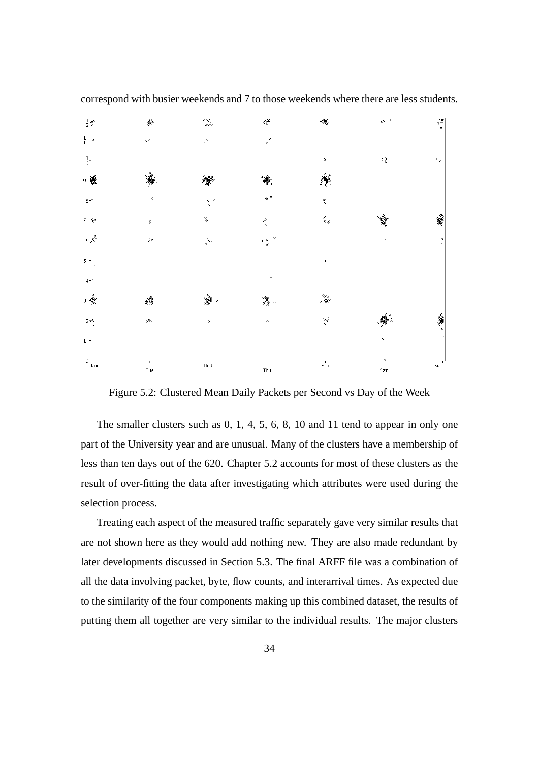correspond with busier weekends and 7 to those weekends where there are less students.

Figure 5.2: Clustered Mean Daily Packets per Second vs Day of the Week

The smaller clusters such as 0, 1, 4, 5, 6, 8, 10 and 11 tend to appear in only one part of the University year and are unusual. Many of the clusters have a membership of less than ten days out of the 620. Chapter 5.2 accounts for most of these clusters as the result of over-fitting the data after investigating which attributes were used during the selection process.

Treating each aspect of the measured traffic separately gave very similar results that are not shown here as they would add nothing new. They are also made redundant by later developments discussed in Section 5.3. The final ARFF file was a combination of all the data involving packet, byte, flow counts, and interarrival times. As expected due to the similarity of the four components making up this combined dataset, the results of putting them all together are very similar to the individual results. The major clusters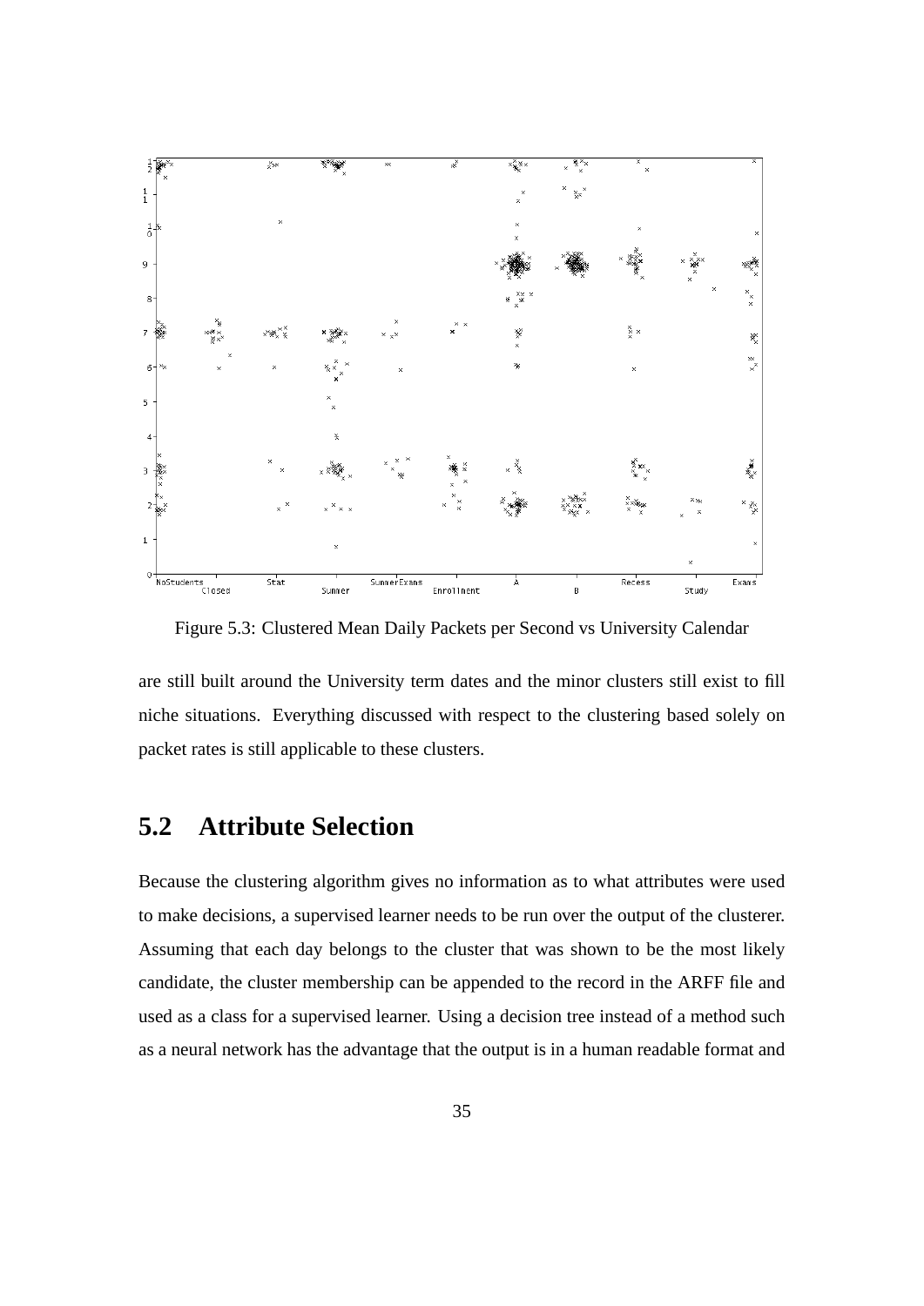Figure 5.3: Clustered Mean Daily Packets per Second vs University Calendar

are still built around the University term dates and the minor clusters still exist to fill niche situations. Everything discussed with respect to the clustering based solely on packet rates is still applicable to these clusters.

## 5.2 Attribute Selection

Because the clustering algorithm gives no information as to what attributes were used to make decisions, a supervised learner needs to be run over the output of the clusterer. Assuming that each day belongs to the cluster that was shown to be the most likely candidate, the cluster membership can be appended to the record in the ARFF file and used as a class for a supervised learner. Using a decision tree instead of a method such as a neural network has the advantage that the output is in a human readable format and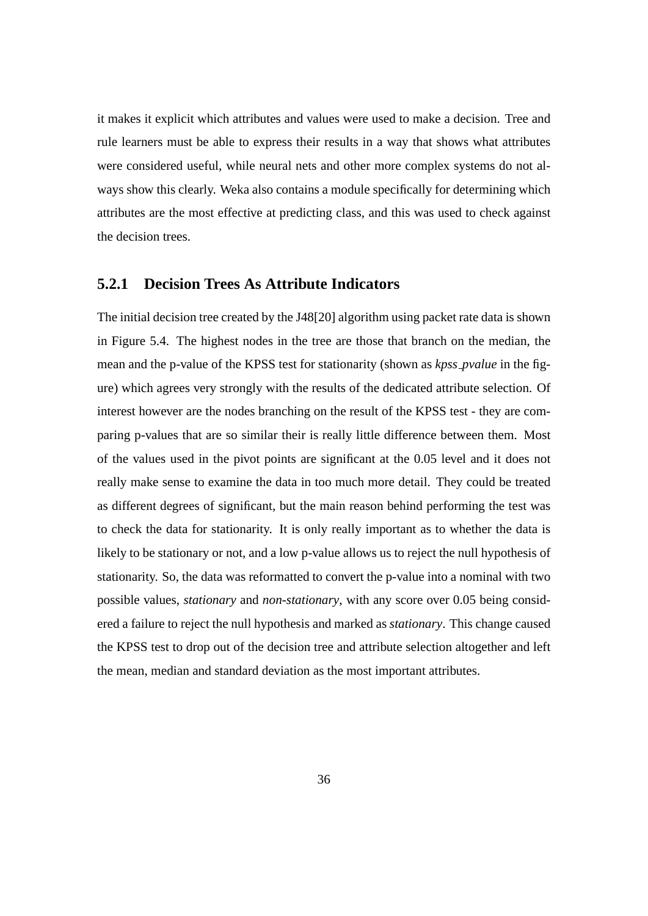it makes it explicit which attributes and values were used to make a decision. Tree and rule learners must be able to express their results in a way that shows what attributes were considered useful, while neural nets and other more complex systems do not always show this clearly. Weka also contains a module specifically for determining which attributes are the most effective at predicting class, and this was used to check against the decision trees.

### 5.2.1 Decision Trees As Attribute Indicators

The initial decision tree created by the J48[20] algorithm using packet rate data is shown in Figure 5.4. The highest nodes in the tree are those that branch on the median, the mean and the p-value of the KPSS test for stationarity (shown as *kpss_pvalue* in the figure) which agrees very strongly with the results of the dedicated attribute selection. Of interest however are the nodes branching on the result of the KPSS test - they are comparing p-values that are so similar their is really little difference between them. Most of the values used in the pivot points are significant at the 0.05 level and it does not really make sense to examine the data in too much more detail. They could be treated as different degrees of significant, but the main reason behind performing the test was to check the data for stationarity. It is only really important as to whether the data is likely to be stationary or not, and a low p-value allows us to reject the null hypothesis of stationarity. So, the data was reformatted to convert the p-value into a nominal with two possible values, *stationary* and *non-stationary*, with any score over 0.05 being considered a failure to reject the null hypothesis and marked as *stationary*. This change caused the KPSS test to drop out of the decision tree and attribute selection altogether and left the mean, median and standard deviation as the most important attributes.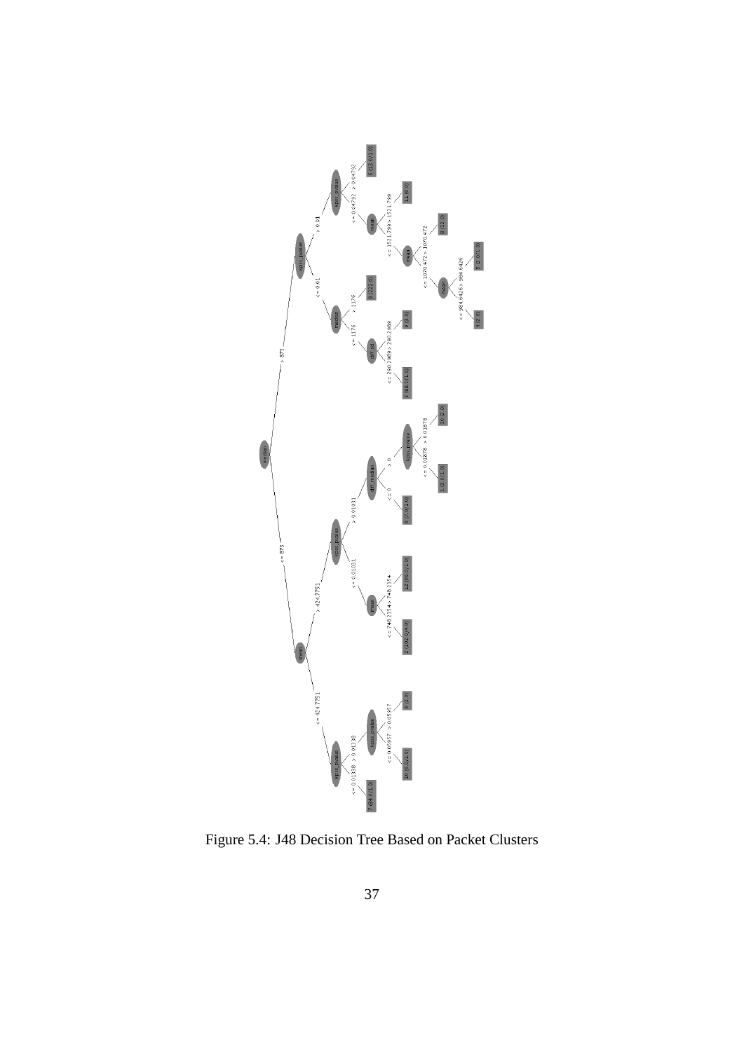Figure 5.4: J48 Decision Tree Based on Packet Clusters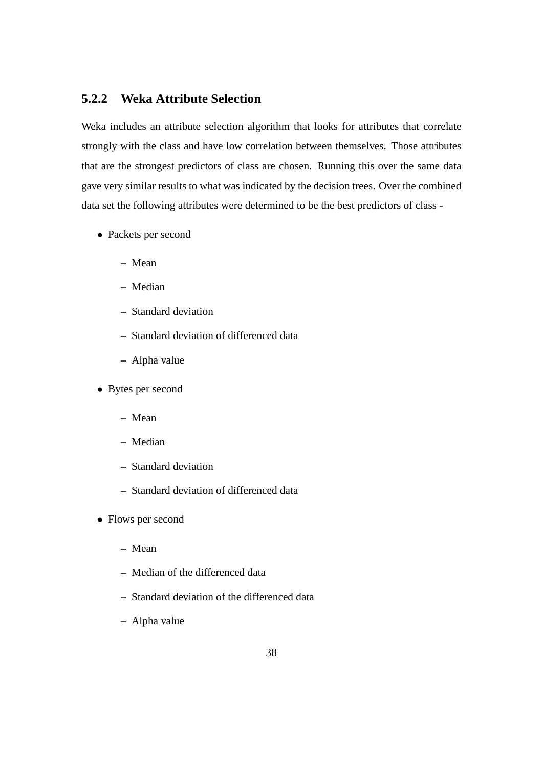### 5.2.2 Weka Attribute Selection

Weka includes an attribute selection algorithm that looks for attributes that correlate strongly with the class and have low correlation between themselves. Those attributes that are the strongest predictors of class are chosen. Running this over the same data gave very similar results to what was indicated by the decision trees. Over the combined data set the following attributes were determined to be the best predictors of class -

- Packets per second
  - Mean
  - Median
  - Standard deviation
  - Standard deviation of differenced data
  - Alpha value
- Bytes per second
  - Mean
  - Median
  - Standard deviation
  - Standard deviation of differenced data
- Flows per second
  - Mean
  - Median of the differenced data
  - Standard deviation of the differenced data
  - Alpha value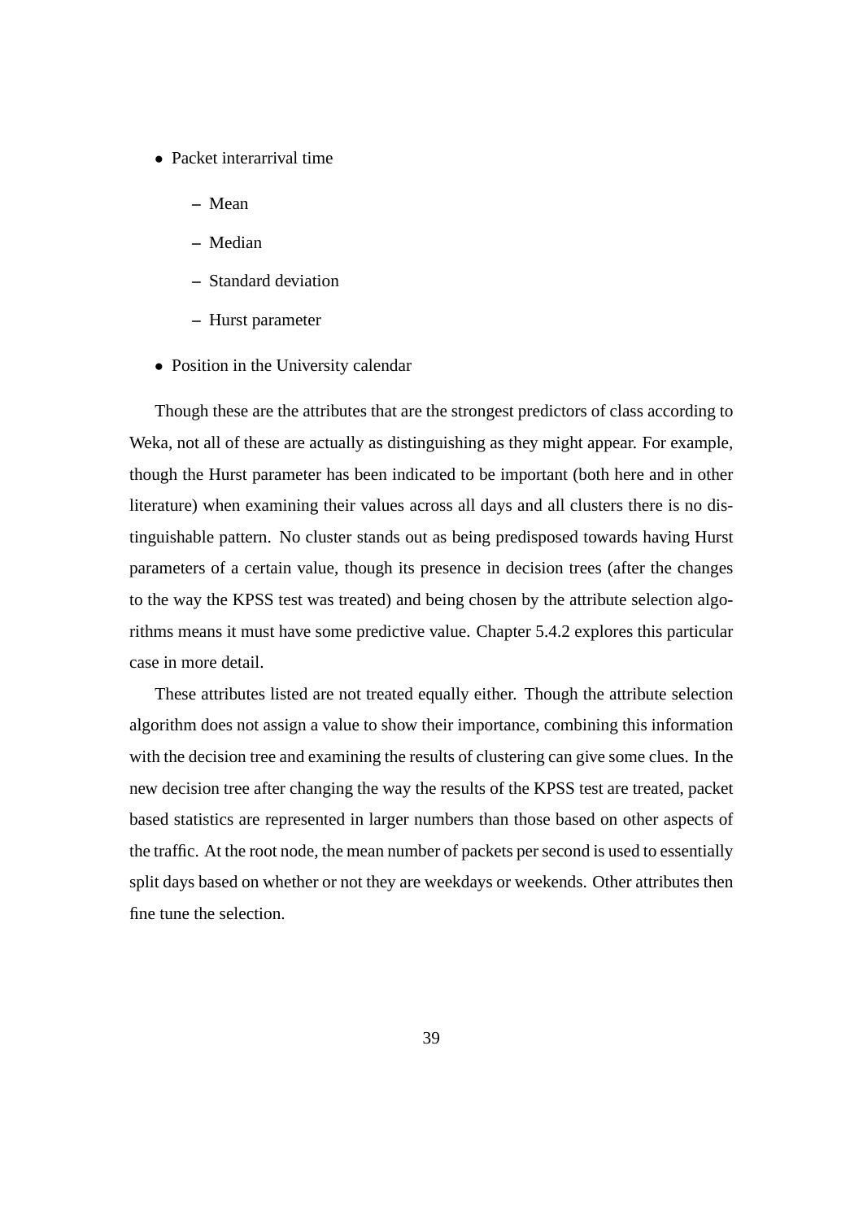- Packet interarrival time
  - Mean
  - Median
  - Standard deviation
  - Hurst parameter
- Position in the University calendar

Though these are the attributes that are the strongest predictors of class according to Weka, not all of these are actually as distinguishing as they might appear. For example, though the Hurst parameter has been indicated to be important (both here and in other literature) when examining their values across all days and all clusters there is no distinguishable pattern. No cluster stands out as being predisposed towards having Hurst parameters of a certain value, though its presence in decision trees (after the changes to the way the KPSS test was treated) and being chosen by the attribute selection algorithms means it must have some predictive value. Chapter 5.4.2 explores this particular case in more detail.

These attributes listed are not treated equally either. Though the attribute selection algorithm does not assign a value to show their importance, combining this information with the decision tree and examining the results of clustering can give some clues. In the new decision tree after changing the way the results of the KPSS test are treated, packet based statistics are represented in larger numbers than those based on other aspects of the traffic. At the root node, the mean number of packets per second is used to essentially split days based on whether or not they are weekdays or weekends. Other attributes then fine tune the selection.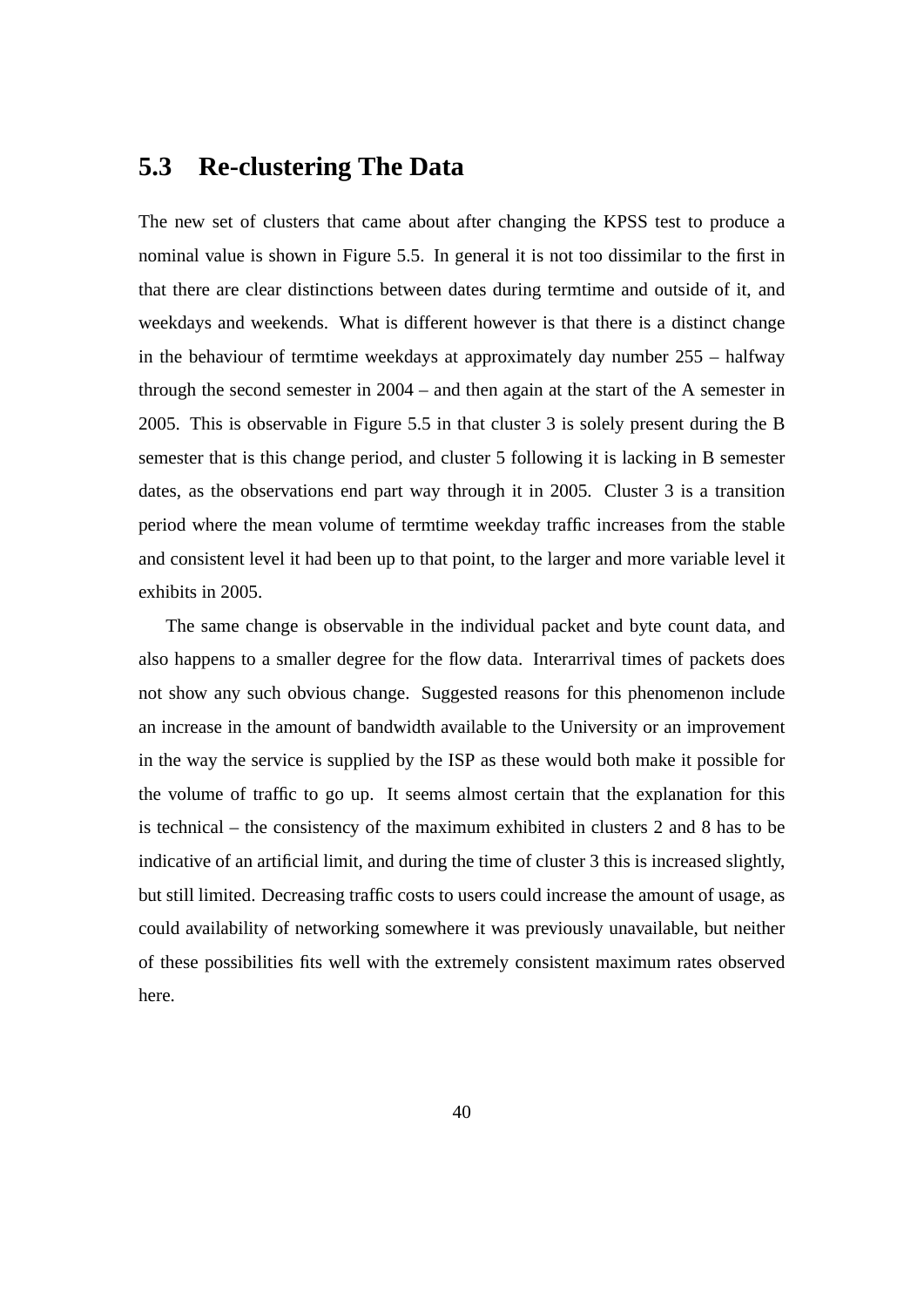## 5.3 Re-clustering The Data

The new set of clusters that came about after changing the KPSS test to produce a nominal value is shown in Figure 5.5. In general it is not too dissimilar to the first in that there are clear distinctions between dates during termtime and outside of it, and weekdays and weekends. What is different however is that there is a distinct change in the behaviour of termtime weekdays at approximately day number 255 – halfway through the second semester in 2004 – and then again at the start of the A semester in 2005. This is observable in Figure 5.5 in that cluster 3 is solely present during the B semester that is this change period, and cluster 5 following it is lacking in B semester dates, as the observations end part way through it in 2005. Cluster 3 is a transition period where the mean volume of termtime weekday traffic increases from the stable and consistent level it had been up to that point, to the larger and more variable level it exhibits in 2005.

The same change is observable in the individual packet and byte count data, and also happens to a smaller degree for the flow data. Interarrival times of packets does not show any such obvious change. Suggested reasons for this phenomenon include an increase in the amount of bandwidth available to the University or an improvement in the way the service is supplied by the ISP as these would both make it possible for the volume of traffic to go up. It seems almost certain that the explanation for this is technical – the consistency of the maximum exhibited in clusters 2 and 8 has to be indicative of an artificial limit, and during the time of cluster 3 this is increased slightly, but still limited. Decreasing traffic costs to users could increase the amount of usage, as could availability of networking somewhere it was previously unavailable, but neither of these possibilities fits well with the extremely consistent maximum rates observed here.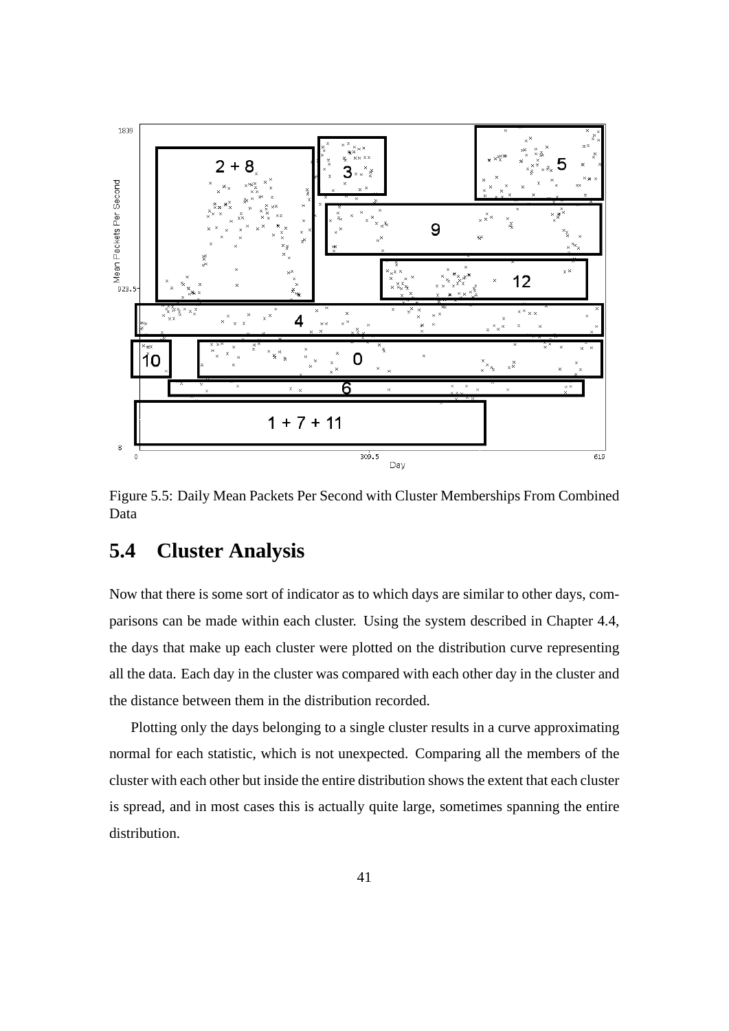Figure 5.5: Daily Mean Packets Per Second with Cluster Memberships From Combined Data

## 5.4 Cluster Analysis

Now that there is some sort of indicator as to which days are similar to other days, comparisons can be made within each cluster. Using the system described in Chapter 4.4, the days that make up each cluster were plotted on the distribution curve representing all the data. Each day in the cluster was compared with each other day in the cluster and the distance between them in the distribution recorded.

Plotting only the days belonging to a single cluster results in a curve approximating normal for each statistic, which is not unexpected. Comparing all the members of the cluster with each other but inside the entire distribution shows the extent that each cluster is spread, and in most cases this is actually quite large, sometimes spanning the entire distribution.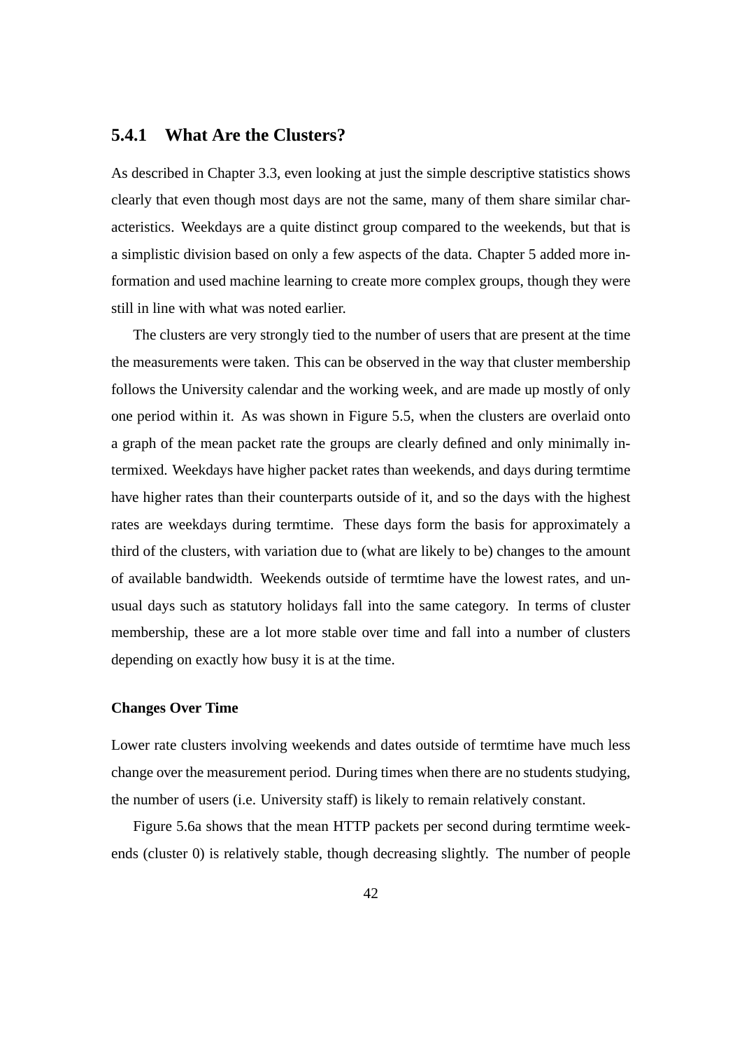### 5.4.1 What Are the Clusters?

As described in Chapter 3.3, even looking at just the simple descriptive statistics shows clearly that even though most days are not the same, many of them share similar characteristics. Weekdays are a quite distinct group compared to the weekends, but that is a simplistic division based on only a few aspects of the data. Chapter 5 added more information and used machine learning to create more complex groups, though they were still in line with what was noted earlier.

The clusters are very strongly tied to the number of users that are present at the time the measurements were taken. This can be observed in the way that cluster membership follows the University calendar and the working week, and are made up mostly of only one period within it. As was shown in Figure 5.5, when the clusters are overlaid onto a graph of the mean packet rate the groups are clearly defined and only minimally intermixed. Weekdays have higher packet rates than weekends, and days during termtime have higher rates than their counterparts outside of it, and so the days with the highest rates are weekdays during termtime. These days form the basis for approximately a third of the clusters, with variation due to (what are likely to be) changes to the amount of available bandwidth. Weekends outside of termtime have the lowest rates, and unusual days such as statutory holidays fall into the same category. In terms of cluster membership, these are a lot more stable over time and fall into a number of clusters depending on exactly how busy it is at the time.

#### Changes Over Time

Lower rate clusters involving weekends and dates outside of termtime have much less change over the measurement period. During times when there are no students studying, the number of users (i.e. University staff) is likely to remain relatively constant.

Figure 5.6a shows that the mean HTTP packets per second during termtime weekends (cluster 0) is relatively stable, though decreasing slightly. The number of people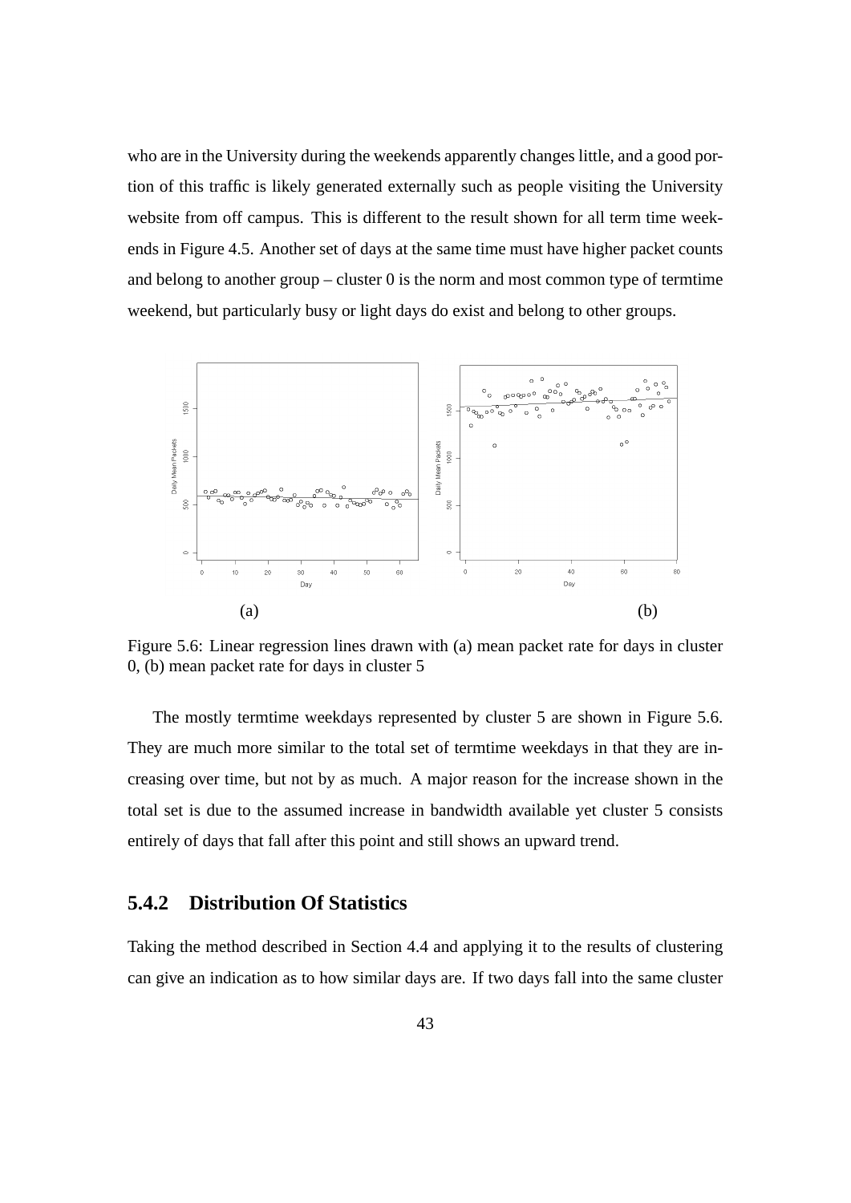who are in the University during the weekends apparently changes little, and a good portion of this traffic is likely generated externally such as people visiting the University website from off campus. This is different to the result shown for all term time weekends in Figure 4.5. Another set of days at the same time must have higher packet counts and belong to another group – cluster 0 is the norm and most common type of termtime weekend, but particularly busy or light days do exist and belong to other groups.

Figure 5.6: Linear regression lines drawn with (a) mean packet rate for days in cluster 0, (b) mean packet rate for days in cluster 5

The mostly termtime weekdays represented by cluster 5 are shown in Figure 5.6. They are much more similar to the total set of termtime weekdays in that they are increasing over time, but not by as much. A major reason for the increase shown in the total set is due to the assumed increase in bandwidth available yet cluster 5 consists entirely of days that fall after this point and still shows an upward trend.

### 5.4.2 Distribution Of Statistics

Taking the method described in Section 4.4 and applying it to the results of clustering can give an indication as to how similar days are. If two days fall into the same cluster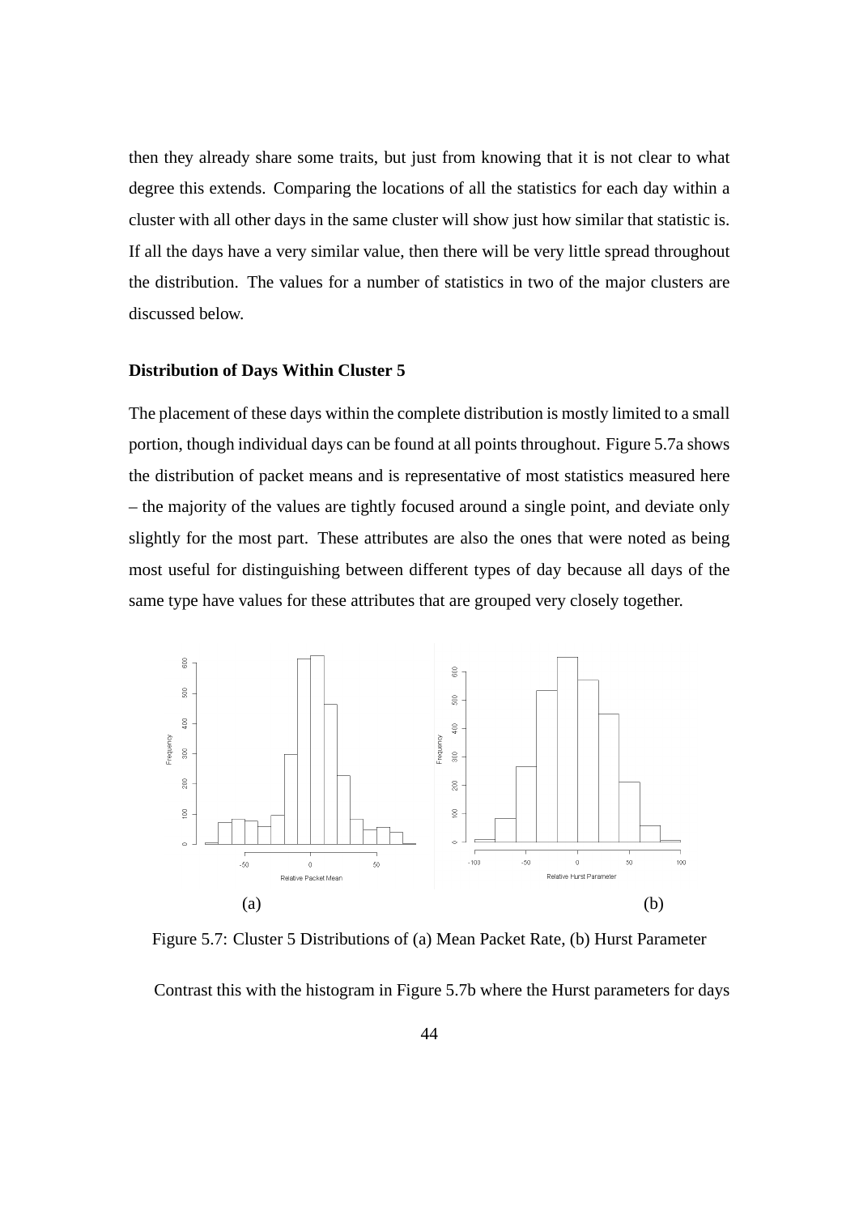then they already share some traits, but just from knowing that it is not clear to what degree this extends. Comparing the locations of all the statistics for each day within a cluster with all other days in the same cluster will show just how similar that statistic is. If all the days have a very similar value, then there will be very little spread throughout the distribution. The values for a number of statistics in two of the major clusters are discussed below.

### Distribution of Days Within Cluster 5

The placement of these days within the complete distribution is mostly limited to a small portion, though individual days can be found at all points throughout. Figure 5.7a shows the distribution of packet means and is representative of most statistics measured here – the majority of the values are tightly focused around a single point, and deviate only slightly for the most part. These attributes are also the ones that were noted as being most useful for distinguishing between different types of day because all days of the same type have values for these attributes that are grouped very closely together.

(a) (b)

Figure 5.7: Cluster 5 Distributions of (a) Mean Packet Rate, (b) Hurst Parameter

Contrast this with the histogram in Figure 5.7b where the Hurst parameters for days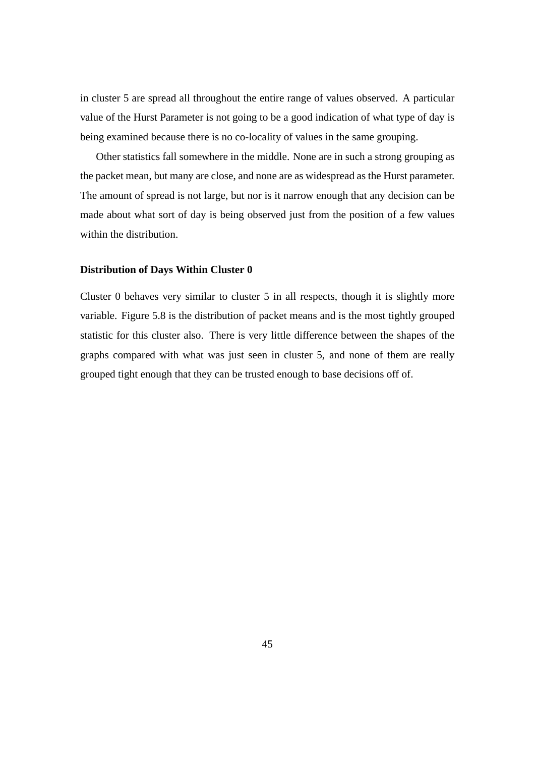in cluster 5 are spread all throughout the entire range of values observed. A particular value of the Hurst Parameter is not going to be a good indication of what type of day is being examined because there is no co-locality of values in the same grouping.

Other statistics fall somewhere in the middle. None are in such a strong grouping as the packet mean, but many are close, and none are as widespread as the Hurst parameter. The amount of spread is not large, but nor is it narrow enough that any decision can be made about what sort of day is being observed just from the position of a few values within the distribution.

### Distribution of Days Within Cluster 0

Cluster 0 behaves very similar to cluster 5 in all respects, though it is slightly more variable. Figure 5.8 is the distribution of packet means and is the most tightly grouped statistic for this cluster also. There is very little difference between the shapes of the graphs compared with what was just seen in cluster 5, and none of them are really grouped tight enough that they can be trusted enough to base decisions off of.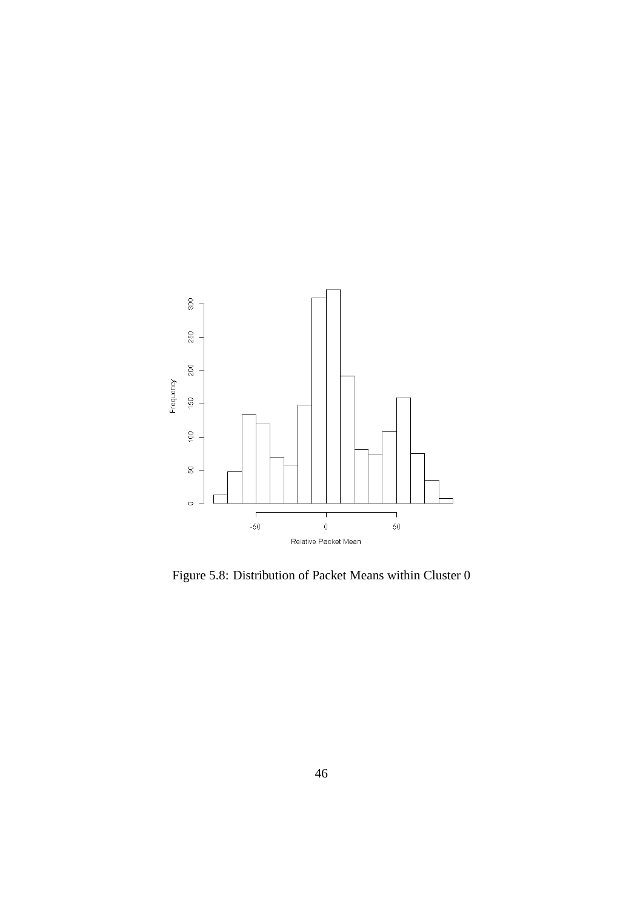Figure 5.8: Distribution of Packet Means within Cluster 0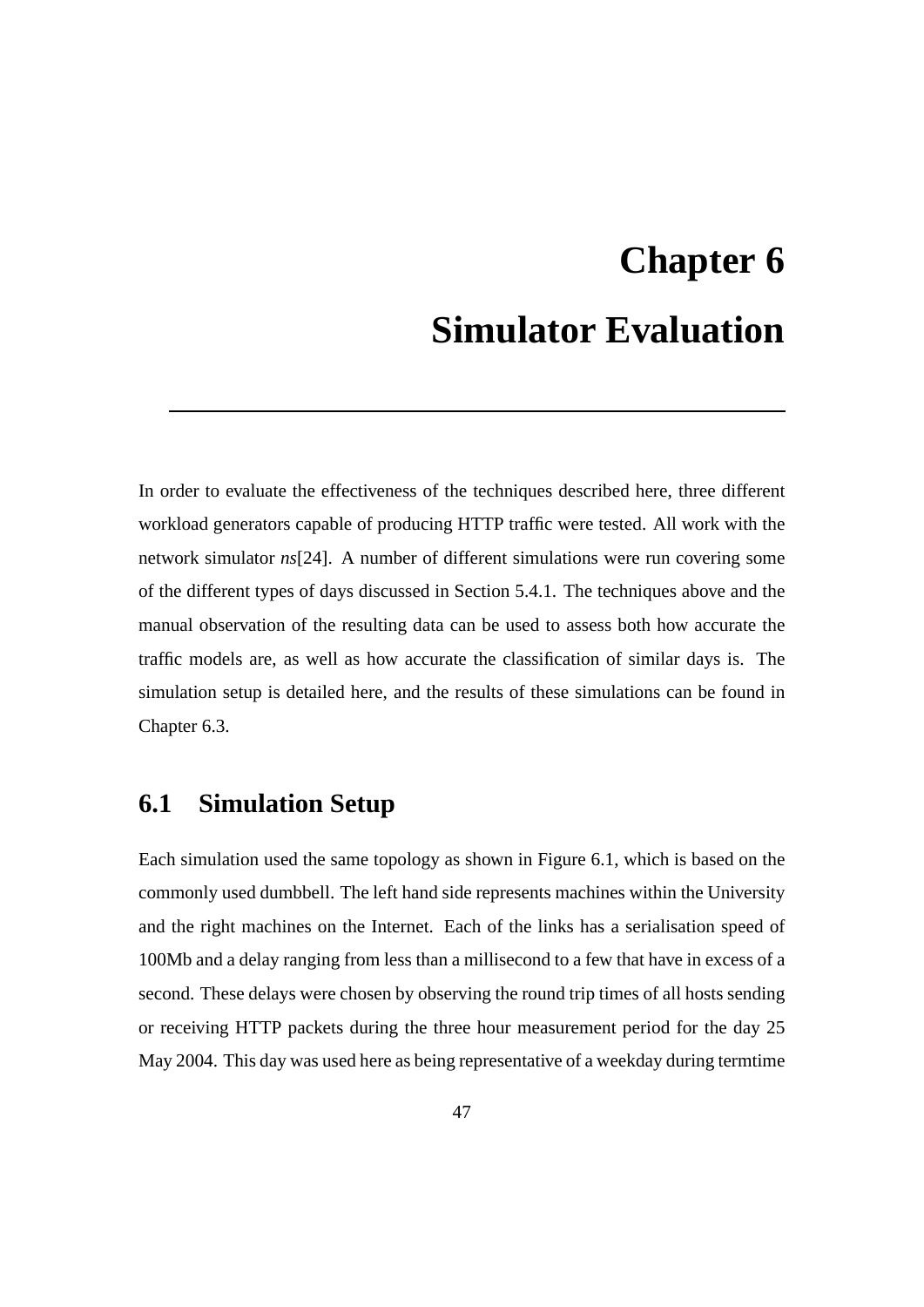# Chapter 6

# Simulator Evaluation

In order to evaluate the effectiveness of the techniques described here, three different workload generators capable of producing HTTP traffic were tested. All work with the network simulator *ns*[24]. A number of different simulations were run covering some of the different types of days discussed in Section 5.4.1. The techniques above and the manual observation of the resulting data can be used to assess both how accurate the traffic models are, as well as how accurate the classification of similar days is. The simulation setup is detailed here, and the results of these simulations can be found in Chapter 6.3.

## 6.1 Simulation Setup

Each simulation used the same topology as shown in Figure 6.1, which is based on the commonly used dumbbell. The left hand side represents machines within the University and the right machines on the Internet. Each of the links has a serialisation speed of 100Mb and a delay ranging from less than a millisecond to a few that have in excess of a second. These delays were chosen by observing the round trip times of all hosts sending or receiving HTTP packets during the three hour measurement period for the day 25 May 2004. This day was used here as being representative of a weekday during termtime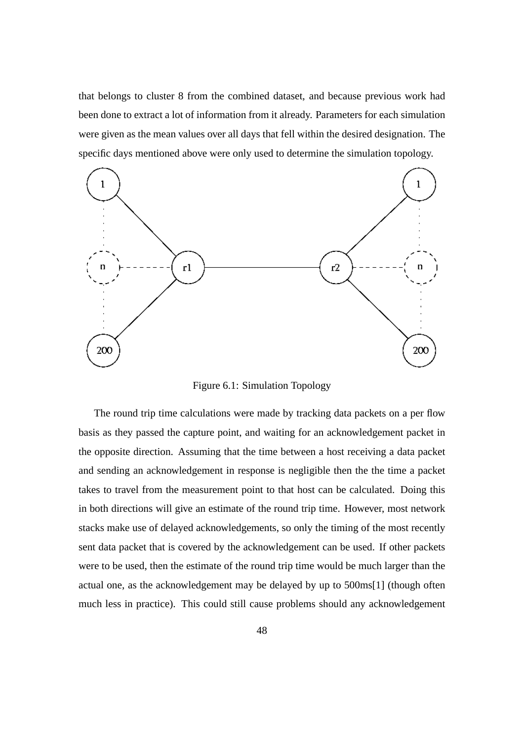that belongs to cluster 8 from the combined dataset, and because previous work had been done to extract a lot of information from it already. Parameters for each simulation were given as the mean values over all days that fell within the desired designation. The specific days mentioned above were only used to determine the simulation topology.

Figure 6.1: Simulation Topology

The round trip time calculations were made by tracking data packets on a per flow basis as they passed the capture point, and waiting for an acknowledgement packet in the opposite direction. Assuming that the time between a host receiving a data packet and sending an acknowledgement in response is negligible then the the time a packet takes to travel from the measurement point to that host can be calculated. Doing this in both directions will give an estimate of the round trip time. However, most network stacks make use of delayed acknowledgements, so only the timing of the most recently sent data packet that is covered by the acknowledgement can be used. If other packets were to be used, then the estimate of the round trip time would be much larger than the actual one, as the acknowledgement may be delayed by up to 500ms[1] (though often much less in practice). This could still cause problems should any acknowledgement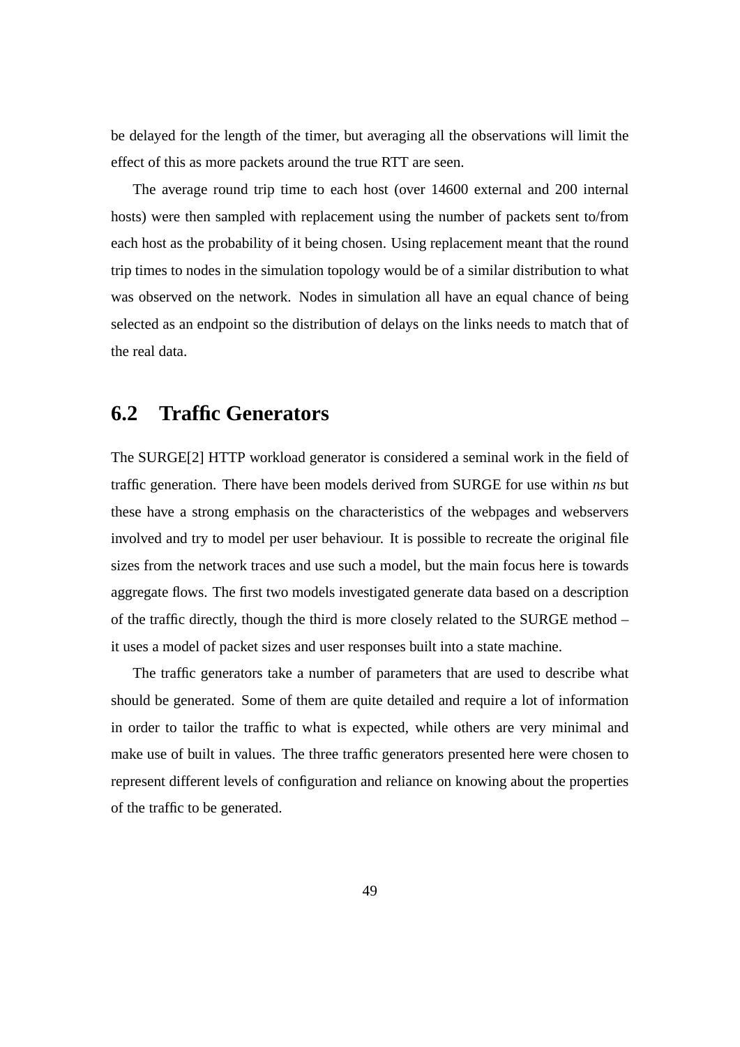be delayed for the length of the timer, but averaging all the observations will limit the effect of this as more packets around the true RTT are seen.

The average round trip time to each host (over 14600 external and 200 internal hosts) were then sampled with replacement using the number of packets sent to/from each host as the probability of it being chosen. Using replacement meant that the round trip times to nodes in the simulation topology would be of a similar distribution to what was observed on the network. Nodes in simulation all have an equal chance of being selected as an endpoint so the distribution of delays on the links needs to match that of the real data.

## 6.2 Traffic Generators

The SURGE[2] HTTP workload generator is considered a seminal work in the field of traffic generation. There have been models derived from SURGE for use within *ns* but these have a strong emphasis on the characteristics of the webpages and webservers involved and try to model per user behaviour. It is possible to recreate the original file sizes from the network traces and use such a model, but the main focus here is towards aggregate flows. The first two models investigated generate data based on a description of the traffic directly, though the third is more closely related to the SURGE method – it uses a model of packet sizes and user responses built into a state machine.

The traffic generators take a number of parameters that are used to describe what should be generated. Some of them are quite detailed and require a lot of information in order to tailor the traffic to what is expected, while others are very minimal and make use of built in values. The three traffic generators presented here were chosen to represent different levels of configuration and reliance on knowing about the properties of the traffic to be generated.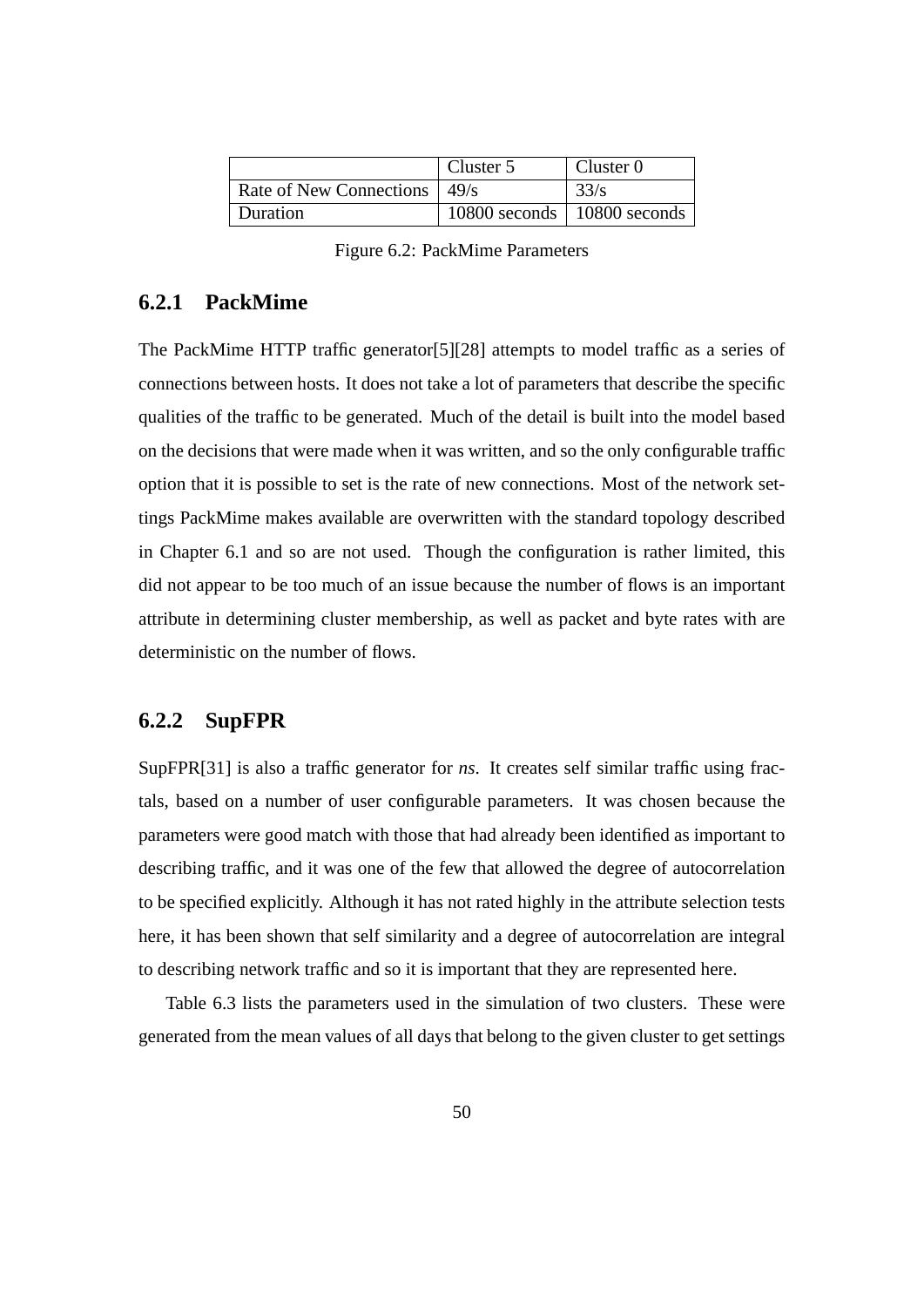| | Cluster 5 | Cluster 0 |
|---|---|---|
| Rate of New Connections | 49/s | 33/s |
| Duration | 10800 seconds | 10800 seconds |

Figure 6.2: PackMime Parameters

### 6.2.1 PackMime

The PackMime HTTP traffic generator[5][28] attempts to model traffic as a series of connections between hosts. It does not take a lot of parameters that describe the specific qualities of the traffic to be generated. Much of the detail is built into the model based on the decisions that were made when it was written, and so the only configurable traffic option that it is possible to set is the rate of new connections. Most of the network settings PackMime makes available are overwritten with the standard topology described in Chapter 6.1 and so are not used. Though the configuration is rather limited, this did not appear to be too much of an issue because the number of flows is an important attribute in determining cluster membership, as well as packet and byte rates with are deterministic on the number of flows.

### 6.2.2 SupFPR

SupFPR[31] is also a traffic generator for *ns*. It creates self similar traffic using fractals, based on a number of user configurable parameters. It was chosen because the parameters were good match with those that had already been identified as important to describing traffic, and it was one of the few that allowed the degree of autocorrelation to be specified explicitly. Although it has not rated highly in the attribute selection tests here, it has been shown that self similarity and a degree of autocorrelation are integral to describing network traffic and so it is important that they are represented here.

Table 6.3 lists the parameters used in the simulation of two clusters. These were generated from the mean values of all days that belong to the given cluster to get settings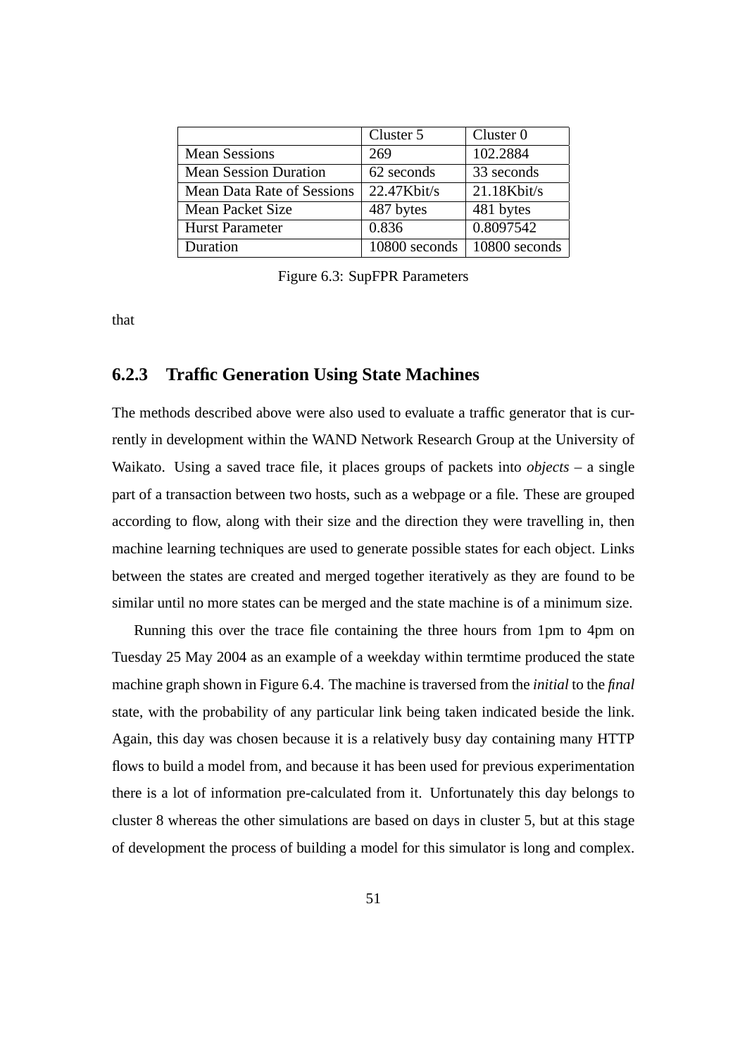|  | Cluster 5 | Cluster 0 |
|---|---|---|
| Mean Sessions | 269 | 102.2884 |
| Mean Session Duration | 62 seconds | 33 seconds |
| Mean Data Rate of Sessions | 22.47Kbit/s | 21.18Kbit/s |
| Mean Packet Size | 487 bytes | 481 bytes |
| Hurst Parameter | 0.836 | 0.8097542 |
| Duration | 10800 seconds | 10800 seconds |

Figure 6.3: SupFPR Parameters

that

### 6.2.3 Traffic Generation Using State Machines

The methods described above were also used to evaluate a traffic generator that is currently in development within the WAND Network Research Group at the University of Waikato. Using a saved trace file, it places groups of packets into *objects* – a single part of a transaction between two hosts, such as a webpage or a file. These are grouped according to flow, along with their size and the direction they were travelling in, then machine learning techniques are used to generate possible states for each object. Links between the states are created and merged together iteratively as they are found to be similar until no more states can be merged and the state machine is of a minimum size.

Running this over the trace file containing the three hours from 1pm to 4pm on Tuesday 25 May 2004 as an example of a weekday within termtime produced the state machine graph shown in Figure 6.4. The machine is traversed from the *initial* to the *final* state, with the probability of any particular link being taken indicated beside the link. Again, this day was chosen because it is a relatively busy day containing many HTTP flows to build a model from, and because it has been used for previous experimentation there is a lot of information pre-calculated from it. Unfortunately this day belongs to cluster 8 whereas the other simulations are based on days in cluster 5, but at this stage of development the process of building a model for this simulator is long and complex.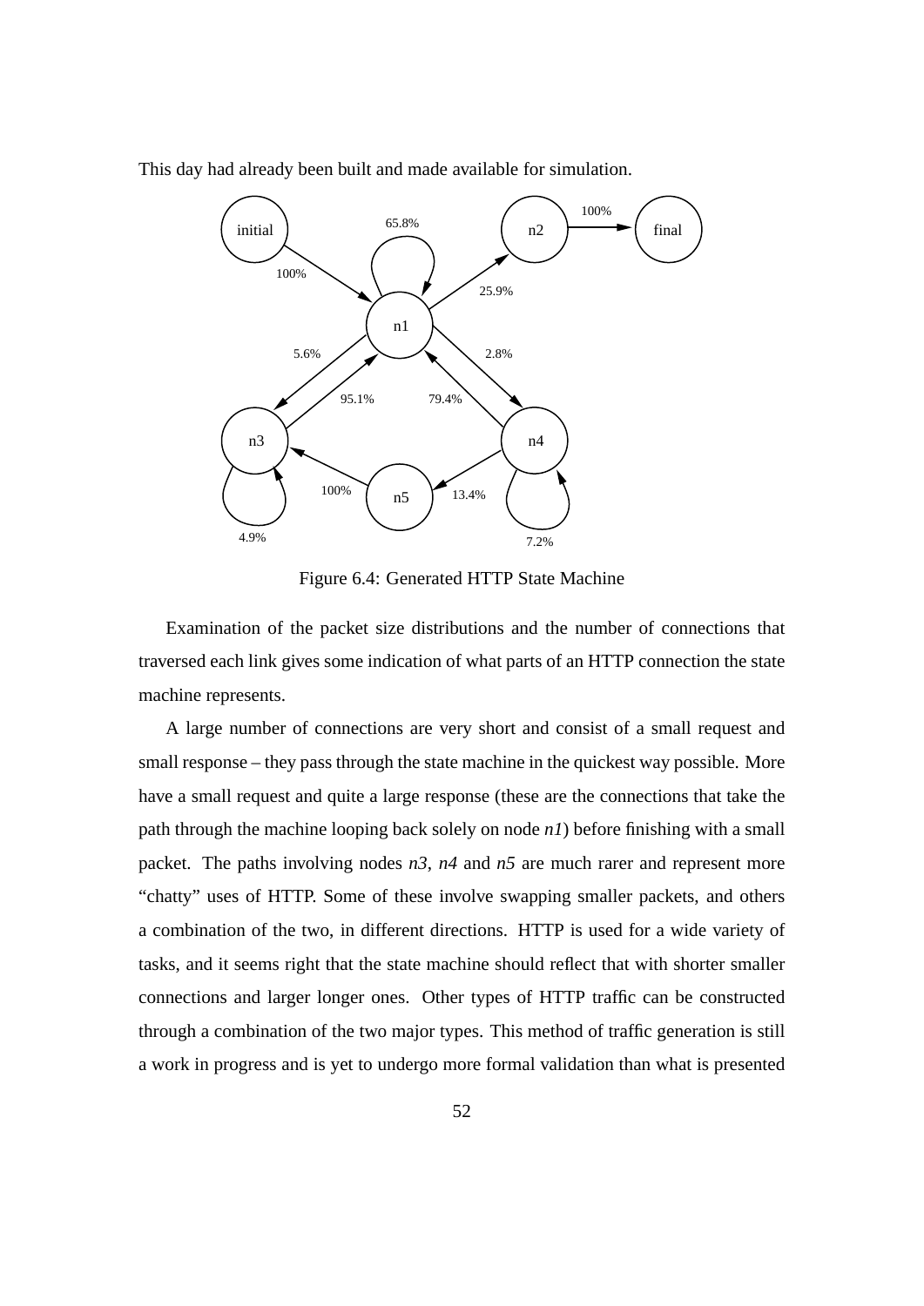This day had already been built and made available for simulation.

Figure 6.4: Generated HTTP State Machine

Examination of the packet size distributions and the number of connections that traversed each link gives some indication of what parts of an HTTP connection the state machine represents.

A large number of connections are very short and consist of a small request and small response – they pass through the state machine in the quickest way possible. More have a small request and quite a large response (these are the connections that take the path through the machine looping back solely on node *n1*) before finishing with a small packet. The paths involving nodes *n3*, *n4* and *n5* are much rarer and represent more "chatty" uses of HTTP. Some of these involve swapping smaller packets, and others a combination of the two, in different directions. HTTP is used for a wide variety of tasks, and it seems right that the state machine should reflect that with shorter smaller connections and larger longer ones. Other types of HTTP traffic can be constructed through a combination of the two major types. This method of traffic generation is still a work in progress and is yet to undergo more formal validation than what is presented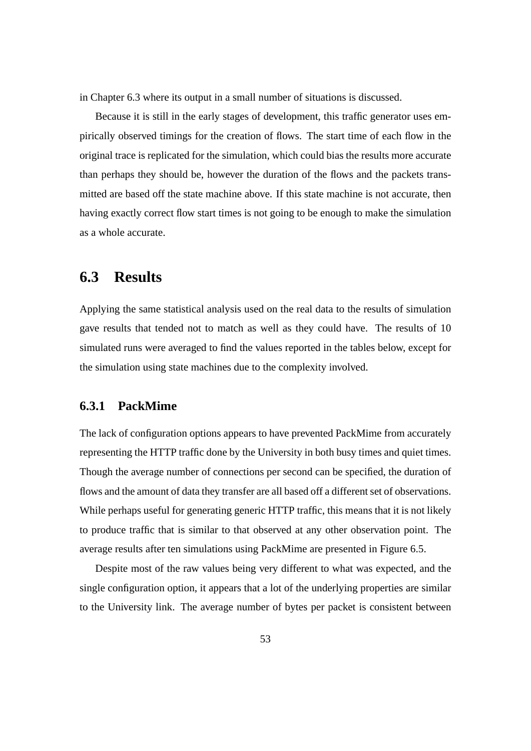in Chapter 6.3 where its output in a small number of situations is discussed.

Because it is still in the early stages of development, this traffic generator uses empirically observed timings for the creation of flows. The start time of each flow in the original trace is replicated for the simulation, which could bias the results more accurate than perhaps they should be, however the duration of the flows and the packets transmitted are based off the state machine above. If this state machine is not accurate, then having exactly correct flow start times is not going to be enough to make the simulation as a whole accurate.

## 6.3 Results

Applying the same statistical analysis used on the real data to the results of simulation gave results that tended not to match as well as they could have. The results of 10 simulated runs were averaged to find the values reported in the tables below, except for the simulation using state machines due to the complexity involved.

### 6.3.1 PackMime

The lack of configuration options appears to have prevented PackMime from accurately representing the HTTP traffic done by the University in both busy times and quiet times. Though the average number of connections per second can be specified, the duration of flows and the amount of data they transfer are all based off a different set of observations. While perhaps useful for generating generic HTTP traffic, this means that it is not likely to produce traffic that is similar to that observed at any other observation point. The average results after ten simulations using PackMime are presented in Figure 6.5.

Despite most of the raw values being very different to what was expected, and the single configuration option, it appears that a lot of the underlying properties are similar to the University link. The average number of bytes per packet is consistent between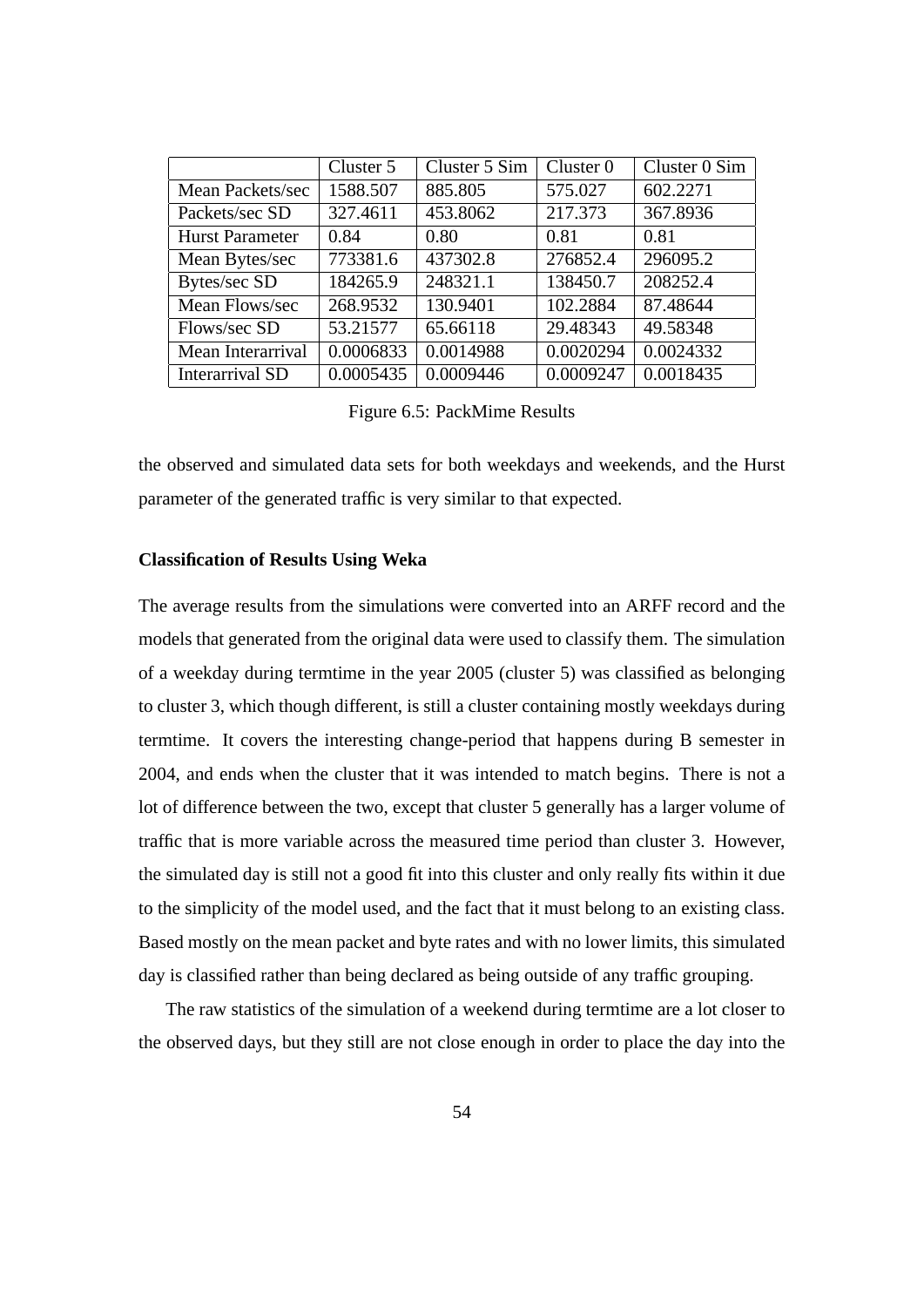|  | Cluster 5 | Cluster 5 Sim | Cluster 0 | Cluster 0 Sim |
|---|---|---|---|---|
| Mean Packets/sec | 1588.507 | 885.805 | 575.027 | 602.2271 |
| Packets/sec SD | 327.4611 | 453.8062 | 217.373 | 367.8936 |
| Hurst Parameter | 0.84 | 0.80 | 0.81 | 0.81 |
| Mean Bytes/sec | 773381.6 | 437302.8 | 276852.4 | 296095.2 |
| Bytes/sec SD | 184265.9 | 248321.1 | 138450.7 | 208252.4 |
| Mean Flows/sec | 268.9532 | 130.9401 | 102.2884 | 87.48644 |
| Flows/sec SD | 53.21577 | 65.66118 | 29.48343 | 49.58348 |
| Mean Interarrival | 0.0006833 | 0.0014988 | 0.0020294 | 0.0024332 |
| Interarrival SD | 0.0005435 | 0.0009446 | 0.0009247 | 0.0018435 |

Figure 6.5: PackMime Results

the observed and simulated data sets for both weekdays and weekends, and the Hurst parameter of the generated traffic is very similar to that expected.

**Classification of Results Using Weka**

The average results from the simulations were converted into an ARFF record and the models that generated from the original data were used to classify them. The simulation of a weekday during termtime in the year 2005 (cluster 5) was classified as belonging to cluster 3, which though different, is still a cluster containing mostly weekdays during termtime. It covers the interesting change-period that happens during B semester in 2004, and ends when the cluster that it was intended to match begins. There is not a lot of difference between the two, except that cluster 5 generally has a larger volume of traffic that is more variable across the measured time period than cluster 3. However, the simulated day is still not a good fit into this cluster and only really fits within it due to the simplicity of the model used, and the fact that it must belong to an existing class. Based mostly on the mean packet and byte rates and with no lower limits, this simulated day is classified rather than being declared as being outside of any traffic grouping.

The raw statistics of the simulation of a weekend during termtime are a lot closer to the observed days, but they still are not close enough in order to place the day into the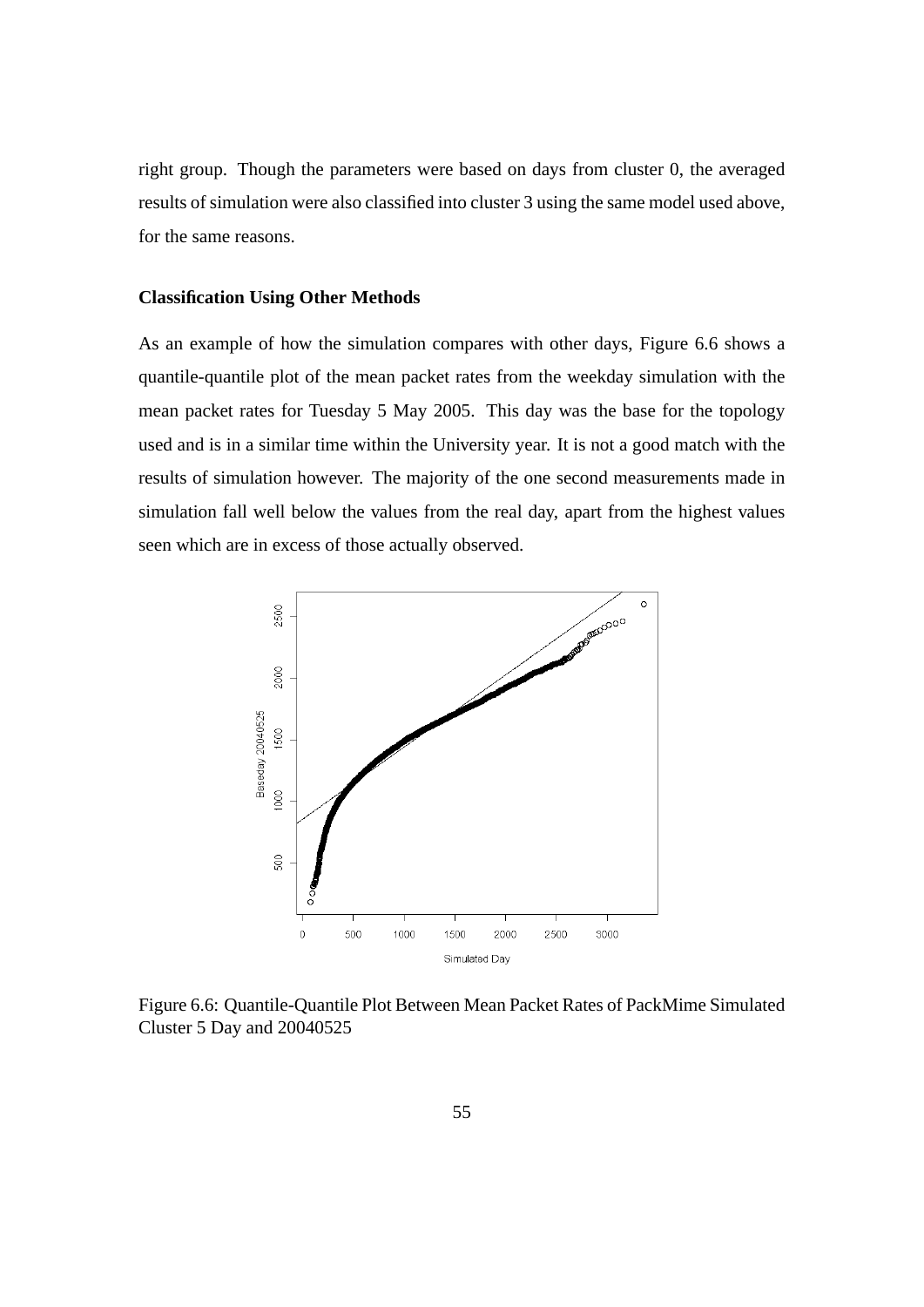right group. Though the parameters were based on days from cluster 0, the averaged results of simulation were also classified into cluster 3 using the same model used above, for the same reasons.

**Classification Using Other Methods**

As an example of how the simulation compares with other days, Figure 6.6 shows a quantile-quantile plot of the mean packet rates from the weekday simulation with the mean packet rates for Tuesday 5 May 2005. This day was the base for the topology used and is in a similar time within the University year. It is not a good match with the results of simulation however. The majority of the one second measurements made in simulation fall well below the values from the real day, apart from the highest values seen which are in excess of those actually observed.

Figure 6.6: Quantile-Quantile Plot Between Mean Packet Rates of PackMime Simulated Cluster 5 Day and 20040525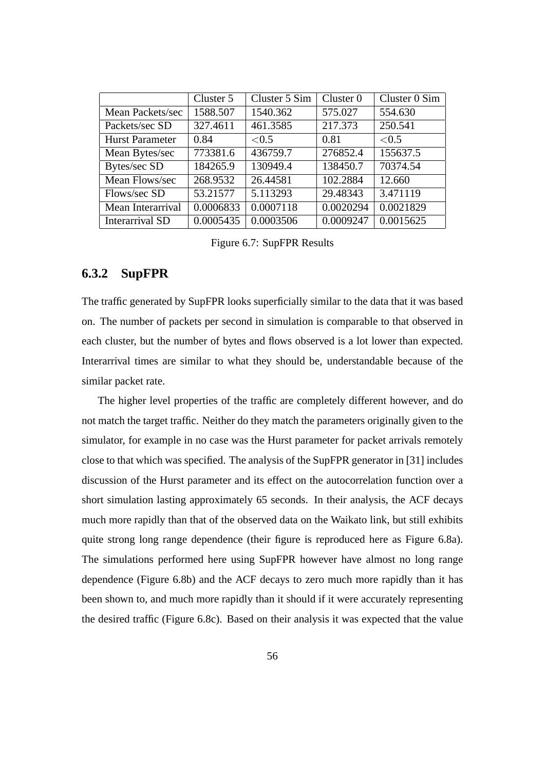| | Cluster 5 | Cluster 5 Sim | Cluster 0 | Cluster 0 Sim |
|---|---|---|---|---|
| Mean Packets/sec | 1588.507 | 1540.362 | 575.027 | 554.630 |
| Packets/sec SD | 327.4611 | 461.3585 | 217.373 | 250.541 |
| Hurst Parameter | 0.84 | $<0.5$ | 0.81 | $<0.5$ |
| Mean Bytes/sec | 773381.6 | 436759.7 | 276852.4 | 155637.5 |
| Bytes/sec SD | 184265.9 | 130949.4 | 138450.7 | 70374.54 |
| Mean Flows/sec | 268.9532 | 26.44581 | 102.2884 | 12.660 |
| Flows/sec SD | 53.21577 | 5.113293 | 29.48343 | 3.471119 |
| Mean Interarrival | 0.0006833 | 0.0007118 | 0.0020294 | 0.0021829 |
| Interarrival SD | 0.0005435 | 0.0003506 | 0.0009247 | 0.0015625 |

Figure 6.7: SupFPR Results

### 6.3.2 SupFPR

The traffic generated by SupFPR looks superficially similar to the data that it was based on. The number of packets per second in simulation is comparable to that observed in each cluster, but the number of bytes and flows observed is a lot lower than expected. Interarrival times are similar to what they should be, understandable because of the similar packet rate.

The higher level properties of the traffic are completely different however, and do not match the target traffic. Neither do they match the parameters originally given to the simulator, for example in no case was the Hurst parameter for packet arrivals remotely close to that which was specified. The analysis of the SupFPR generator in [31] includes discussion of the Hurst parameter and its effect on the autocorrelation function over a short simulation lasting approximately 65 seconds. In their analysis, the ACF decays much more rapidly than that of the observed data on the Waikato link, but still exhibits quite strong long range dependence (their figure is reproduced here as Figure 6.8a). The simulations performed here using SupFPR however have almost no long range dependence (Figure 6.8b) and the ACF decays to zero much more rapidly than it has been shown to, and much more rapidly than it should if it were accurately representing the desired traffic (Figure 6.8c). Based on their analysis it was expected that the value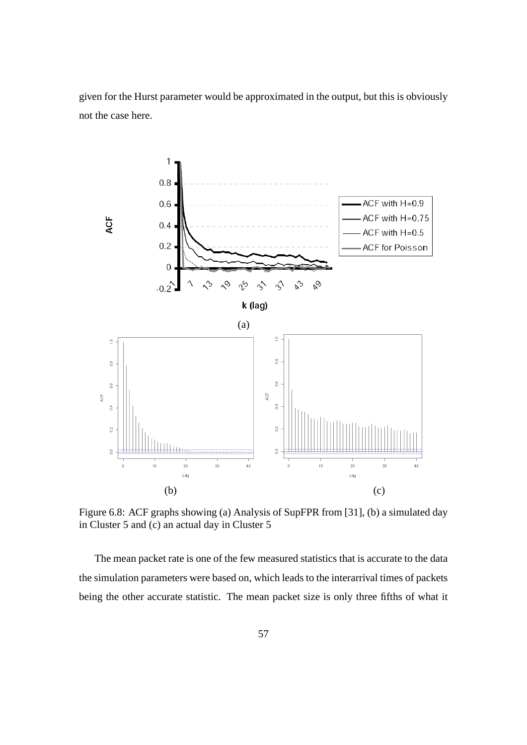given for the Hurst parameter would be approximated in the output, but this is obviously not the case here.

Figure 6.8: ACF graphs showing (a) Analysis of SupFPR from [31], (b) a simulated day in Cluster 5 and (c) an actual day in Cluster 5

The mean packet rate is one of the few measured statistics that is accurate to the data the simulation parameters were based on, which leads to the interarrival times of packets being the other accurate statistic. The mean packet size is only three fifths of what it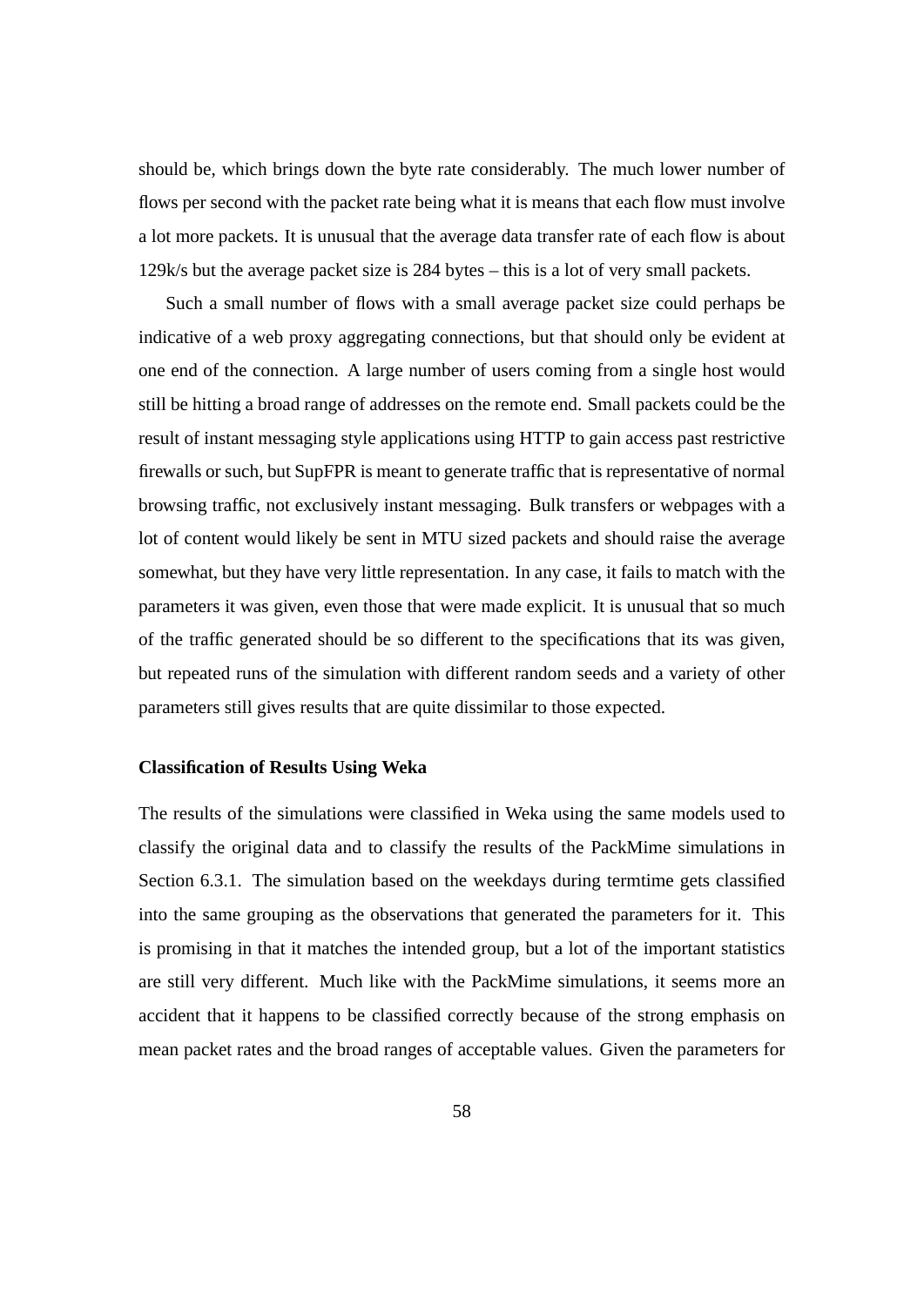should be, which brings down the byte rate considerably. The much lower number of flows per second with the packet rate being what it is means that each flow must involve a lot more packets. It is unusual that the average data transfer rate of each flow is about 129k/s but the average packet size is 284 bytes – this is a lot of very small packets.

Such a small number of flows with a small average packet size could perhaps be indicative of a web proxy aggregating connections, but that should only be evident at one end of the connection. A large number of users coming from a single host would still be hitting a broad range of addresses on the remote end. Small packets could be the result of instant messaging style applications using HTTP to gain access past restrictive firewalls or such, but SupFPR is meant to generate traffic that is representative of normal browsing traffic, not exclusively instant messaging. Bulk transfers or webpages with a lot of content would likely be sent in MTU sized packets and should raise the average somewhat, but they have very little representation. In any case, it fails to match with the parameters it was given, even those that were made explicit. It is unusual that so much of the traffic generated should be so different to the specifications that its was given, but repeated runs of the simulation with different random seeds and a variety of other parameters still gives results that are quite dissimilar to those expected.

**Classification of Results Using Weka**

The results of the simulations were classified in Weka using the same models used to classify the original data and to classify the results of the PackMime simulations in Section 6.3.1. The simulation based on the weekdays during termtime gets classified into the same grouping as the observations that generated the parameters for it. This is promising in that it matches the intended group, but a lot of the important statistics are still very different. Much like with the PackMime simulations, it seems more an accident that it happens to be classified correctly because of the strong emphasis on mean packet rates and the broad ranges of acceptable values. Given the parameters for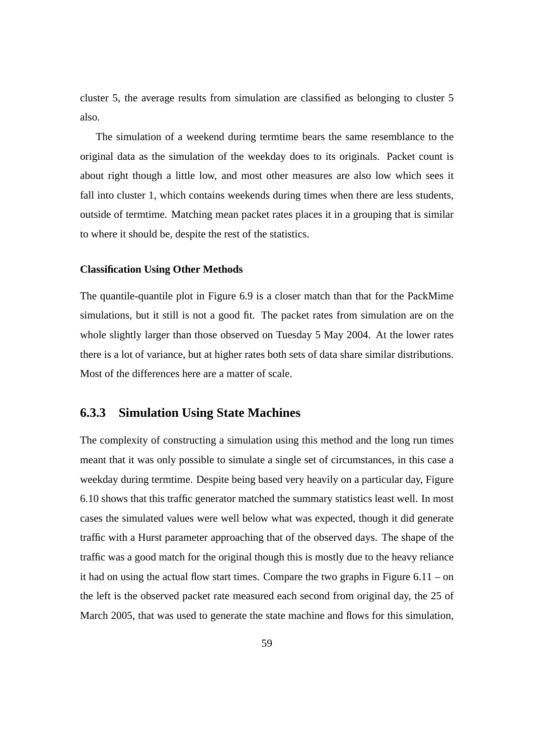cluster 5, the average results from simulation are classified as belonging to cluster 5 also.

The simulation of a weekend during termtime bears the same resemblance to the original data as the simulation of the weekday does to its originals. Packet count is about right though a little low, and most other measures are also low which sees it fall into cluster 1, which contains weekends during times when there are less students, outside of termtime. Matching mean packet rates places it in a grouping that is similar to where it should be, despite the rest of the statistics.

#### Classification Using Other Methods

The quantile-quantile plot in Figure 6.9 is a closer match than that for the PackMime simulations, but it still is not a good fit. The packet rates from simulation are on the whole slightly larger than those observed on Tuesday 5 May 2004. At the lower rates there is a lot of variance, but at higher rates both sets of data share similar distributions. Most of the differences here are a matter of scale.

### 6.3.3 Simulation Using State Machines

The complexity of constructing a simulation using this method and the long run times meant that it was only possible to simulate a single set of circumstances, in this case a weekday during termtime. Despite being based very heavily on a particular day, Figure 6.10 shows that this traffic generator matched the summary statistics least well. In most cases the simulated values were well below what was expected, though it did generate traffic with a Hurst parameter approaching that of the observed days. The shape of the traffic was a good match for the original though this is mostly due to the heavy reliance it had on using the actual flow start times. Compare the two graphs in Figure 6.11 – on the left is the observed packet rate measured each second from original day, the 25 of March 2005, that was used to generate the state machine and flows for this simulation,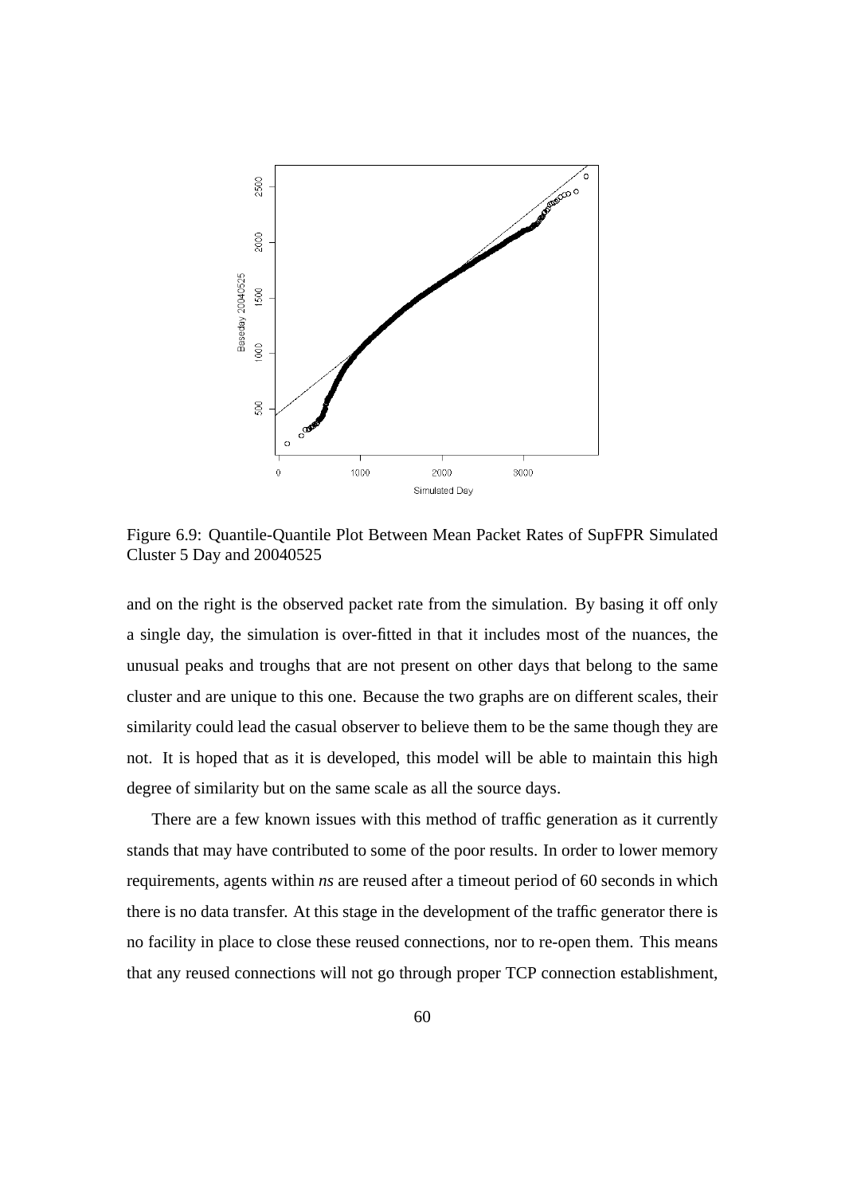Figure 6.9: Quantile-Quantile Plot Between Mean Packet Rates of SupFPR Simulated Cluster 5 Day and 20040525

and on the right is the observed packet rate from the simulation. By basing it off only a single day, the simulation is over-fitted in that it includes most of the nuances, the unusual peaks and troughs that are not present on other days that belong to the same cluster and are unique to this one. Because the two graphs are on different scales, their similarity could lead the casual observer to believe them to be the same though they are not. It is hoped that as it is developed, this model will be able to maintain this high degree of similarity but on the same scale as all the source days.

There are a few known issues with this method of traffic generation as it currently stands that may have contributed to some of the poor results. In order to lower memory requirements, agents within *ns* are reused after a timeout period of 60 seconds in which there is no data transfer. At this stage in the development of the traffic generator there is no facility in place to close these reused connections, nor to re-open them. This means that any reused connections will not go through proper TCP connection establishment,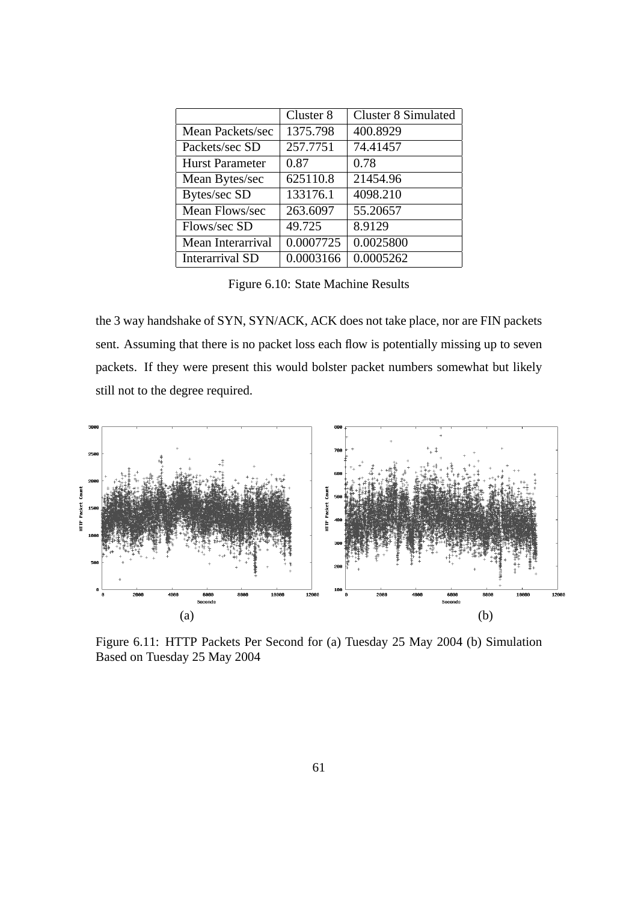| | Cluster 8 | Cluster 8 Simulated |
|---|---|---|
| Mean Packets/sec | 1375.798 | 400.8929 |
| Packets/sec SD | 257.7751 | 74.41457 |
| Hurst Parameter | 0.87 | 0.78 |
| Mean Bytes/sec | 625110.8 | 21454.96 |
| Bytes/sec SD | 133176.1 | 4098.210 |
| Mean Flows/sec | 263.6097 | 55.20657 |
| Flows/sec SD | 49.725 | 8.9129 |
| Mean Interarrival | 0.0007725 | 0.0025800 |
| Interarrival SD | 0.0003166 | 0.0005262 |

Figure 6.10: State Machine Results

the 3 way handshake of SYN, SYN/ACK, ACK does not take place, nor are FIN packets sent. Assuming that there is no packet loss each flow is potentially missing up to seven packets. If they were present this would bolster packet numbers somewhat but likely still not to the degree required.

(a) (b)

Figure 6.11: HTTP Packets Per Second for (a) Tuesday 25 May 2004 (b) Simulation Based on Tuesday 25 May 2004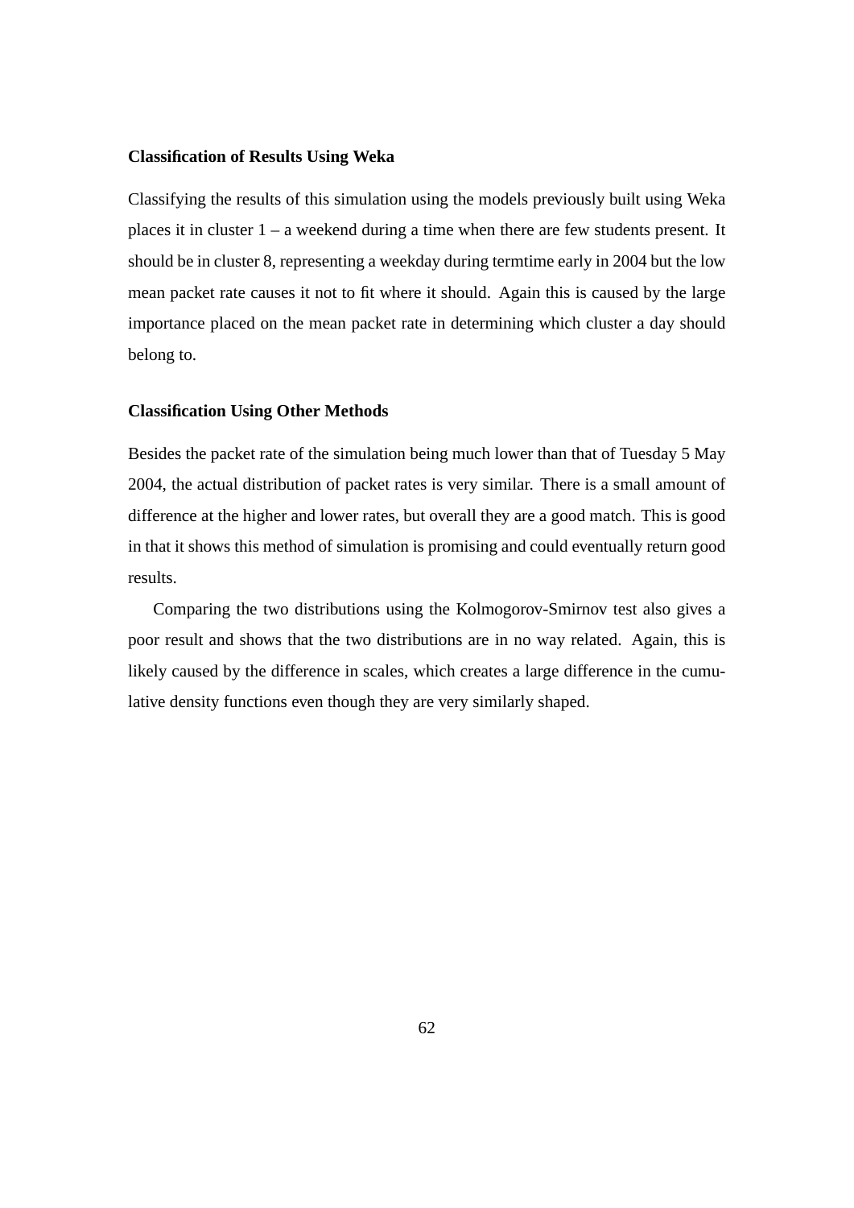**Classification of Results Using Weka**

Classifying the results of this simulation using the models previously built using Weka places it in cluster 1 – a weekend during a time when there are few students present. It should be in cluster 8, representing a weekday during termtime early in 2004 but the low mean packet rate causes it not to fit where it should. Again this is caused by the large importance placed on the mean packet rate in determining which cluster a day should belong to.

**Classification Using Other Methods**

Besides the packet rate of the simulation being much lower than that of Tuesday 5 May 2004, the actual distribution of packet rates is very similar. There is a small amount of difference at the higher and lower rates, but overall they are a good match. This is good in that it shows this method of simulation is promising and could eventually return good results.

Comparing the two distributions using the Kolmogorov-Smirnov test also gives a poor result and shows that the two distributions are in no way related. Again, this is likely caused by the difference in scales, which creates a large difference in the cumulative density functions even though they are very similarly shaped.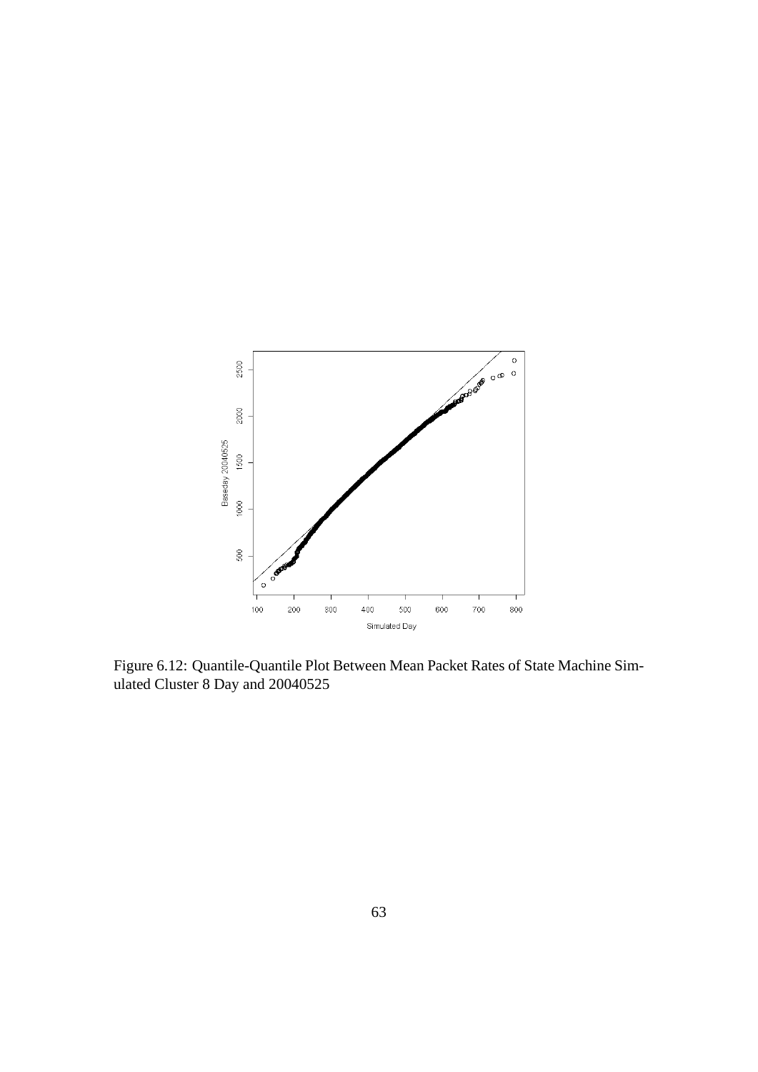Figure 6.12: Quantile-Quantile Plot Between Mean Packet Rates of State Machine Simulated Cluster 8 Day and 20040525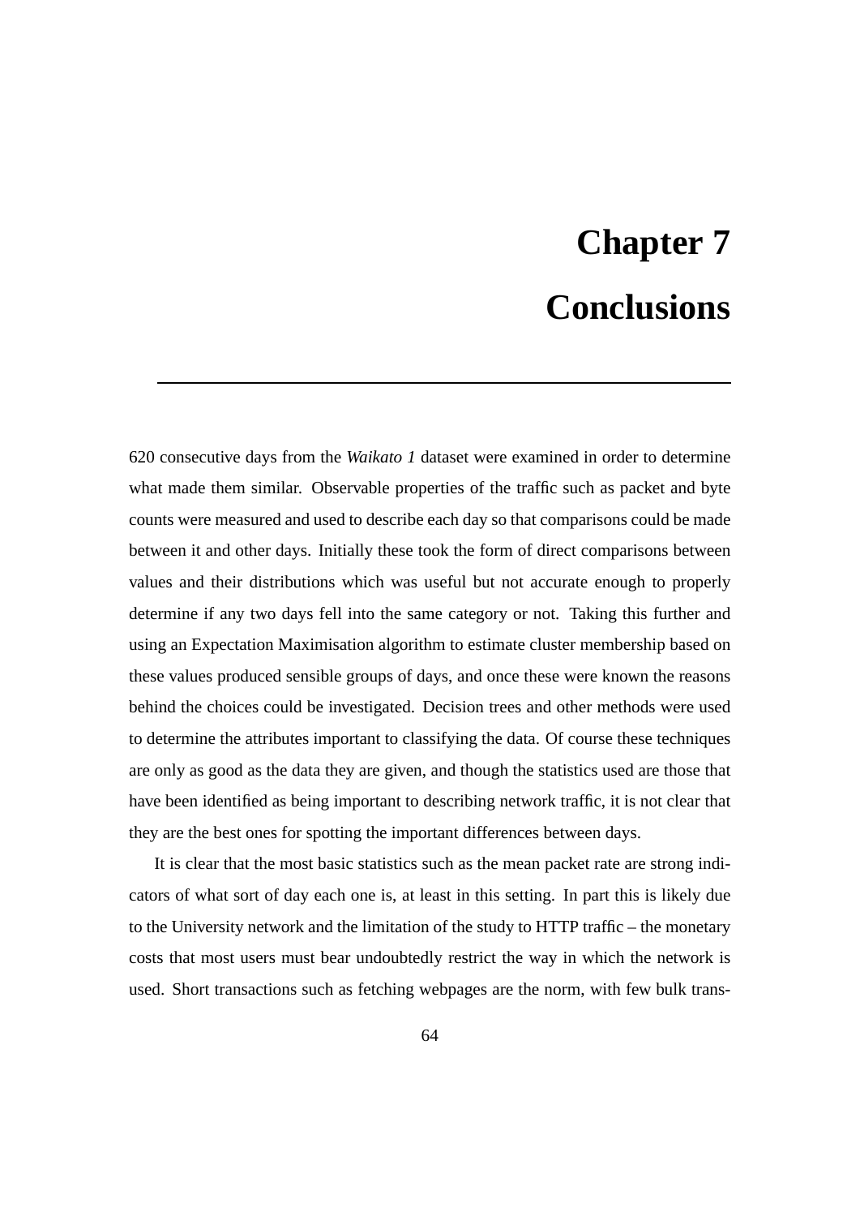# Chapter 7

# Conclusions

620 consecutive days from the *Waikato 1* dataset were examined in order to determine what made them similar. Observable properties of the traffic such as packet and byte counts were measured and used to describe each day so that comparisons could be made between it and other days. Initially these took the form of direct comparisons between values and their distributions which was useful but not accurate enough to properly determine if any two days fell into the same category or not. Taking this further and using an Expectation Maximisation algorithm to estimate cluster membership based on these values produced sensible groups of days, and once these were known the reasons behind the choices could be investigated. Decision trees and other methods were used to determine the attributes important to classifying the data. Of course these techniques are only as good as the data they are given, and though the statistics used are those that have been identified as being important to describing network traffic, it is not clear that they are the best ones for spotting the important differences between days.

It is clear that the most basic statistics such as the mean packet rate are strong indicators of what sort of day each one is, at least in this setting. In part this is likely due to the University network and the limitation of the study to HTTP traffic – the monetary costs that most users must bear undoubtedly restrict the way in which the network is used. Short transactions such as fetching webpages are the norm, with few bulk trans-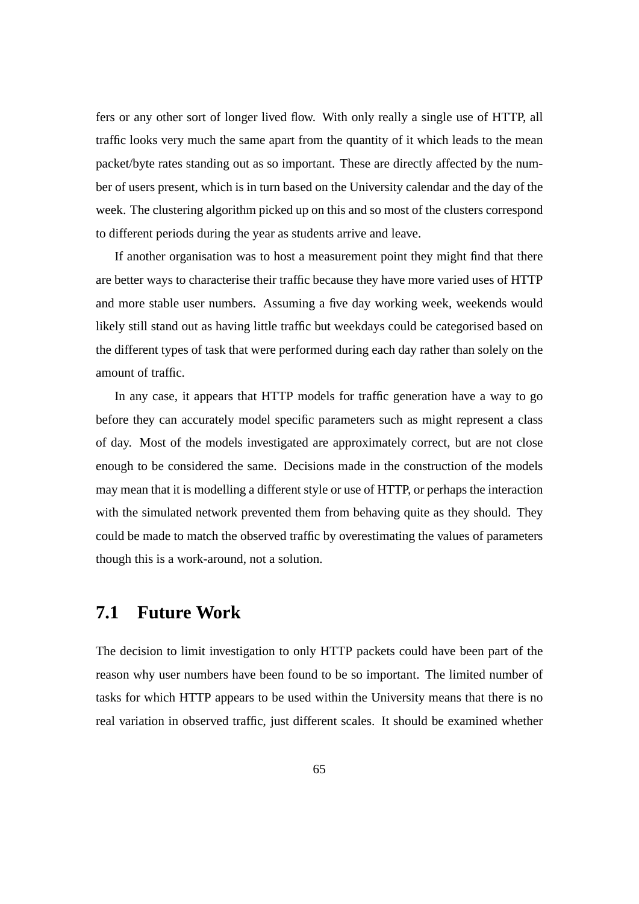fers or any other sort of longer lived flow. With only really a single use of HTTP, all traffic looks very much the same apart from the quantity of it which leads to the mean packet/byte rates standing out as so important. These are directly affected by the number of users present, which is in turn based on the University calendar and the day of the week. The clustering algorithm picked up on this and so most of the clusters correspond to different periods during the year as students arrive and leave.

If another organisation was to host a measurement point they might find that there are better ways to characterise their traffic because they have more varied uses of HTTP and more stable user numbers. Assuming a five day working week, weekends would likely still stand out as having little traffic but weekdays could be categorised based on the different types of task that were performed during each day rather than solely on the amount of traffic.

In any case, it appears that HTTP models for traffic generation have a way to go before they can accurately model specific parameters such as might represent a class of day. Most of the models investigated are approximately correct, but are not close enough to be considered the same. Decisions made in the construction of the models may mean that it is modelling a different style or use of HTTP, or perhaps the interaction with the simulated network prevented them from behaving quite as they should. They could be made to match the observed traffic by overestimating the values of parameters though this is a work-around, not a solution.

## 7.1 Future Work

The decision to limit investigation to only HTTP packets could have been part of the reason why user numbers have been found to be so important. The limited number of tasks for which HTTP appears to be used within the University means that there is no real variation in observed traffic, just different scales. It should be examined whether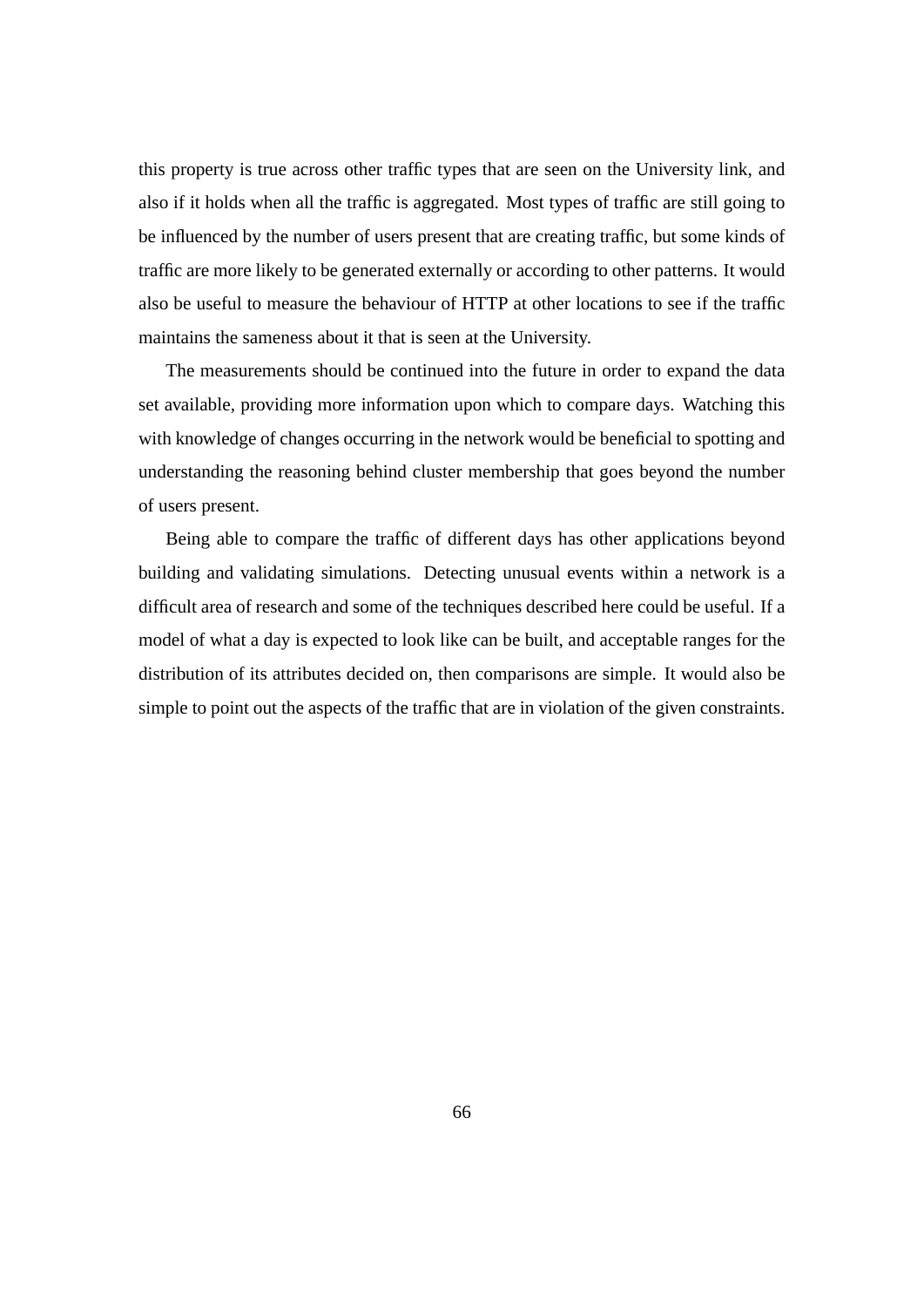this property is true across other traffic types that are seen on the University link, and also if it holds when all the traffic is aggregated. Most types of traffic are still going to be influenced by the number of users present that are creating traffic, but some kinds of traffic are more likely to be generated externally or according to other patterns. It would also be useful to measure the behaviour of HTTP at other locations to see if the traffic maintains the sameness about it that is seen at the University.

The measurements should be continued into the future in order to expand the data set available, providing more information upon which to compare days. Watching this with knowledge of changes occurring in the network would be beneficial to spotting and understanding the reasoning behind cluster membership that goes beyond the number of users present.

Being able to compare the traffic of different days has other applications beyond building and validating simulations. Detecting unusual events within a network is a difficult area of research and some of the techniques described here could be useful. If a model of what a day is expected to look like can be built, and acceptable ranges for the distribution of its attributes decided on, then comparisons are simple. It would also be simple to point out the aspects of the traffic that are in violation of the given constraints.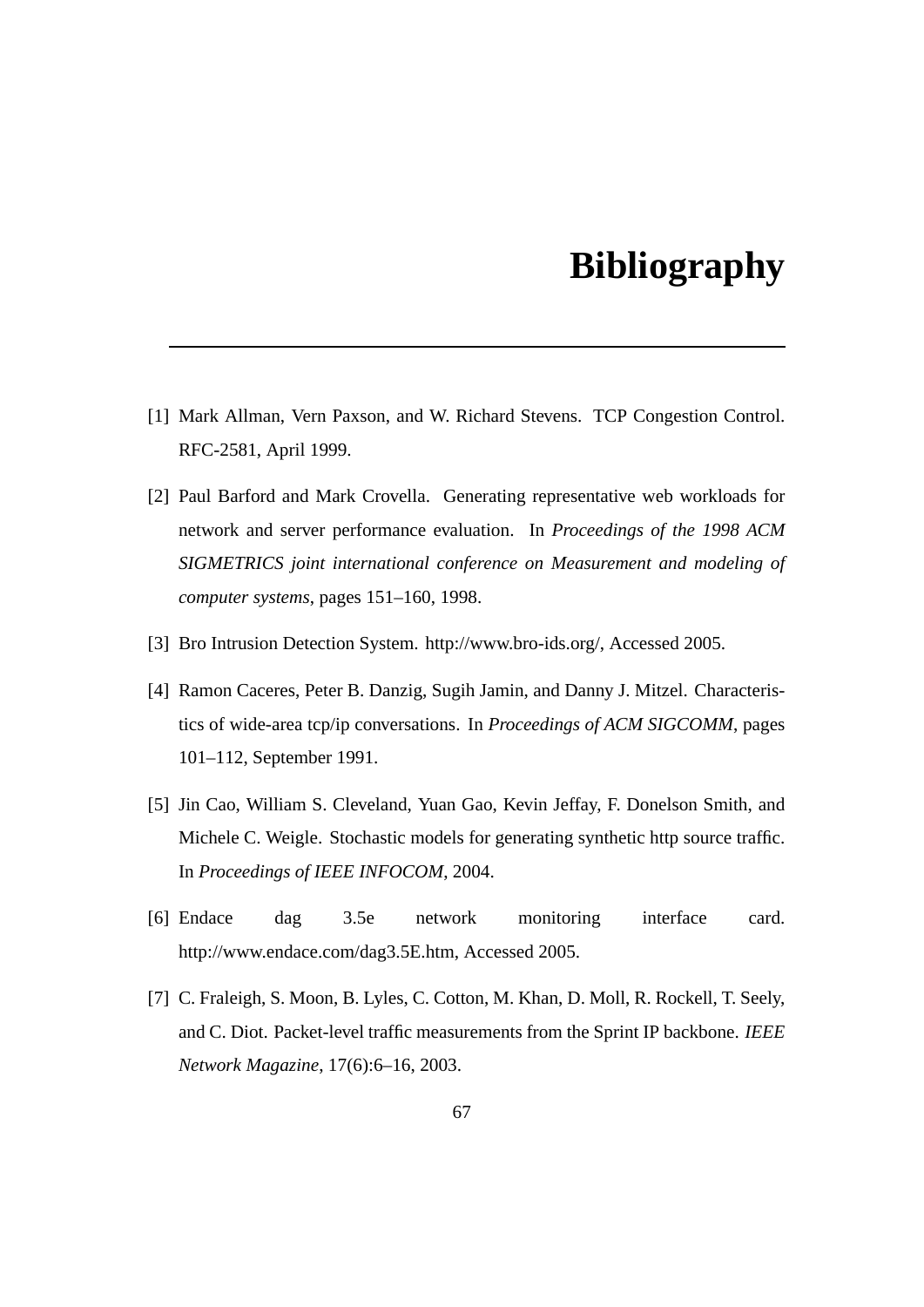# Bibliography

[1] Mark Allman, Vern Paxson, and W. Richard Stevens. TCP Congestion Control. RFC-2581, April 1999.

[2] Paul Barford and Mark Crovella. Generating representative web workloads for network and server performance evaluation. In *Proceedings of the 1998 ACM SIGMETRICS joint international conference on Measurement and modeling of computer systems*, pages 151–160, 1998.

[3] Bro Intrusion Detection System. http://www.bro-ids.org/, Accessed 2005.

[4] Ramon Caceres, Peter B. Danzig, Sugih Jamin, and Danny J. Mitzel. Characteristics of wide-area tcp/ip conversations. In *Proceedings of ACM SIGCOMM*, pages 101–112, September 1991.

[5] Jin Cao, William S. Cleveland, Yuan Gao, Kevin Jeffay, F. Donelson Smith, and Michele C. Weigle. Stochastic models for generating synthetic http source traffic. In *Proceedings of IEEE INFOCOM*, 2004.

[6] Endace dag 3.5e network monitoring interface card. http://www.endace.com/dag3.5E.htm, Accessed 2005.

[7] C. Fraleigh, S. Moon, B. Lyles, C. Cotton, M. Khan, D. Moll, R. Rockell, T. Seely, and C. Diot. Packet-level traffic measurements from the Sprint IP backbone. *IEEE Network Magazine*, 17(6):6–16, 2003.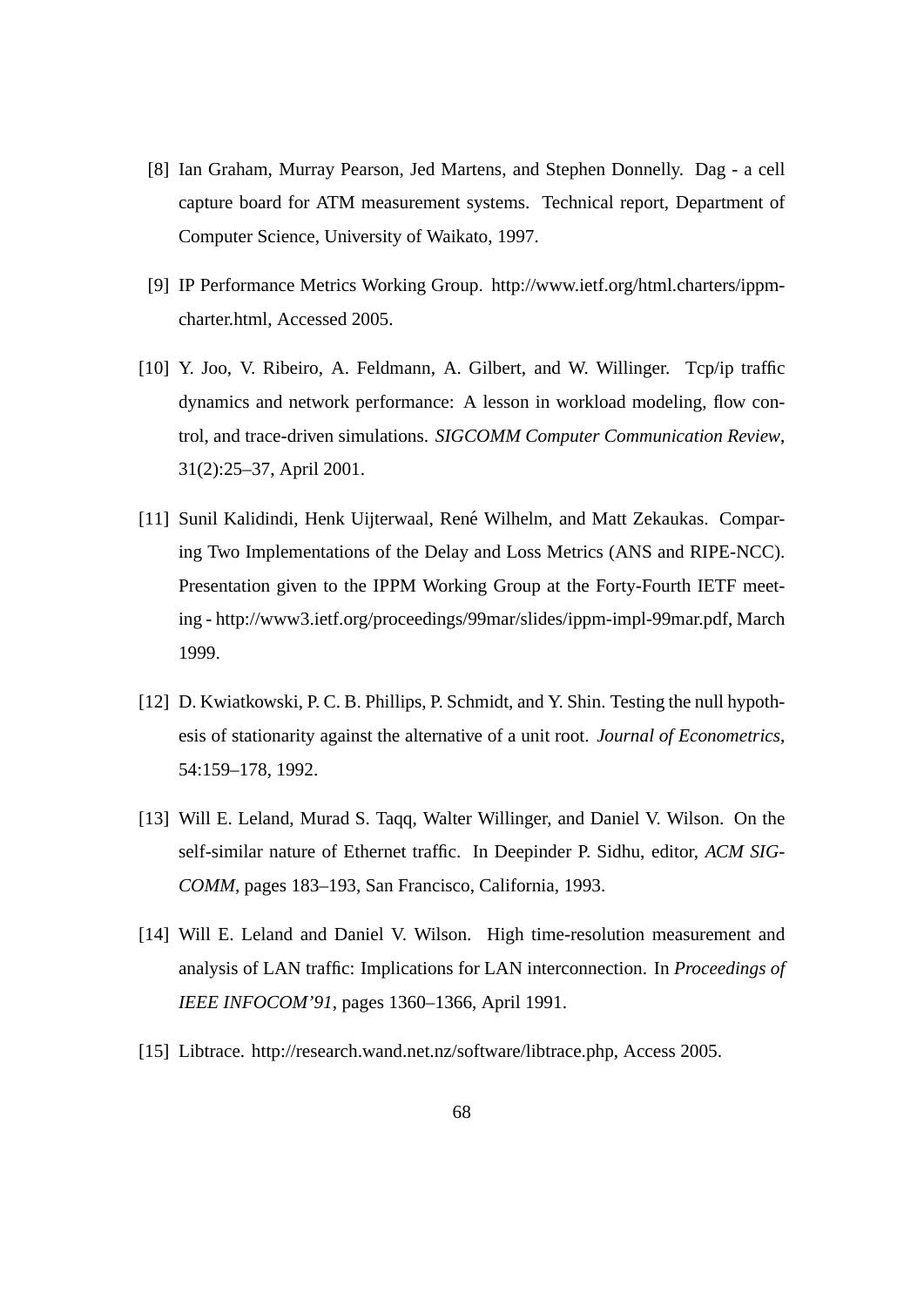[8] Ian Graham, Murray Pearson, Jed Martens, and Stephen Donnelly. Dag - a cell capture board for ATM measurement systems. Technical report, Department of Computer Science, University of Waikato, 1997.

[9] IP Performance Metrics Working Group. http://www.ietf.org/html.charters/ippm-charter.html, Accessed 2005.

[10] Y. Joo, V. Ribeiro, A. Feldmann, A. Gilbert, and W. Willinger. Tcp/ip traffic dynamics and network performance: A lesson in workload modeling, flow control, and trace-driven simulations. *SIGCOMM Computer Communication Review*, 31(2):25–37, April 2001.

[11] Sunil Kalidindi, Henk Uijterwaal, René Wilhelm, and Matt Zekaukas. Comparing Two Implementations of the Delay and Loss Metrics (ANS and RIPE-NCC). Presentation given to the IPPM Working Group at the Forty-Fourth IETF meeting - http://www3.ietf.org/proceedings/99mar/slides/ippm-impl-99mar.pdf, March 1999.

[12] D. Kwiatkowski, P. C. B. Phillips, P. Schmidt, and Y. Shin. Testing the null hypothesis of stationarity against the alternative of a unit root. *Journal of Econometrics*, 54:159–178, 1992.

[13] Will E. Leland, Murad S. Taqq, Walter Willinger, and Daniel V. Wilson. On the self-similar nature of Ethernet traffic. In Deepinder P. Sidhu, editor, *ACM SIGCOMM*, pages 183–193, San Francisco, California, 1993.

[14] Will E. Leland and Daniel V. Wilson. High time-resolution measurement and analysis of LAN traffic: Implications for LAN interconnection. In *Proceedings of IEEE INFOCOM'91*, pages 1360–1366, April 1991.

[15] Libtrace. http://research.wand.net.nz/software/libtrace.php, Access 2005.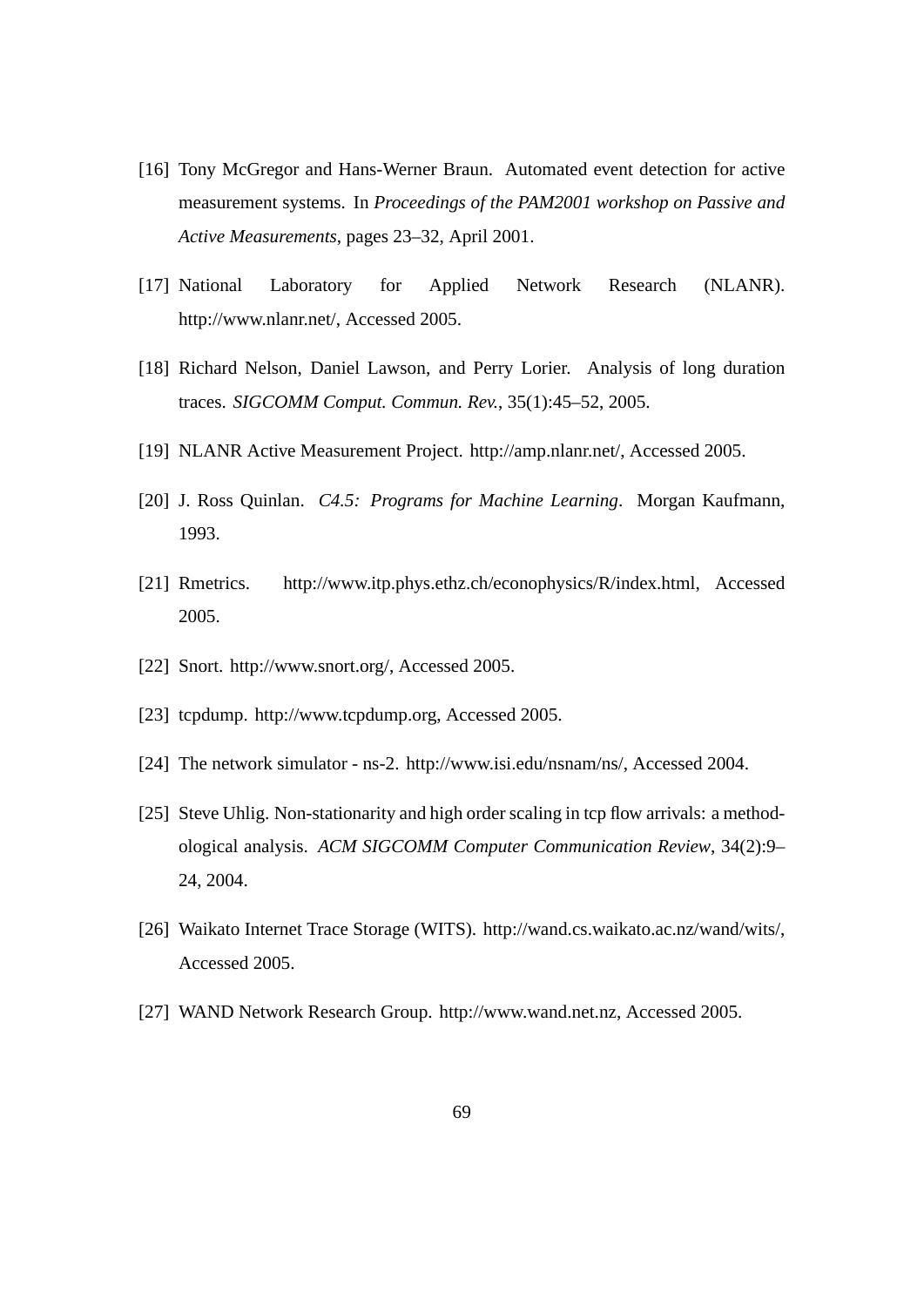[16] Tony McGregor and Hans-Werner Braun. Automated event detection for active measurement systems. In *Proceedings of the PAM2001 workshop on Passive and Active Measurements*, pages 23–32, April 2001.

[17] National Laboratory for Applied Network Research (NLANR). http://www.nlanr.net/, Accessed 2005.

[18] Richard Nelson, Daniel Lawson, and Perry Lorier. Analysis of long duration traces. *SIGCOMM Comput. Commun. Rev.*, 35(1):45–52, 2005.

[19] NLANR Active Measurement Project. http://amp.nlanr.net/, Accessed 2005.

[20] J. Ross Quinlan. *C4.5: Programs for Machine Learning*. Morgan Kaufmann, 1993.

[21] Rmetrics. http://www.itp.phys.ethz.ch/econophysics/R/index.html, Accessed 2005.

[22] Snort. http://www.snort.org/, Accessed 2005.

[23] tcpdump. http://www.tcpdump.org, Accessed 2005.

[24] The network simulator - ns-2. http://www.isi.edu/nsnam/ns/, Accessed 2004.

[25] Steve Uhlig. Non-stationarity and high order scaling in tcp flow arrivals: a methodological analysis. *ACM SIGCOMM Computer Communication Review*, 34(2):9–24, 2004.

[26] Waikato Internet Trace Storage (WITS). http://wand.cs.waikato.ac.nz/wand/wits/, Accessed 2005.

[27] WAND Network Research Group. http://www.wand.net.nz, Accessed 2005.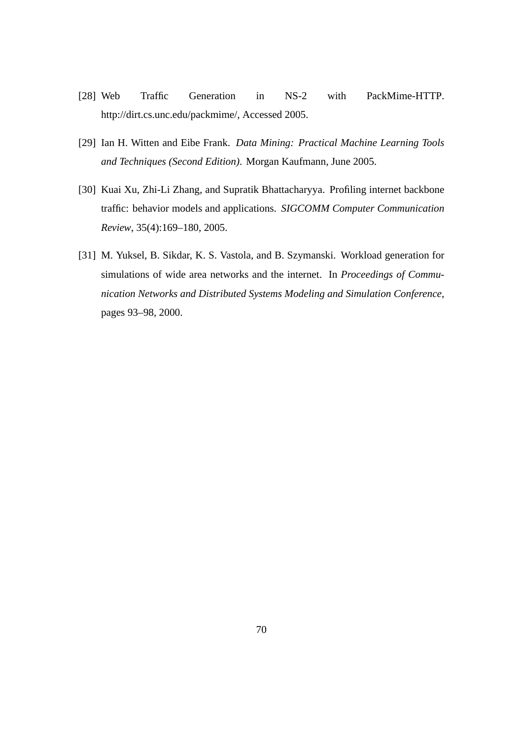[28] Web Traffic Generation in NS-2 with PackMime-HTTP. http://dirt.cs.unc.edu/packmime/, Accessed 2005.

[29] Ian H. Witten and Eibe Frank. *Data Mining: Practical Machine Learning Tools and Techniques (Second Edition)*. Morgan Kaufmann, June 2005.

[30] Kuai Xu, Zhi-Li Zhang, and Supratik Bhattacharyya. Profiling internet backbone traffic: behavior models and applications. *SIGCOMM Computer Communication Review*, 35(4):169–180, 2005.

[31] M. Yuksel, B. Sikdar, K. S. Vastola, and B. Szymanski. Workload generation for simulations of wide area networks and the internet. In *Proceedings of Communication Networks and Distributed Systems Modeling and Simulation Conference*, pages 93–98, 2000.